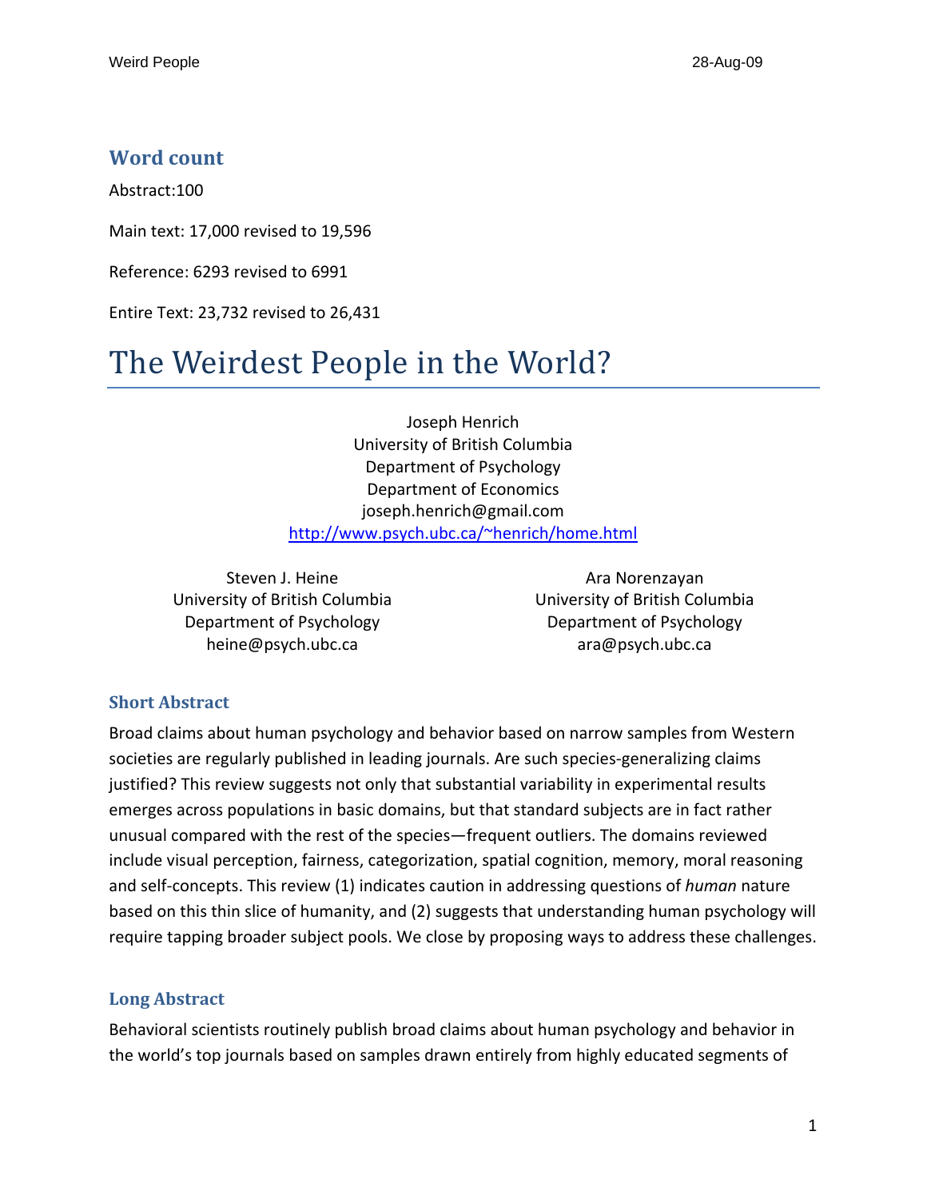## Word count

Abstract:100

Main text: 17,000 revised to 19,596

Reference: 6293 revised to 6991

Entire Text: 23,732 revised to 26,431

# The Weirdest People in the World?

Joseph Henrich
University of British Columbia
Department of Psychology
Department of Economics
joseph.henrich@gmail.com
http://www.psych.ubc.ca/~henrich/home.html

Steven J. Heine
University of British Columbia
Department of Psychology
heine@psych.ubc.ca

Ara Norenzayan
University of British Columbia
Department of Psychology
ara@psych.ubc.ca

### Short Abstract

Broad claims about human psychology and behavior based on narrow samples from Western societies are regularly published in leading journals. Are such species-generalizing claims justified? This review suggests not only that substantial variability in experimental results emerges across populations in basic domains, but that standard subjects are in fact rather unusual compared with the rest of the species—frequent outliers. The domains reviewed include visual perception, fairness, categorization, spatial cognition, memory, moral reasoning and self-concepts. This review (1) indicates caution in addressing questions of *human* nature based on this thin slice of humanity, and (2) suggests that understanding human psychology will require tapping broader subject pools. We close by proposing ways to address these challenges.

### Long Abstract

Behavioral scientists routinely publish broad claims about human psychology and behavior in the world's top journals based on samples drawn entirely from highly educated segments of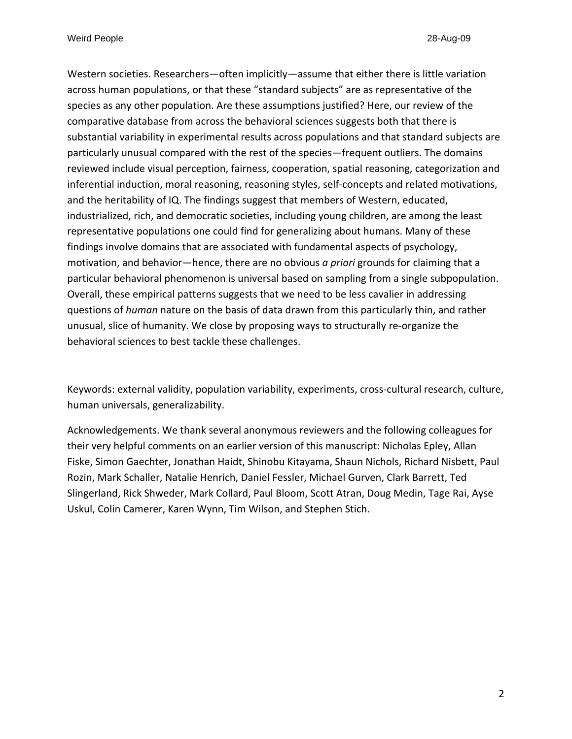Western societies. Researchers—often implicitly—assume that either there is little variation across human populations, or that these "standard subjects" are as representative of the species as any other population. Are these assumptions justified? Here, our review of the comparative database from across the behavioral sciences suggests both that there is substantial variability in experimental results across populations and that standard subjects are particularly unusual compared with the rest of the species—frequent outliers. The domains reviewed include visual perception, fairness, cooperation, spatial reasoning, categorization and inferential induction, moral reasoning, reasoning styles, self-concepts and related motivations, and the heritability of IQ. The findings suggest that members of Western, educated, industrialized, rich, and democratic societies, including young children, are among the least representative populations one could find for generalizing about humans. Many of these findings involve domains that are associated with fundamental aspects of psychology, motivation, and behavior—hence, there are no obvious *a priori* grounds for claiming that a particular behavioral phenomenon is universal based on sampling from a single subpopulation. Overall, these empirical patterns suggests that we need to be less cavalier in addressing questions of *human* nature on the basis of data drawn from this particularly thin, and rather unusual, slice of humanity. We close by proposing ways to structurally re-organize the behavioral sciences to best tackle these challenges.

Keywords: external validity, population variability, experiments, cross-cultural research, culture, human universals, generalizability.

Acknowledgements. We thank several anonymous reviewers and the following colleagues for their very helpful comments on an earlier version of this manuscript: Nicholas Epley, Allan Fiske, Simon Gaechter, Jonathan Haidt, Shinobu Kitayama, Shaun Nichols, Richard Nisbett, Paul Rozin, Mark Schaller, Natalie Henrich, Daniel Fessler, Michael Gurven, Clark Barrett, Ted Slingerland, Rick Shweder, Mark Collard, Paul Bloom, Scott Atran, Doug Medin, Tage Rai, Ayse Uskul, Colin Camerer, Karen Wynn, Tim Wilson, and Stephen Stich.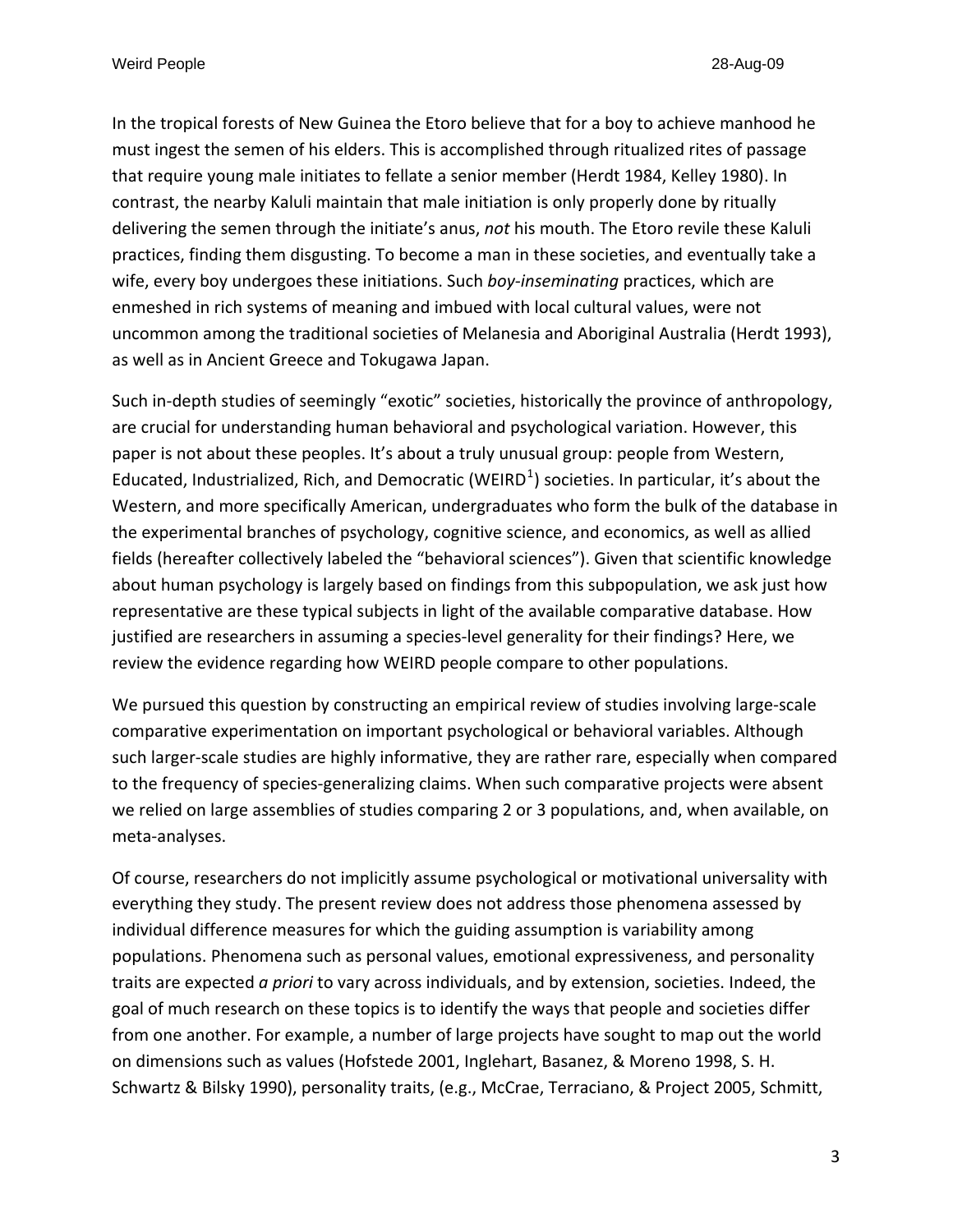In the tropical forests of New Guinea the Etoro believe that for a boy to achieve manhood he must ingest the semen of his elders. This is accomplished through ritualized rites of passage that require young male initiates to fellate a senior member (Herdt 1984, Kelley 1980). In contrast, the nearby Kaluli maintain that male initiation is only properly done by ritually delivering the semen through the initiate's anus, *not* his mouth. The Etoro revile these Kaluli practices, finding them disgusting. To become a man in these societies, and eventually take a wife, every boy undergoes these initiations. Such *boy-inseminating* practices, which are enmeshed in rich systems of meaning and imbued with local cultural values, were not uncommon among the traditional societies of Melanesia and Aboriginal Australia (Herdt 1993), as well as in Ancient Greece and Tokugawa Japan.

Such in-depth studies of seemingly "exotic" societies, historically the province of anthropology, are crucial for understanding human behavioral and psychological variation. However, this paper is not about these peoples. It's about a truly unusual group: people from Western, Educated, Industrialized, Rich, and Democratic (WEIRD[1]) societies. In particular, it's about the Western, and more specifically American, undergraduates who form the bulk of the database in the experimental branches of psychology, cognitive science, and economics, as well as allied fields (hereafter collectively labeled the "behavioral sciences"). Given that scientific knowledge about human psychology is largely based on findings from this subpopulation, we ask just how representative are these typical subjects in light of the available comparative database. How justified are researchers in assuming a species-level generality for their findings? Here, we review the evidence regarding how WEIRD people compare to other populations.

We pursued this question by constructing an empirical review of studies involving large-scale comparative experimentation on important psychological or behavioral variables. Although such larger-scale studies are highly informative, they are rather rare, especially when compared to the frequency of species-generalizing claims. When such comparative projects were absent we relied on large assemblies of studies comparing 2 or 3 populations, and, when available, on meta-analyses.

Of course, researchers do not implicitly assume psychological or motivational universality with everything they study. The present review does not address those phenomena assessed by individual difference measures for which the guiding assumption is variability among populations. Phenomena such as personal values, emotional expressiveness, and personality traits are expected *a priori* to vary across individuals, and by extension, societies. Indeed, the goal of much research on these topics is to identify the ways that people and societies differ from one another. For example, a number of large projects have sought to map out the world on dimensions such as values (Hofstede 2001, Inglehart, Basanez, & Moreno 1998, S. H. Schwartz & Bilsky 1990), personality traits, (e.g., McCrae, Terraciano, & Project 2005, Schmitt,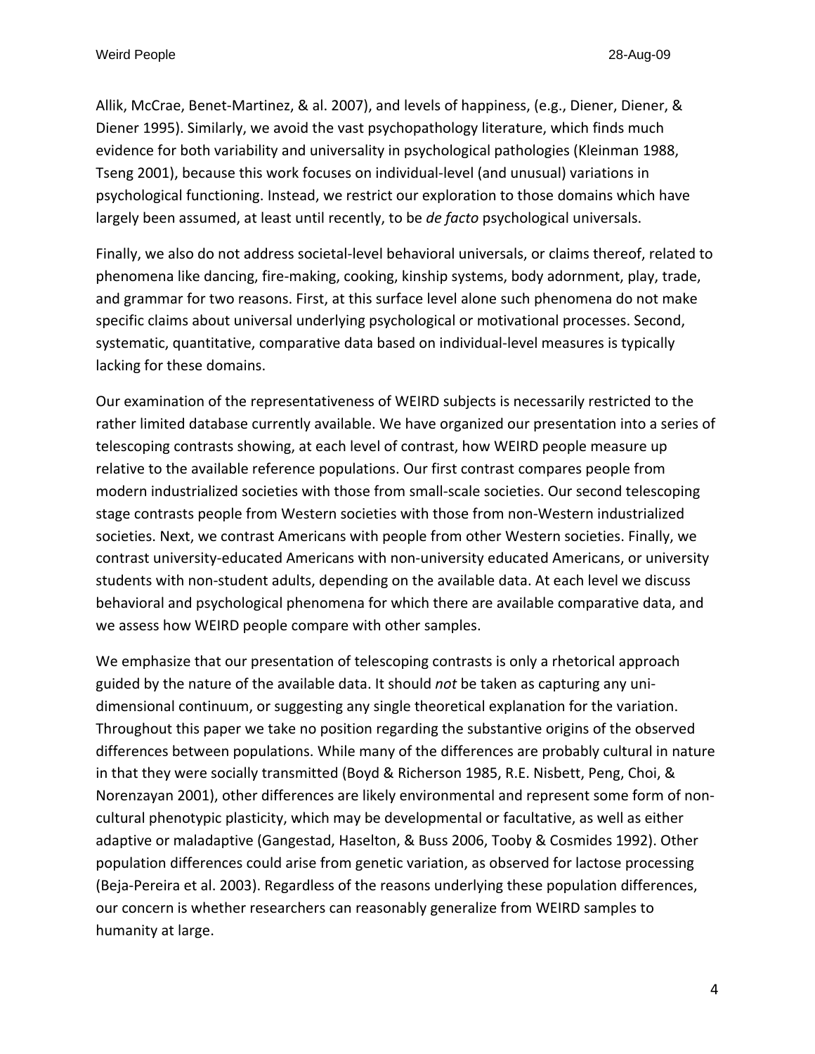Allik, McCrae, Benet-Martinez, & al. 2007), and levels of happiness, (e.g., Diener, Diener, & Diener 1995). Similarly, we avoid the vast psychopathology literature, which finds much evidence for both variability and universality in psychological pathologies (Kleinman 1988, Tseng 2001), because this work focuses on individual-level (and unusual) variations in psychological functioning. Instead, we restrict our exploration to those domains which have largely been assumed, at least until recently, to be *de facto* psychological universals.

Finally, we also do not address societal-level behavioral universals, or claims thereof, related to phenomena like dancing, fire-making, cooking, kinship systems, body adornment, play, trade, and grammar for two reasons. First, at this surface level alone such phenomena do not make specific claims about universal underlying psychological or motivational processes. Second, systematic, quantitative, comparative data based on individual-level measures is typically lacking for these domains.

Our examination of the representativeness of WEIRD subjects is necessarily restricted to the rather limited database currently available. We have organized our presentation into a series of telescoping contrasts showing, at each level of contrast, how WEIRD people measure up relative to the available reference populations. Our first contrast compares people from modern industrialized societies with those from small-scale societies. Our second telescoping stage contrasts people from Western societies with those from non-Western industrialized societies. Next, we contrast Americans with people from other Western societies. Finally, we contrast university-educated Americans with non-university educated Americans, or university students with non-student adults, depending on the available data. At each level we discuss behavioral and psychological phenomena for which there are available comparative data, and we assess how WEIRD people compare with other samples.

We emphasize that our presentation of telescoping contrasts is only a rhetorical approach guided by the nature of the available data. It should *not* be taken as capturing any uni-dimensional continuum, or suggesting any single theoretical explanation for the variation. Throughout this paper we take no position regarding the substantive origins of the observed differences between populations. While many of the differences are probably cultural in nature in that they were socially transmitted (Boyd & Richerson 1985, R.E. Nisbett, Peng, Choi, & Norenzayan 2001), other differences are likely environmental and represent some form of non-cultural phenotypic plasticity, which may be developmental or facultative, as well as either adaptive or maladaptive (Gangestad, Haselton, & Buss 2006, Tooby & Cosmides 1992). Other population differences could arise from genetic variation, as observed for lactose processing (Beja-Pereira et al. 2003). Regardless of the reasons underlying these population differences, our concern is whether researchers can reasonably generalize from WEIRD samples to humanity at large.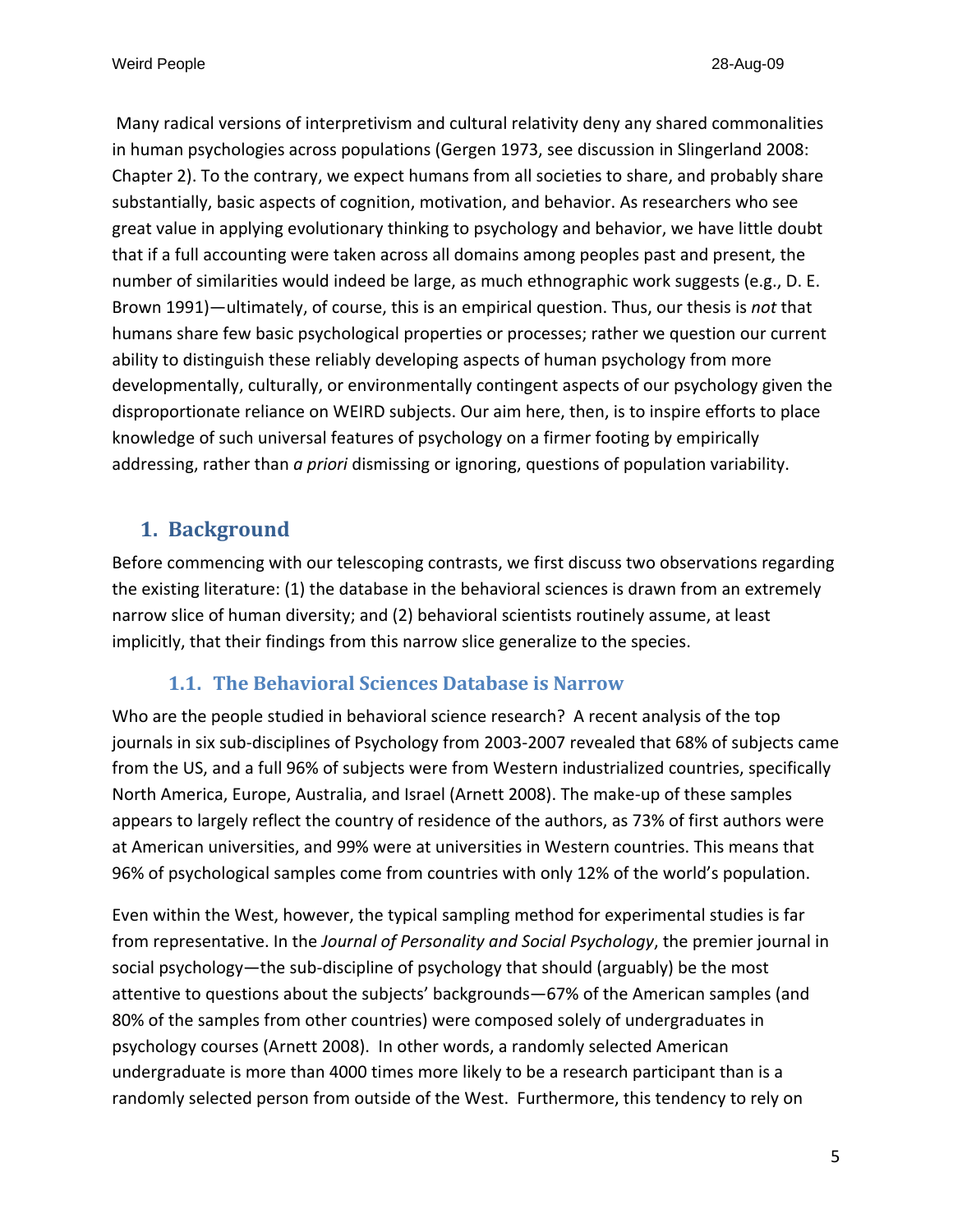Many radical versions of interpretivism and cultural relativity deny any shared commonalities in human psychologies across populations (Gergen 1973, see discussion in Slingerland 2008: Chapter 2). To the contrary, we expect humans from all societies to share, and probably share substantially, basic aspects of cognition, motivation, and behavior. As researchers who see great value in applying evolutionary thinking to psychology and behavior, we have little doubt that if a full accounting were taken across all domains among peoples past and present, the number of similarities would indeed be large, as much ethnographic work suggests (e.g., D. E. Brown 1991)—ultimately, of course, this is an empirical question. Thus, our thesis is *not* that humans share few basic psychological properties or processes; rather we question our current ability to distinguish these reliably developing aspects of human psychology from more developmentally, culturally, or environmentally contingent aspects of our psychology given the disproportionate reliance on WEIRD subjects. Our aim here, then, is to inspire efforts to place knowledge of such universal features of psychology on a firmer footing by empirically addressing, rather than *a priori* dismissing or ignoring, questions of population variability.

## 1. Background

Before commencing with our telescoping contrasts, we first discuss two observations regarding the existing literature: (1) the database in the behavioral sciences is drawn from an extremely narrow slice of human diversity; and (2) behavioral scientists routinely assume, at least implicitly, that their findings from this narrow slice generalize to the species.

### 1.1. The Behavioral Sciences Database is Narrow

Who are the people studied in behavioral science research? A recent analysis of the top journals in six sub-disciplines of Psychology from 2003-2007 revealed that 68% of subjects came from the US, and a full 96% of subjects were from Western industrialized countries, specifically North America, Europe, Australia, and Israel (Arnett 2008). The make-up of these samples appears to largely reflect the country of residence of the authors, as 73% of first authors were at American universities, and 99% were at universities in Western countries. This means that 96% of psychological samples come from countries with only 12% of the world's population.

Even within the West, however, the typical sampling method for experimental studies is far from representative. In the *Journal of Personality and Social Psychology*, the premier journal in social psychology—the sub-discipline of psychology that should (arguably) be the most attentive to questions about the subjects' backgrounds—67% of the American samples (and 80% of the samples from other countries) were composed solely of undergraduates in psychology courses (Arnett 2008). In other words, a randomly selected American undergraduate is more than 4000 times more likely to be a research participant than is a randomly selected person from outside of the West. Furthermore, this tendency to rely on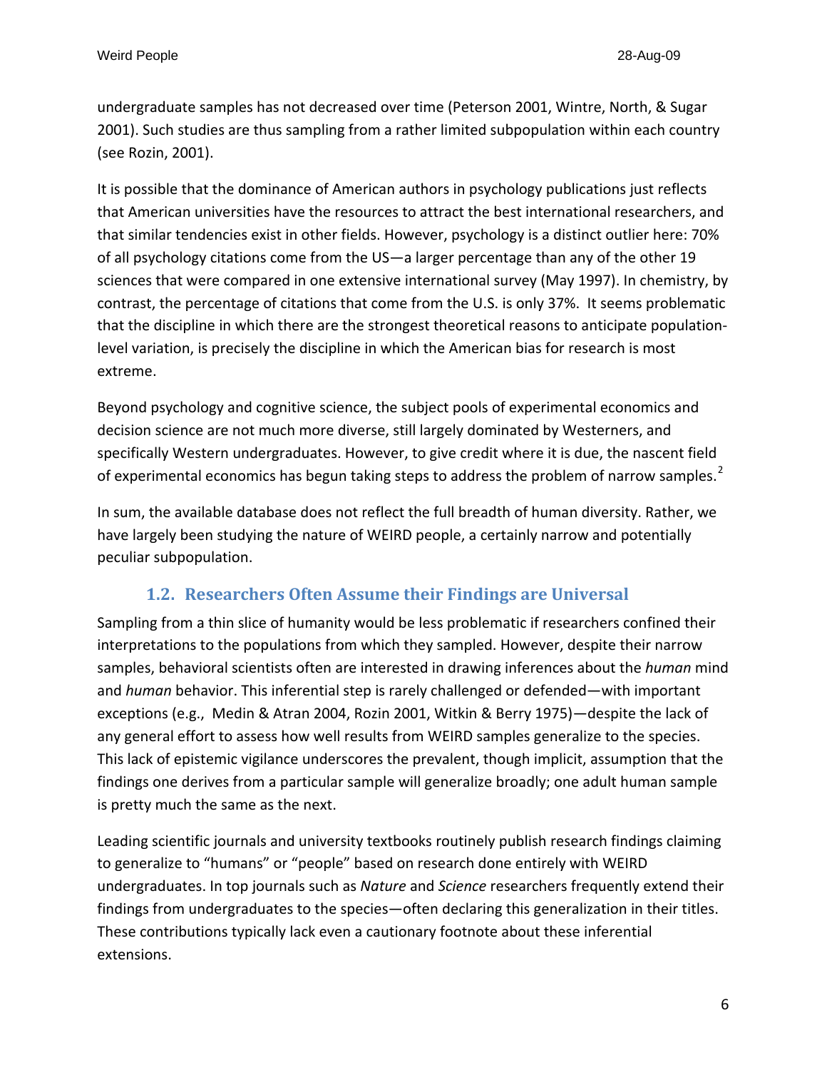undergraduate samples has not decreased over time (Peterson 2001, Wintre, North, & Sugar 2001). Such studies are thus sampling from a rather limited subpopulation within each country (see Rozin, 2001).

It is possible that the dominance of American authors in psychology publications just reflects that American universities have the resources to attract the best international researchers, and that similar tendencies exist in other fields. However, psychology is a distinct outlier here: 70% of all psychology citations come from the US—a larger percentage than any of the other 19 sciences that were compared in one extensive international survey (May 1997). In chemistry, by contrast, the percentage of citations that come from the U.S. is only 37%. It seems problematic that the discipline in which there are the strongest theoretical reasons to anticipate population-level variation, is precisely the discipline in which the American bias for research is most extreme.

Beyond psychology and cognitive science, the subject pools of experimental economics and decision science are not much more diverse, still largely dominated by Westerners, and specifically Western undergraduates. However, to give credit where it is due, the nascent field of experimental economics has begun taking steps to address the problem of narrow samples.[2]

In sum, the available database does not reflect the full breadth of human diversity. Rather, we have largely been studying the nature of WEIRD people, a certainly narrow and potentially peculiar subpopulation.

### 1.2. Researchers Often Assume their Findings are Universal

Sampling from a thin slice of humanity would be less problematic if researchers confined their interpretations to the populations from which they sampled. However, despite their narrow samples, behavioral scientists often are interested in drawing inferences about the *human* mind and *human* behavior. This inferential step is rarely challenged or defended—with important exceptions (e.g., Medin & Atran 2004, Rozin 2001, Witkin & Berry 1975)—despite the lack of any general effort to assess how well results from WEIRD samples generalize to the species. This lack of epistemic vigilance underscores the prevalent, though implicit, assumption that the findings one derives from a particular sample will generalize broadly; one adult human sample is pretty much the same as the next.

Leading scientific journals and university textbooks routinely publish research findings claiming to generalize to "humans" or "people" based on research done entirely with WEIRD undergraduates. In top journals such as *Nature* and *Science* researchers frequently extend their findings from undergraduates to the species—often declaring this generalization in their titles. These contributions typically lack even a cautionary footnote about these inferential extensions.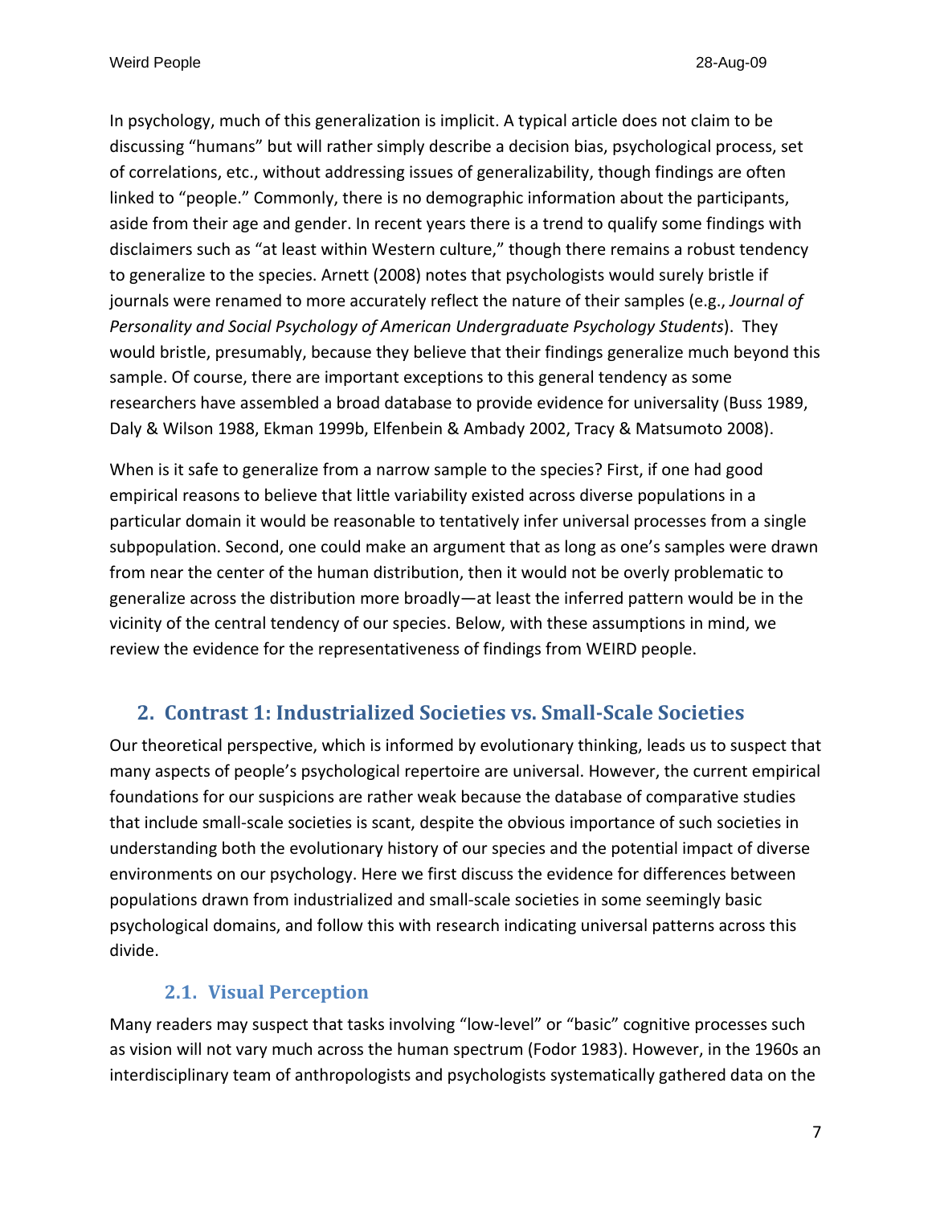In psychology, much of this generalization is implicit. A typical article does not claim to be discussing "humans" but will rather simply describe a decision bias, psychological process, set of correlations, etc., without addressing issues of generalizability, though findings are often linked to "people." Commonly, there is no demographic information about the participants, aside from their age and gender. In recent years there is a trend to qualify some findings with disclaimers such as "at least within Western culture," though there remains a robust tendency to generalize to the species. Arnett (2008) notes that psychologists would surely bristle if journals were renamed to more accurately reflect the nature of their samples (e.g., *Journal of Personality and Social Psychology of American Undergraduate Psychology Students*). They would bristle, presumably, because they believe that their findings generalize much beyond this sample. Of course, there are important exceptions to this general tendency as some researchers have assembled a broad database to provide evidence for universality (Buss 1989, Daly & Wilson 1988, Ekman 1999b, Elfenbein & Ambady 2002, Tracy & Matsumoto 2008).

When is it safe to generalize from a narrow sample to the species? First, if one had good empirical reasons to believe that little variability existed across diverse populations in a particular domain it would be reasonable to tentatively infer universal processes from a single subpopulation. Second, one could make an argument that as long as one's samples were drawn from near the center of the human distribution, then it would not be overly problematic to generalize across the distribution more broadly—at least the inferred pattern would be in the vicinity of the central tendency of our species. Below, with these assumptions in mind, we review the evidence for the representativeness of findings from WEIRD people.

## 2. Contrast 1: Industrialized Societies vs. Small-Scale Societies

Our theoretical perspective, which is informed by evolutionary thinking, leads us to suspect that many aspects of people's psychological repertoire are universal. However, the current empirical foundations for our suspicions are rather weak because the database of comparative studies that include small-scale societies is scant, despite the obvious importance of such societies in understanding both the evolutionary history of our species and the potential impact of diverse environments on our psychology. Here we first discuss the evidence for differences between populations drawn from industrialized and small-scale societies in some seemingly basic psychological domains, and follow this with research indicating universal patterns across this divide.

### 2.1. Visual Perception

Many readers may suspect that tasks involving "low-level" or "basic" cognitive processes such as vision will not vary much across the human spectrum (Fodor 1983). However, in the 1960s an interdisciplinary team of anthropologists and psychologists systematically gathered data on the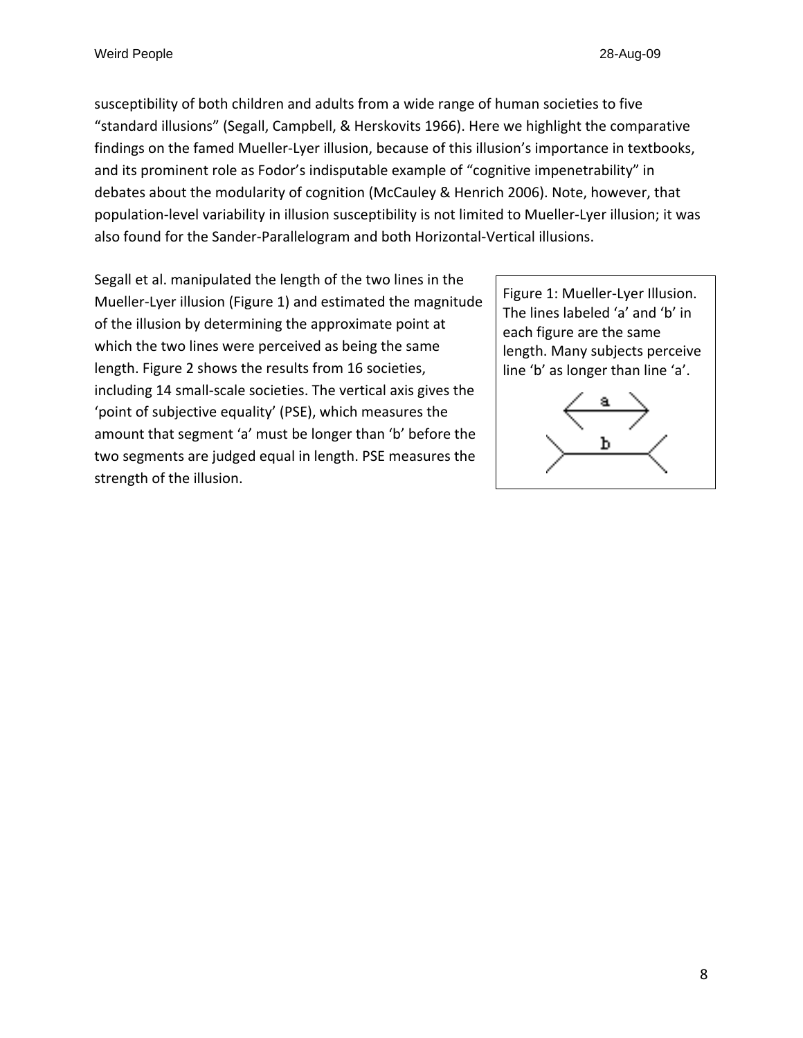susceptibility of both children and adults from a wide range of human societies to five "standard illusions" (Segall, Campbell, & Herskovits 1966). Here we highlight the comparative findings on the famed Mueller-Lyer illusion, because of this illusion's importance in textbooks, and its prominent role as Fodor's indisputable example of "cognitive impenetrability" in debates about the modularity of cognition (McCauley & Henrich 2006). Note, however, that population-level variability in illusion susceptibility is not limited to Mueller-Lyer illusion; it was also found for the Sander-Parallelogram and both Horizontal-Vertical illusions.

Segall et al. manipulated the length of the two lines in the Mueller-Lyer illusion (Figure 1) and estimated the magnitude of the illusion by determining the approximate point at which the two lines were perceived as being the same length. Figure 2 shows the results from 16 societies, including 14 small-scale societies. The vertical axis gives the 'point of subjective equality' (PSE), which measures the amount that segment 'a' must be longer than 'b' before the two segments are judged equal in length. PSE measures the strength of the illusion.

Figure 1: Mueller-Lyer Illusion. The lines labeled 'a' and 'b' in each figure are the same length. Many subjects perceive line 'b' as longer than line 'a'.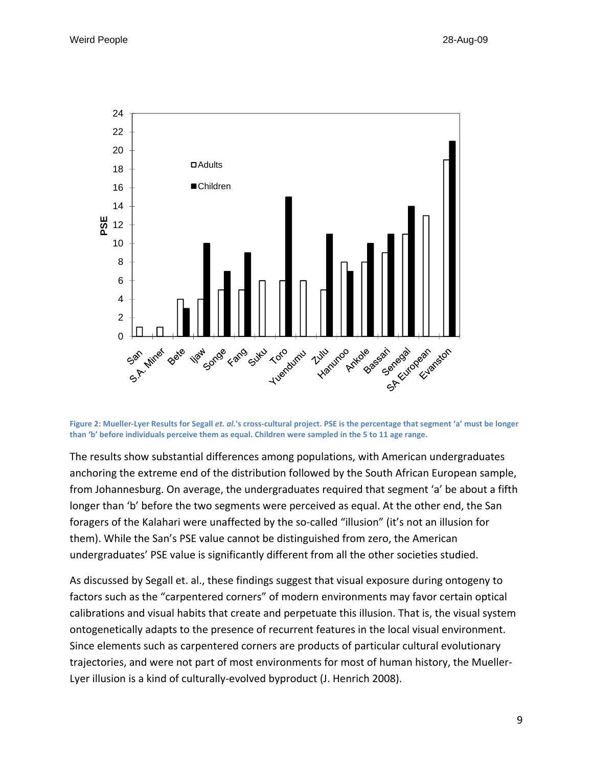**Figure 2: Mueller-Lyer Results for Segall *et. al.*'s cross-cultural project. PSE is the percentage that segment 'a' must be longer than 'b' before individuals perceive them as equal. Children were sampled in the 5 to 11 age range.**

The results show substantial differences among populations, with American undergraduates anchoring the extreme end of the distribution followed by the South African European sample, from Johannesburg. On average, the undergraduates required that segment 'a' be about a fifth longer than 'b' before the two segments were perceived as equal. At the other end, the San foragers of the Kalahari were unaffected by the so-called "illusion" (it's not an illusion for them). While the San's PSE value cannot be distinguished from zero, the American undergraduates' PSE value is significantly different from all the other societies studied.

As discussed by Segall et. al., these findings suggest that visual exposure during ontogeny to factors such as the "carpentered corners" of modern environments may favor certain optical calibrations and visual habits that create and perpetuate this illusion. That is, the visual system ontogenetically adapts to the presence of recurrent features in the local visual environment. Since elements such as carpentered corners are products of particular cultural evolutionary trajectories, and were not part of most environments for most of human history, the Mueller-Lyer illusion is a kind of culturally-evolved byproduct (J. Henrich 2008).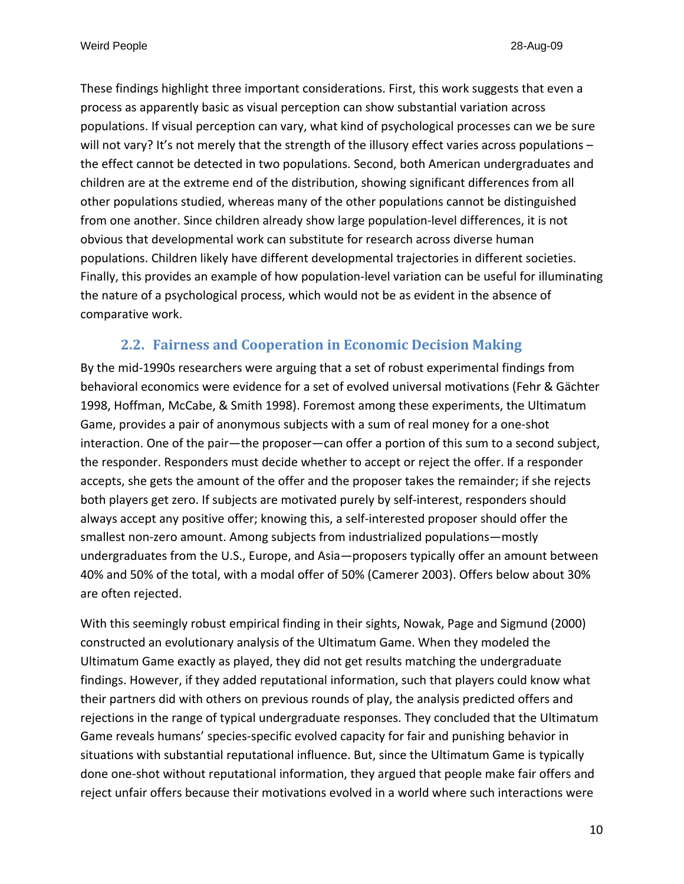These findings highlight three important considerations. First, this work suggests that even a process as apparently basic as visual perception can show substantial variation across populations. If visual perception can vary, what kind of psychological processes can we be sure will not vary? It's not merely that the strength of the illusory effect varies across populations – the effect cannot be detected in two populations. Second, both American undergraduates and children are at the extreme end of the distribution, showing significant differences from all other populations studied, whereas many of the other populations cannot be distinguished from one another. Since children already show large population-level differences, it is not obvious that developmental work can substitute for research across diverse human populations. Children likely have different developmental trajectories in different societies. Finally, this provides an example of how population-level variation can be useful for illuminating the nature of a psychological process, which would not be as evident in the absence of comparative work.

### 2.2. Fairness and Cooperation in Economic Decision Making

By the mid-1990s researchers were arguing that a set of robust experimental findings from behavioral economics were evidence for a set of evolved universal motivations (Fehr & Gächter 1998, Hoffman, McCabe, & Smith 1998). Foremost among these experiments, the Ultimatum Game, provides a pair of anonymous subjects with a sum of real money for a one-shot interaction. One of the pair—the proposer—can offer a portion of this sum to a second subject, the responder. Responders must decide whether to accept or reject the offer. If a responder accepts, she gets the amount of the offer and the proposer takes the remainder; if she rejects both players get zero. If subjects are motivated purely by self-interest, responders should always accept any positive offer; knowing this, a self-interested proposer should offer the smallest non-zero amount. Among subjects from industrialized populations—mostly undergraduates from the U.S., Europe, and Asia—proposers typically offer an amount between 40% and 50% of the total, with a modal offer of 50% (Camerer 2003). Offers below about 30% are often rejected.

With this seemingly robust empirical finding in their sights, Nowak, Page and Sigmund (2000) constructed an evolutionary analysis of the Ultimatum Game. When they modeled the Ultimatum Game exactly as played, they did not get results matching the undergraduate findings. However, if they added reputational information, such that players could know what their partners did with others on previous rounds of play, the analysis predicted offers and rejections in the range of typical undergraduate responses. They concluded that the Ultimatum Game reveals humans' species-specific evolved capacity for fair and punishing behavior in situations with substantial reputational influence. But, since the Ultimatum Game is typically done one-shot without reputational information, they argued that people make fair offers and reject unfair offers because their motivations evolved in a world where such interactions were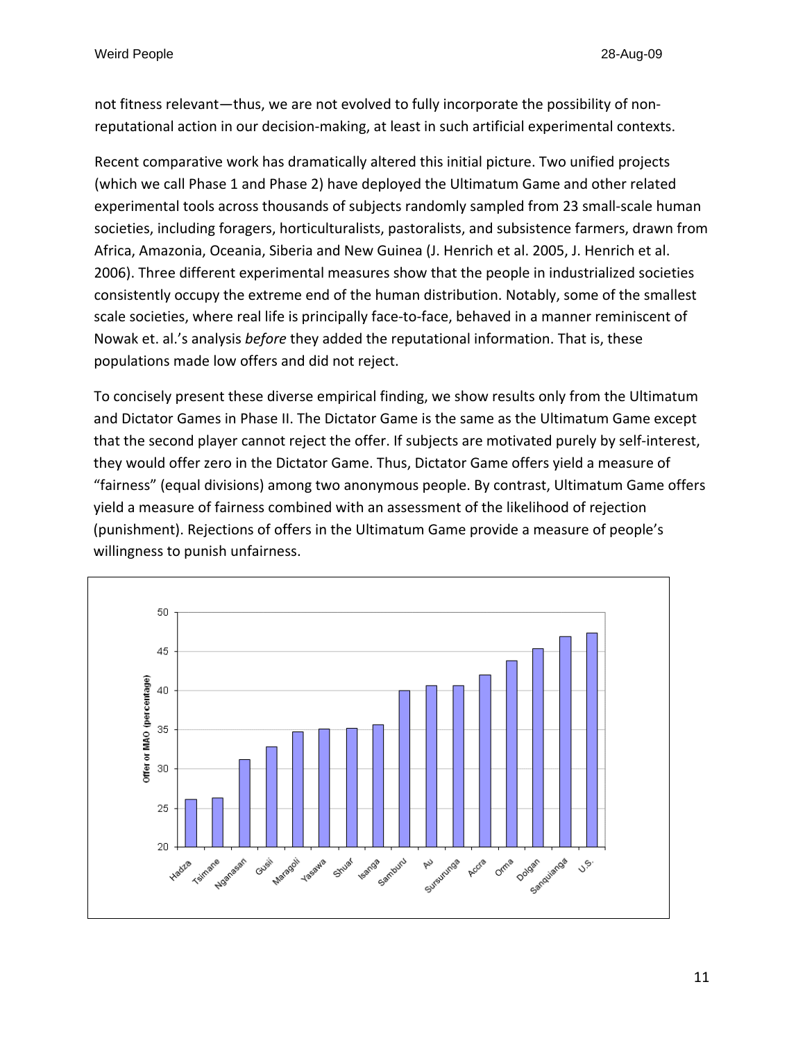not fitness relevant—thus, we are not evolved to fully incorporate the possibility of non-reputational action in our decision-making, at least in such artificial experimental contexts.

Recent comparative work has dramatically altered this initial picture. Two unified projects (which we call Phase 1 and Phase 2) have deployed the Ultimatum Game and other related experimental tools across thousands of subjects randomly sampled from 23 small-scale human societies, including foragers, horticulturalists, pastoralists, and subsistence farmers, drawn from Africa, Amazonia, Oceania, Siberia and New Guinea (J. Henrich et al. 2005, J. Henrich et al. 2006). Three different experimental measures show that the people in industrialized societies consistently occupy the extreme end of the human distribution. Notably, some of the smallest scale societies, where real life is principally face-to-face, behaved in a manner reminiscent of Nowak et. al.'s analysis *before* they added the reputational information. That is, these populations made low offers and did not reject.

To concisely present these diverse empirical finding, we show results only from the Ultimatum and Dictator Games in Phase II. The Dictator Game is the same as the Ultimatum Game except that the second player cannot reject the offer. If subjects are motivated purely by self-interest, they would offer zero in the Dictator Game. Thus, Dictator Game offers yield a measure of "fairness" (equal divisions) among two anonymous people. By contrast, Ultimatum Game offers yield a measure of fairness combined with an assessment of the likelihood of rejection (punishment). Rejections of offers in the Ultimatum Game provide a measure of people's willingness to punish unfairness.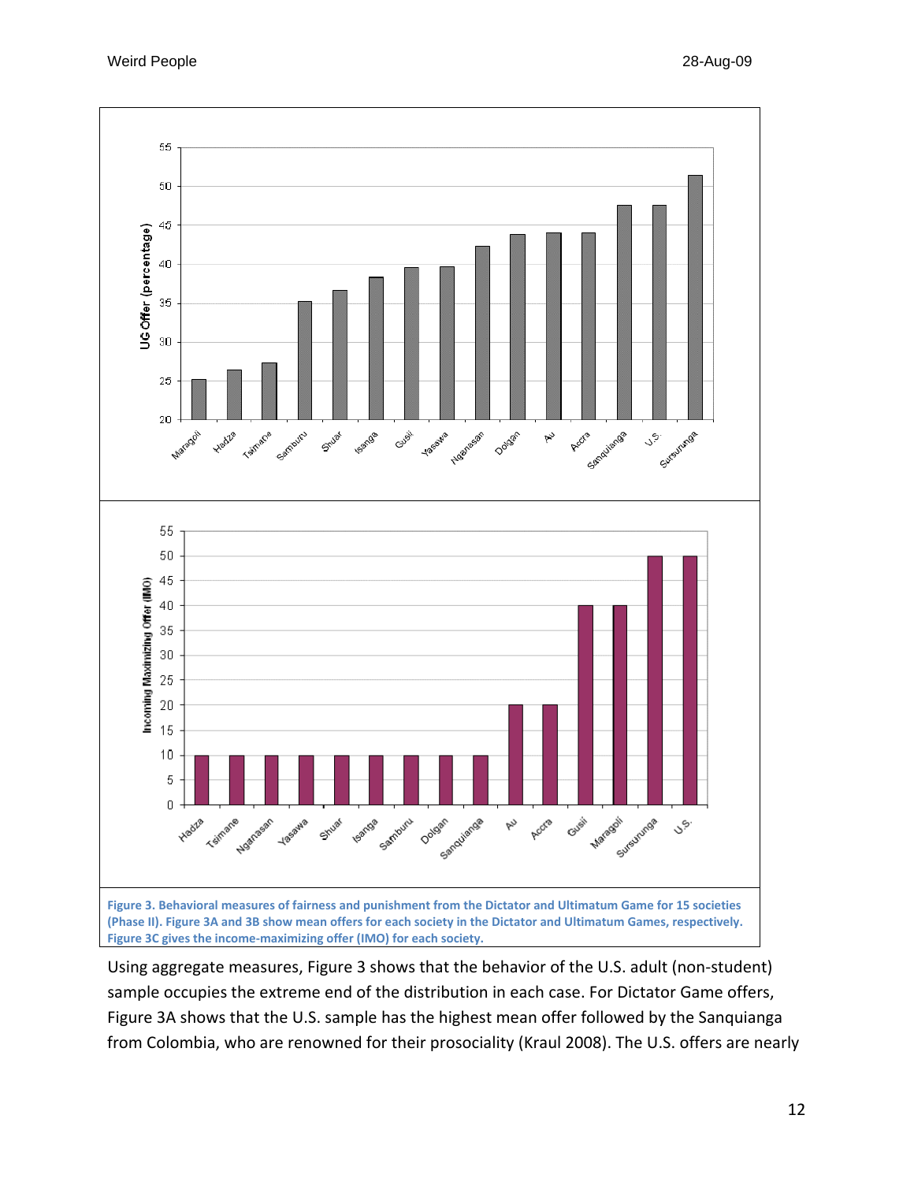Figure 3. Behavioral measures of fairness and punishment from the Dictator and Ultimatum Game for 15 societies (Phase II). Figure 3A and 3B show mean offers for each society in the Dictator and Ultimatum Games, respectively. Figure 3C gives the income-maximizing offer (IMO) for each society.

Using aggregate measures, Figure 3 shows that the behavior of the U.S. adult (non-student) sample occupies the extreme end of the distribution in each case. For Dictator Game offers, Figure 3A shows that the U.S. sample has the highest mean offer followed by the Sanquianga from Colombia, who are renowned for their prosociality (Kraul 2008). The U.S. offers are nearly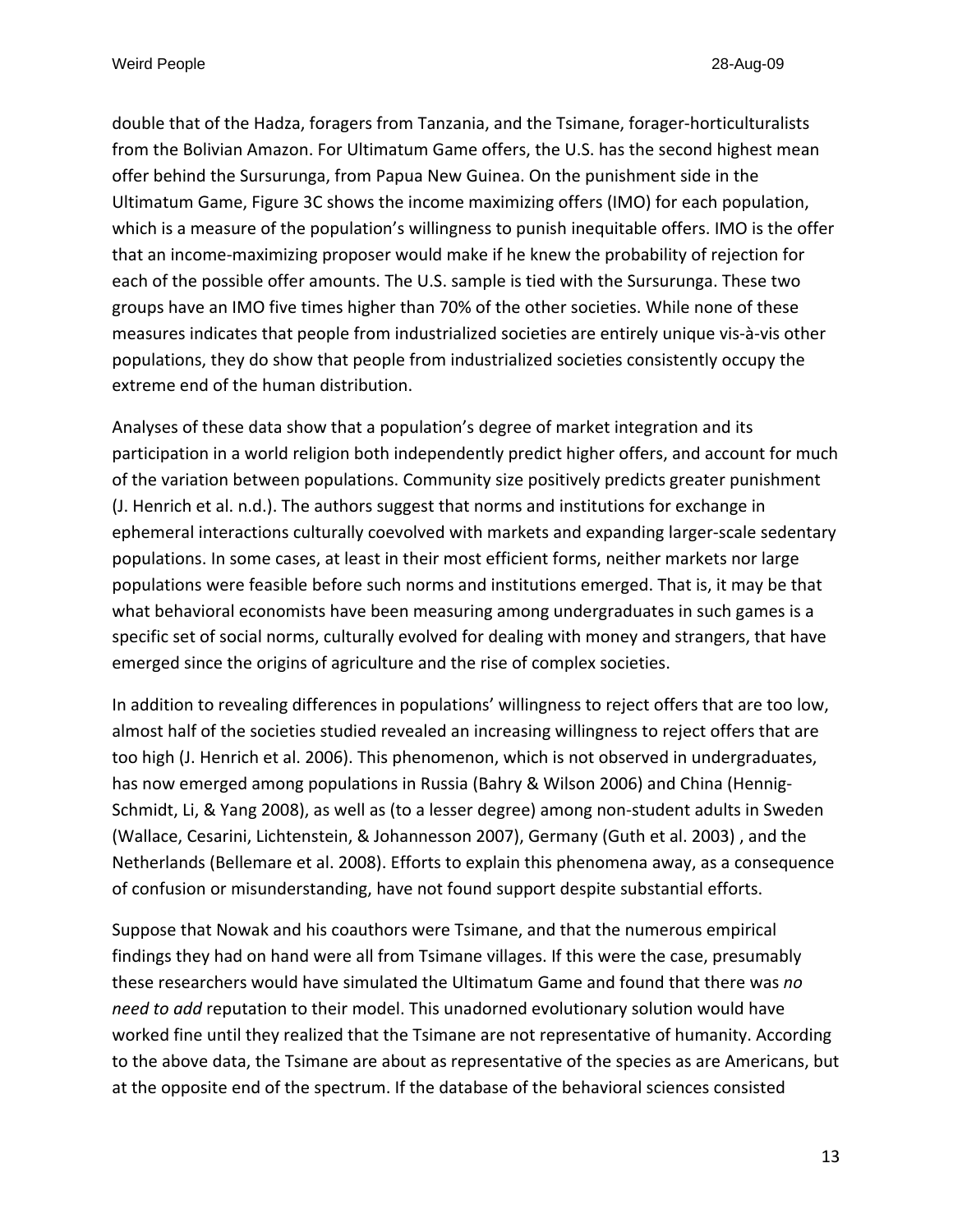double that of the Hadza, foragers from Tanzania, and the Tsimane, forager-horticulturalists from the Bolivian Amazon. For Ultimatum Game offers, the U.S. has the second highest mean offer behind the Sursurunga, from Papua New Guinea. On the punishment side in the Ultimatum Game, Figure 3C shows the income maximizing offers (IMO) for each population, which is a measure of the population's willingness to punish inequitable offers. IMO is the offer that an income-maximizing proposer would make if he knew the probability of rejection for each of the possible offer amounts. The U.S. sample is tied with the Sursurunga. These two groups have an IMO five times higher than 70% of the other societies. While none of these measures indicates that people from industrialized societies are entirely unique vis-à-vis other populations, they do show that people from industrialized societies consistently occupy the extreme end of the human distribution.

Analyses of these data show that a population's degree of market integration and its participation in a world religion both independently predict higher offers, and account for much of the variation between populations. Community size positively predicts greater punishment (J. Henrich et al. n.d.). The authors suggest that norms and institutions for exchange in ephemeral interactions culturally coevolved with markets and expanding larger-scale sedentary populations. In some cases, at least in their most efficient forms, neither markets nor large populations were feasible before such norms and institutions emerged. That is, it may be that what behavioral economists have been measuring among undergraduates in such games is a specific set of social norms, culturally evolved for dealing with money and strangers, that have emerged since the origins of agriculture and the rise of complex societies.

In addition to revealing differences in populations' willingness to reject offers that are too low, almost half of the societies studied revealed an increasing willingness to reject offers that are too high (J. Henrich et al. 2006). This phenomenon, which is not observed in undergraduates, has now emerged among populations in Russia (Bahry & Wilson 2006) and China (Hennig-Schmidt, Li, & Yang 2008), as well as (to a lesser degree) among non-student adults in Sweden (Wallace, Cesarini, Lichtenstein, & Johannesson 2007), Germany (Guth et al. 2003) , and the Netherlands (Bellemare et al. 2008). Efforts to explain this phenomena away, as a consequence of confusion or misunderstanding, have not found support despite substantial efforts.

Suppose that Nowak and his coauthors were Tsimane, and that the numerous empirical findings they had on hand were all from Tsimane villages. If this were the case, presumably these researchers would have simulated the Ultimatum Game and found that there was *no need to add* reputation to their model. This unadorned evolutionary solution would have worked fine until they realized that the Tsimane are not representative of humanity. According to the above data, the Tsimane are about as representative of the species as are Americans, but at the opposite end of the spectrum. If the database of the behavioral sciences consisted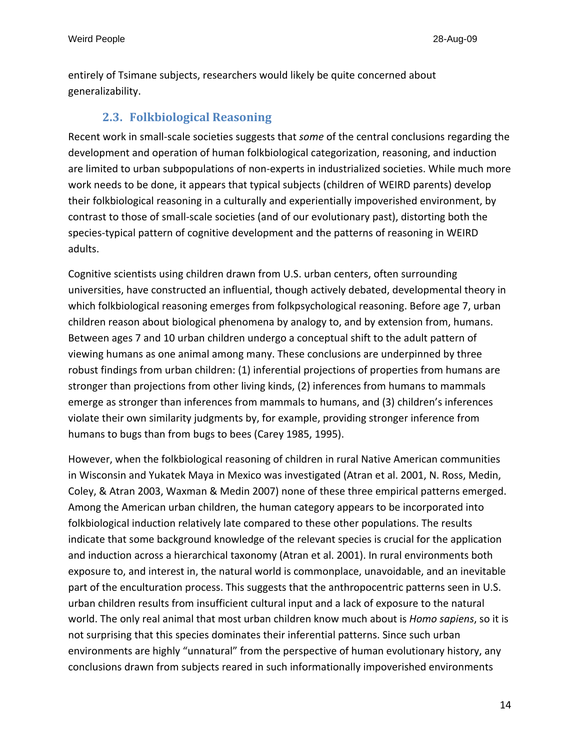entirely of Tsimane subjects, researchers would likely be quite concerned about generalizability.

### 2.3. Folkbiological Reasoning

Recent work in small-scale societies suggests that *some* of the central conclusions regarding the development and operation of human folkbiological categorization, reasoning, and induction are limited to urban subpopulations of non-experts in industrialized societies. While much more work needs to be done, it appears that typical subjects (children of WEIRD parents) develop their folkbiological reasoning in a culturally and experientially impoverished environment, by contrast to those of small-scale societies (and of our evolutionary past), distorting both the species-typical pattern of cognitive development and the patterns of reasoning in WEIRD adults.

Cognitive scientists using children drawn from U.S. urban centers, often surrounding universities, have constructed an influential, though actively debated, developmental theory in which folkbiological reasoning emerges from folkpsychological reasoning. Before age 7, urban children reason about biological phenomena by analogy to, and by extension from, humans. Between ages 7 and 10 urban children undergo a conceptual shift to the adult pattern of viewing humans as one animal among many. These conclusions are underpinned by three robust findings from urban children: (1) inferential projections of properties from humans are stronger than projections from other living kinds, (2) inferences from humans to mammals emerge as stronger than inferences from mammals to humans, and (3) children's inferences violate their own similarity judgments by, for example, providing stronger inference from humans to bugs than from bugs to bees (Carey 1985, 1995).

However, when the folkbiological reasoning of children in rural Native American communities in Wisconsin and Yukatek Maya in Mexico was investigated (Atran et al. 2001, N. Ross, Medin, Coley, & Atran 2003, Waxman & Medin 2007) none of these three empirical patterns emerged. Among the American urban children, the human category appears to be incorporated into folkbiological induction relatively late compared to these other populations. The results indicate that some background knowledge of the relevant species is crucial for the application and induction across a hierarchical taxonomy (Atran et al. 2001). In rural environments both exposure to, and interest in, the natural world is commonplace, unavoidable, and an inevitable part of the enculturation process. This suggests that the anthropocentric patterns seen in U.S. urban children results from insufficient cultural input and a lack of exposure to the natural world. The only real animal that most urban children know much about is *Homo sapiens*, so it is not surprising that this species dominates their inferential patterns. Since such urban environments are highly "unnatural" from the perspective of human evolutionary history, any conclusions drawn from subjects reared in such informationally impoverished environments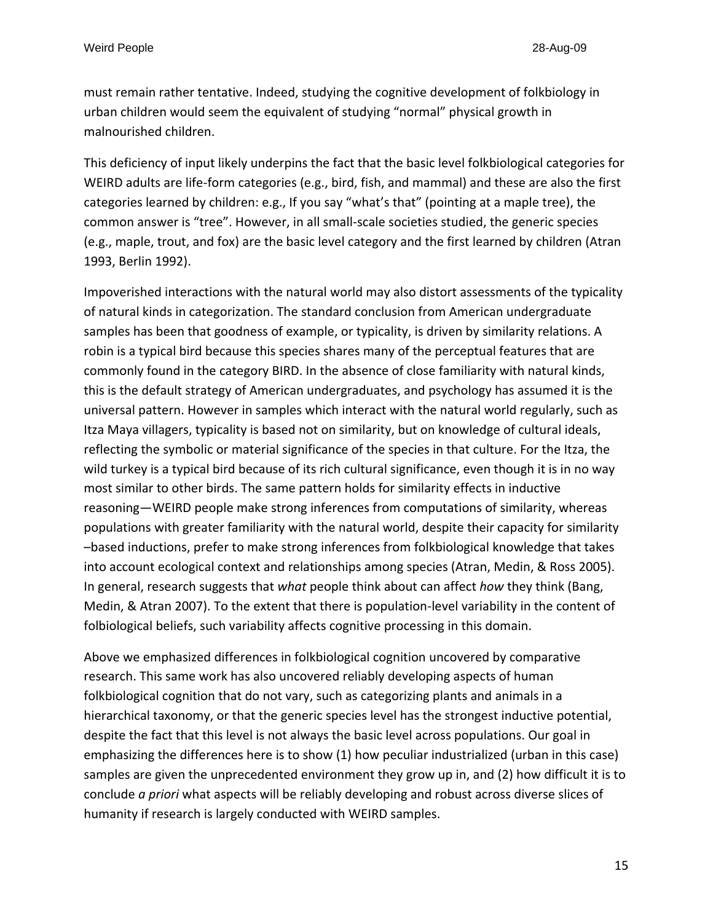must remain rather tentative. Indeed, studying the cognitive development of folkbiology in urban children would seem the equivalent of studying "normal" physical growth in malnourished children.

This deficiency of input likely underpins the fact that the basic level folkbiological categories for WEIRD adults are life-form categories (e.g., bird, fish, and mammal) and these are also the first categories learned by children: e.g., If you say "what's that" (pointing at a maple tree), the common answer is "tree". However, in all small-scale societies studied, the generic species (e.g., maple, trout, and fox) are the basic level category and the first learned by children (Atran 1993, Berlin 1992).

Impoverished interactions with the natural world may also distort assessments of the typicality of natural kinds in categorization. The standard conclusion from American undergraduate samples has been that goodness of example, or typicality, is driven by similarity relations. A robin is a typical bird because this species shares many of the perceptual features that are commonly found in the category BIRD. In the absence of close familiarity with natural kinds, this is the default strategy of American undergraduates, and psychology has assumed it is the universal pattern. However in samples which interact with the natural world regularly, such as Itza Maya villagers, typicality is based not on similarity, but on knowledge of cultural ideals, reflecting the symbolic or material significance of the species in that culture. For the Itza, the wild turkey is a typical bird because of its rich cultural significance, even though it is in no way most similar to other birds. The same pattern holds for similarity effects in inductive reasoning—WEIRD people make strong inferences from computations of similarity, whereas populations with greater familiarity with the natural world, despite their capacity for similarity –based inductions, prefer to make strong inferences from folkbiological knowledge that takes into account ecological context and relationships among species (Atran, Medin, & Ross 2005). In general, research suggests that *what* people think about can affect *how* they think (Bang, Medin, & Atran 2007). To the extent that there is population-level variability in the content of folbiological beliefs, such variability affects cognitive processing in this domain.

Above we emphasized differences in folkbiological cognition uncovered by comparative research. This same work has also uncovered reliably developing aspects of human folkbiological cognition that do not vary, such as categorizing plants and animals in a hierarchical taxonomy, or that the generic species level has the strongest inductive potential, despite the fact that this level is not always the basic level across populations. Our goal in emphasizing the differences here is to show (1) how peculiar industrialized (urban in this case) samples are given the unprecedented environment they grow up in, and (2) how difficult it is to conclude *a priori* what aspects will be reliably developing and robust across diverse slices of humanity if research is largely conducted with WEIRD samples.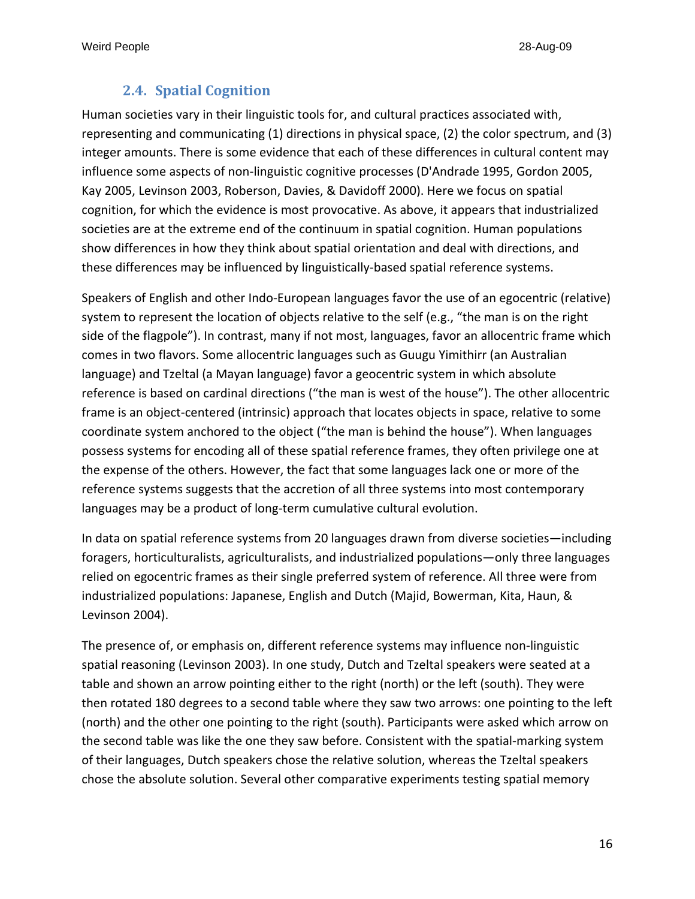### 2.4. Spatial Cognition

Human societies vary in their linguistic tools for, and cultural practices associated with, representing and communicating (1) directions in physical space, (2) the color spectrum, and (3) integer amounts. There is some evidence that each of these differences in cultural content may influence some aspects of non-linguistic cognitive processes (D'Andrade 1995, Gordon 2005, Kay 2005, Levinson 2003, Roberson, Davies, & Davidoff 2000). Here we focus on spatial cognition, for which the evidence is most provocative. As above, it appears that industrialized societies are at the extreme end of the continuum in spatial cognition. Human populations show differences in how they think about spatial orientation and deal with directions, and these differences may be influenced by linguistically-based spatial reference systems.

Speakers of English and other Indo-European languages favor the use of an egocentric (relative) system to represent the location of objects relative to the self (e.g., "the man is on the right side of the flagpole"). In contrast, many if not most, languages, favor an allocentric frame which comes in two flavors. Some allocentric languages such as Guugu Yimithirr (an Australian language) and Tzeltal (a Mayan language) favor a geocentric system in which absolute reference is based on cardinal directions ("the man is west of the house"). The other allocentric frame is an object-centered (intrinsic) approach that locates objects in space, relative to some coordinate system anchored to the object ("the man is behind the house"). When languages possess systems for encoding all of these spatial reference frames, they often privilege one at the expense of the others. However, the fact that some languages lack one or more of the reference systems suggests that the accretion of all three systems into most contemporary languages may be a product of long-term cumulative cultural evolution.

In data on spatial reference systems from 20 languages drawn from diverse societies—including foragers, horticulturalists, agriculturalists, and industrialized populations—only three languages relied on egocentric frames as their single preferred system of reference. All three were from industrialized populations: Japanese, English and Dutch (Majid, Bowerman, Kita, Haun, & Levinson 2004).

The presence of, or emphasis on, different reference systems may influence non-linguistic spatial reasoning (Levinson 2003). In one study, Dutch and Tzeltal speakers were seated at a table and shown an arrow pointing either to the right (north) or the left (south). They were then rotated 180 degrees to a second table where they saw two arrows: one pointing to the left (north) and the other one pointing to the right (south). Participants were asked which arrow on the second table was like the one they saw before. Consistent with the spatial-marking system of their languages, Dutch speakers chose the relative solution, whereas the Tzeltal speakers chose the absolute solution. Several other comparative experiments testing spatial memory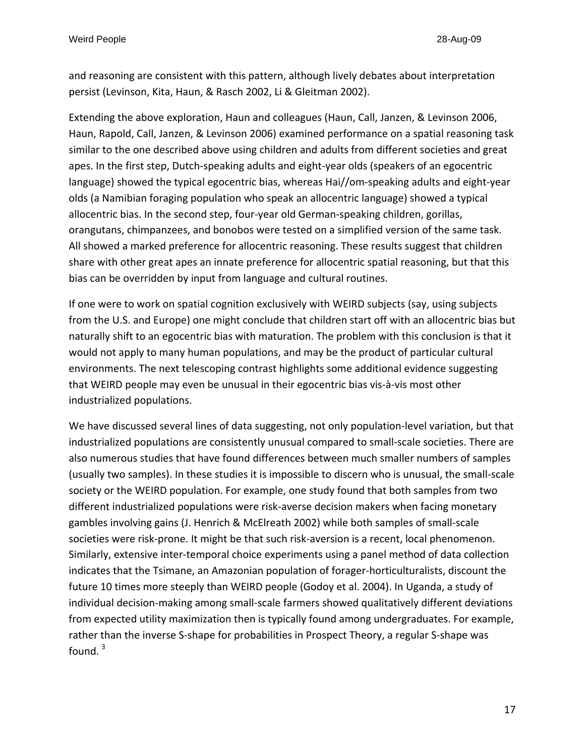and reasoning are consistent with this pattern, although lively debates about interpretation persist (Levinson, Kita, Haun, & Rasch 2002, Li & Gleitman 2002).

Extending the above exploration, Haun and colleagues (Haun, Call, Janzen, & Levinson 2006, Haun, Rapold, Call, Janzen, & Levinson 2006) examined performance on a spatial reasoning task similar to the one described above using children and adults from different societies and great apes. In the first step, Dutch-speaking adults and eight-year olds (speakers of an egocentric language) showed the typical egocentric bias, whereas Hai//om-speaking adults and eight-year olds (a Namibian foraging population who speak an allocentric language) showed a typical allocentric bias. In the second step, four-year old German-speaking children, gorillas, orangutans, chimpanzees, and bonobos were tested on a simplified version of the same task. All showed a marked preference for allocentric reasoning. These results suggest that children share with other great apes an innate preference for allocentric spatial reasoning, but that this bias can be overridden by input from language and cultural routines.

If one were to work on spatial cognition exclusively with WEIRD subjects (say, using subjects from the U.S. and Europe) one might conclude that children start off with an allocentric bias but naturally shift to an egocentric bias with maturation. The problem with this conclusion is that it would not apply to many human populations, and may be the product of particular cultural environments. The next telescoping contrast highlights some additional evidence suggesting that WEIRD people may even be unusual in their egocentric bias vis-à-vis most other industrialized populations.

We have discussed several lines of data suggesting, not only population-level variation, but that industrialized populations are consistently unusual compared to small-scale societies. There are also numerous studies that have found differences between much smaller numbers of samples (usually two samples). In these studies it is impossible to discern who is unusual, the small-scale society or the WEIRD population. For example, one study found that both samples from two different industrialized populations were risk-averse decision makers when facing monetary gambles involving gains (J. Henrich & McElreath 2002) while both samples of small-scale societies were risk-prone. It might be that such risk-aversion is a recent, local phenomenon. Similarly, extensive inter-temporal choice experiments using a panel method of data collection indicates that the Tsimane, an Amazonian population of forager-horticulturalists, discount the future 10 times more steeply than WEIRD people (Godoy et al. 2004). In Uganda, a study of individual decision-making among small-scale farmers showed qualitatively different deviations from expected utility maximization then is typically found among undergraduates. For example, rather than the inverse S-shape for probabilities in Prospect Theory, a regular S-shape was found. [3]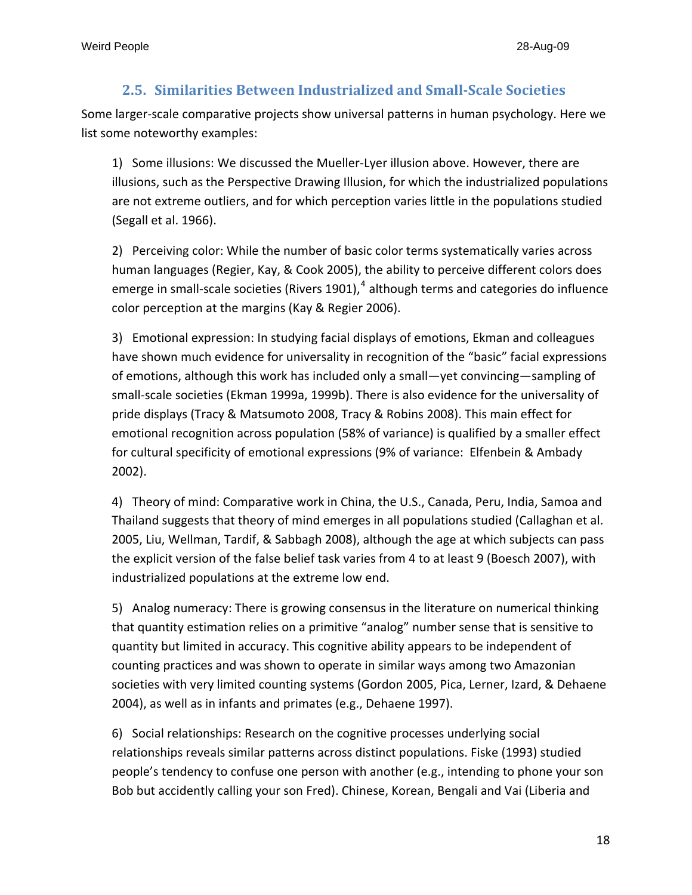### 2.5. Similarities Between Industrialized and Small-Scale Societies

Some larger-scale comparative projects show universal patterns in human psychology. Here we list some noteworthy examples:

1) Some illusions: We discussed the Mueller-Lyer illusion above. However, there are illusions, such as the Perspective Drawing Illusion, for which the industrialized populations are not extreme outliers, and for which perception varies little in the populations studied (Segall et al. 1966).

2) Perceiving color: While the number of basic color terms systematically varies across human languages (Regier, Kay, & Cook 2005), the ability to perceive different colors does emerge in small-scale societies (Rivers 1901),[4] although terms and categories do influence color perception at the margins (Kay & Regier 2006).

3) Emotional expression: In studying facial displays of emotions, Ekman and colleagues have shown much evidence for universality in recognition of the "basic" facial expressions of emotions, although this work has included only a small—yet convincing—sampling of small-scale societies (Ekman 1999a, 1999b). There is also evidence for the universality of pride displays (Tracy & Matsumoto 2008, Tracy & Robins 2008). This main effect for emotional recognition across population (58% of variance) is qualified by a smaller effect for cultural specificity of emotional expressions (9% of variance: Elfenbein & Ambady 2002).

4) Theory of mind: Comparative work in China, the U.S., Canada, Peru, India, Samoa and Thailand suggests that theory of mind emerges in all populations studied (Callaghan et al. 2005, Liu, Wellman, Tardif, & Sabbagh 2008), although the age at which subjects can pass the explicit version of the false belief task varies from 4 to at least 9 (Boesch 2007), with industrialized populations at the extreme low end.

5) Analog numeracy: There is growing consensus in the literature on numerical thinking that quantity estimation relies on a primitive "analog" number sense that is sensitive to quantity but limited in accuracy. This cognitive ability appears to be independent of counting practices and was shown to operate in similar ways among two Amazonian societies with very limited counting systems (Gordon 2005, Pica, Lerner, Izard, & Dehaene 2004), as well as in infants and primates (e.g., Dehaene 1997).

6) Social relationships: Research on the cognitive processes underlying social relationships reveals similar patterns across distinct populations. Fiske (1993) studied people's tendency to confuse one person with another (e.g., intending to phone your son Bob but accidently calling your son Fred). Chinese, Korean, Bengali and Vai (Liberia and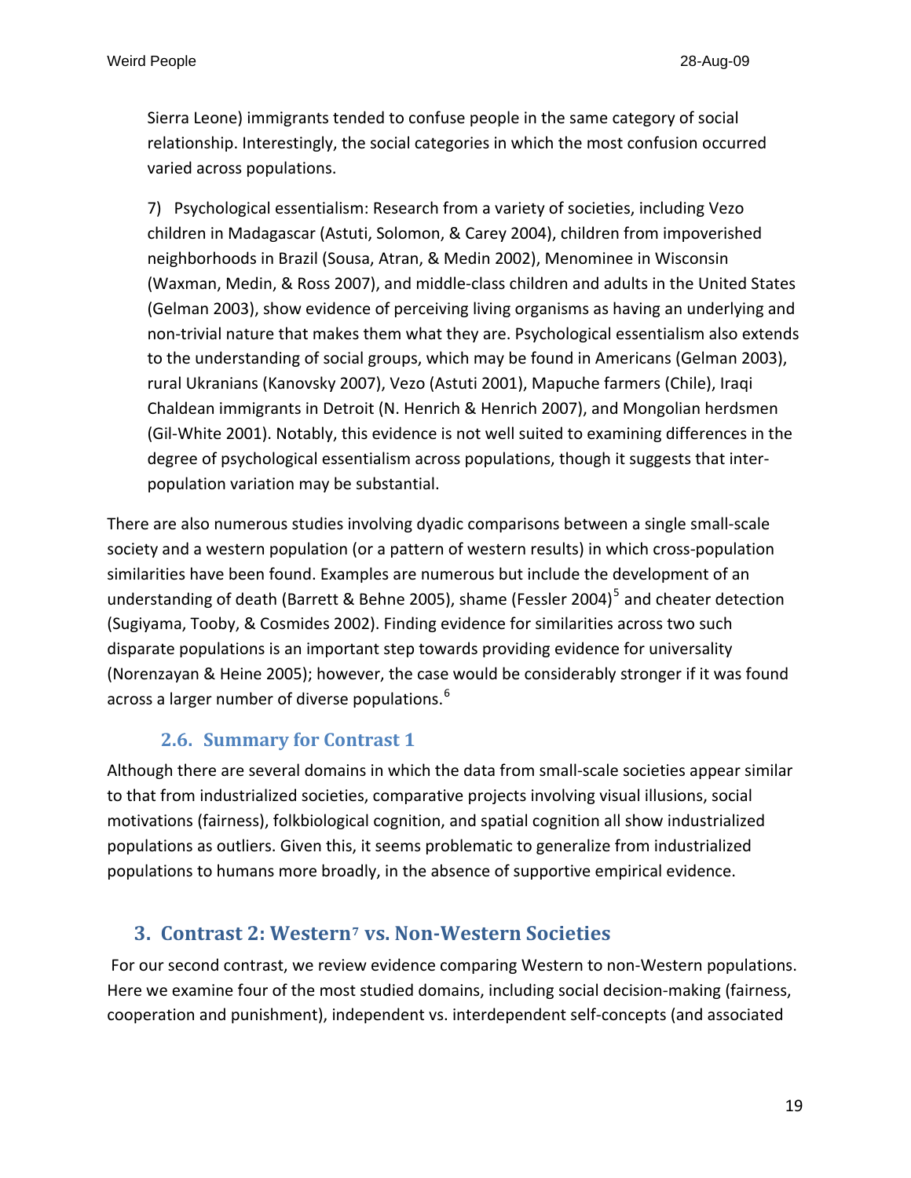Sierra Leone) immigrants tended to confuse people in the same category of social relationship. Interestingly, the social categories in which the most confusion occurred varied across populations.

7) Psychological essentialism: Research from a variety of societies, including Vezo children in Madagascar (Astuti, Solomon, & Carey 2004), children from impoverished neighborhoods in Brazil (Sousa, Atran, & Medin 2002), Menominee in Wisconsin (Waxman, Medin, & Ross 2007), and middle-class children and adults in the United States (Gelman 2003), show evidence of perceiving living organisms as having an underlying and non-trivial nature that makes them what they are. Psychological essentialism also extends to the understanding of social groups, which may be found in Americans (Gelman 2003), rural Ukranians (Kanovsky 2007), Vezo (Astuti 2001), Mapuche farmers (Chile), Iraqi Chaldean immigrants in Detroit (N. Henrich & Henrich 2007), and Mongolian herdsmen (Gil-White 2001). Notably, this evidence is not well suited to examining differences in the degree of psychological essentialism across populations, though it suggests that inter-population variation may be substantial.

There are also numerous studies involving dyadic comparisons between a single small-scale society and a western population (or a pattern of western results) in which cross-population similarities have been found. Examples are numerous but include the development of an understanding of death (Barrett & Behne 2005), shame (Fessler 2004)[5] and cheater detection (Sugiyama, Tooby, & Cosmides 2002). Finding evidence for similarities across two such disparate populations is an important step towards providing evidence for universality (Norenzayan & Heine 2005); however, the case would be considerably stronger if it was found across a larger number of diverse populations.[6]

### 2.6. Summary for Contrast 1

Although there are several domains in which the data from small-scale societies appear similar to that from industrialized societies, comparative projects involving visual illusions, social motivations (fairness), folkbiological cognition, and spatial cognition all show industrialized populations as outliers. Given this, it seems problematic to generalize from industrialized populations to humans more broadly, in the absence of supportive empirical evidence.

## 3. Contrast 2: Western[7] vs. Non-Western Societies

For our second contrast, we review evidence comparing Western to non-Western populations. Here we examine four of the most studied domains, including social decision-making (fairness, cooperation and punishment), independent vs. interdependent self-concepts (and associated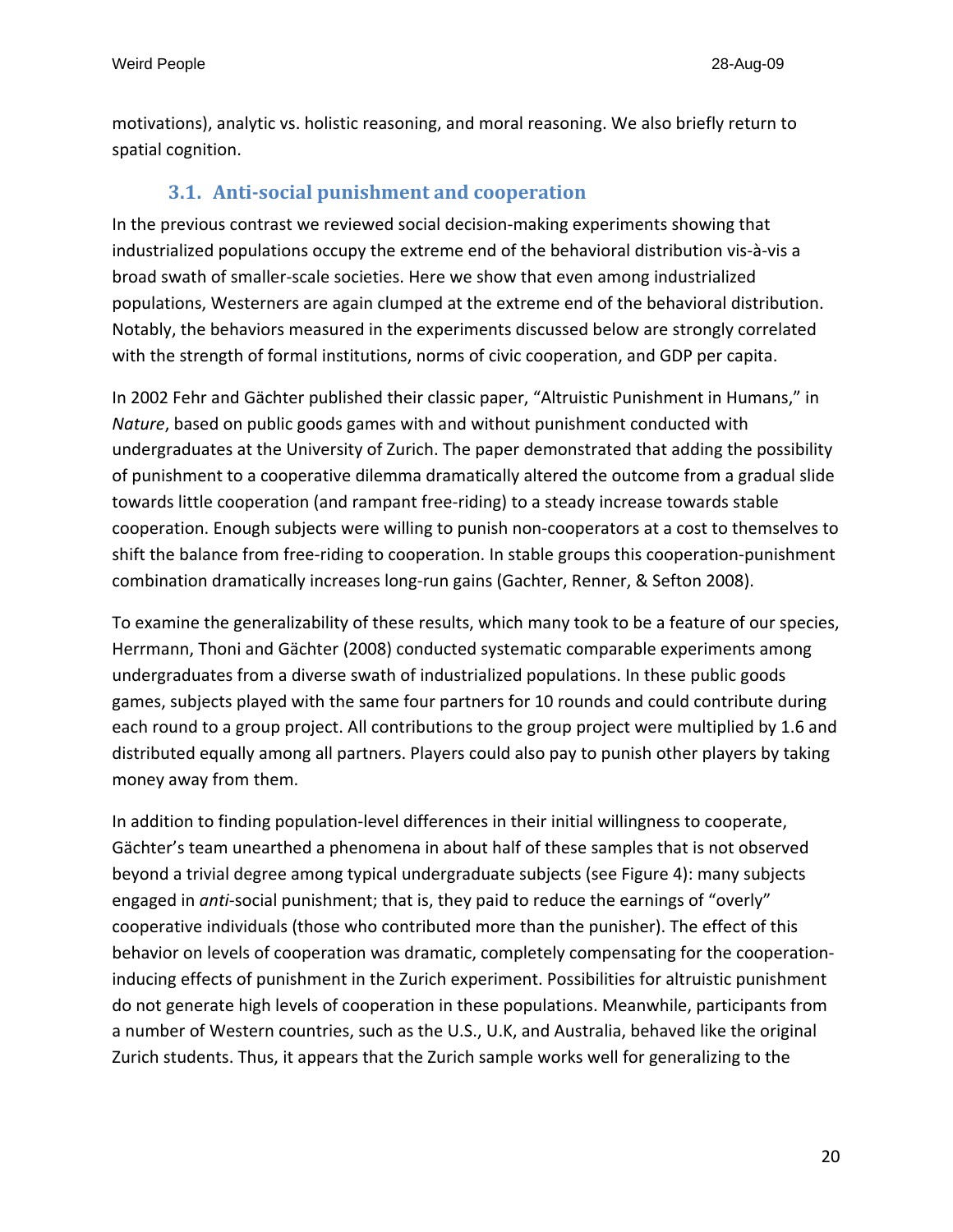motivations), analytic vs. holistic reasoning, and moral reasoning. We also briefly return to spatial cognition.

### 3.1. Anti-social punishment and cooperation

In the previous contrast we reviewed social decision-making experiments showing that industrialized populations occupy the extreme end of the behavioral distribution vis-à-vis a broad swath of smaller-scale societies. Here we show that even among industrialized populations, Westerners are again clumped at the extreme end of the behavioral distribution. Notably, the behaviors measured in the experiments discussed below are strongly correlated with the strength of formal institutions, norms of civic cooperation, and GDP per capita.

In 2002 Fehr and Gächter published their classic paper, "Altruistic Punishment in Humans," in *Nature*, based on public goods games with and without punishment conducted with undergraduates at the University of Zurich. The paper demonstrated that adding the possibility of punishment to a cooperative dilemma dramatically altered the outcome from a gradual slide towards little cooperation (and rampant free-riding) to a steady increase towards stable cooperation. Enough subjects were willing to punish non-cooperators at a cost to themselves to shift the balance from free-riding to cooperation. In stable groups this cooperation-punishment combination dramatically increases long-run gains (Gachter, Renner, & Sefton 2008).

To examine the generalizability of these results, which many took to be a feature of our species, Herrmann, Thoni and Gächter (2008) conducted systematic comparable experiments among undergraduates from a diverse swath of industrialized populations. In these public goods games, subjects played with the same four partners for 10 rounds and could contribute during each round to a group project. All contributions to the group project were multiplied by 1.6 and distributed equally among all partners. Players could also pay to punish other players by taking money away from them.

In addition to finding population-level differences in their initial willingness to cooperate, Gächter's team unearthed a phenomena in about half of these samples that is not observed beyond a trivial degree among typical undergraduate subjects (see Figure 4): many subjects engaged in *anti*-social punishment; that is, they paid to reduce the earnings of "overly" cooperative individuals (those who contributed more than the punisher). The effect of this behavior on levels of cooperation was dramatic, completely compensating for the cooperation-inducing effects of punishment in the Zurich experiment. Possibilities for altruistic punishment do not generate high levels of cooperation in these populations. Meanwhile, participants from a number of Western countries, such as the U.S., U.K, and Australia, behaved like the original Zurich students. Thus, it appears that the Zurich sample works well for generalizing to the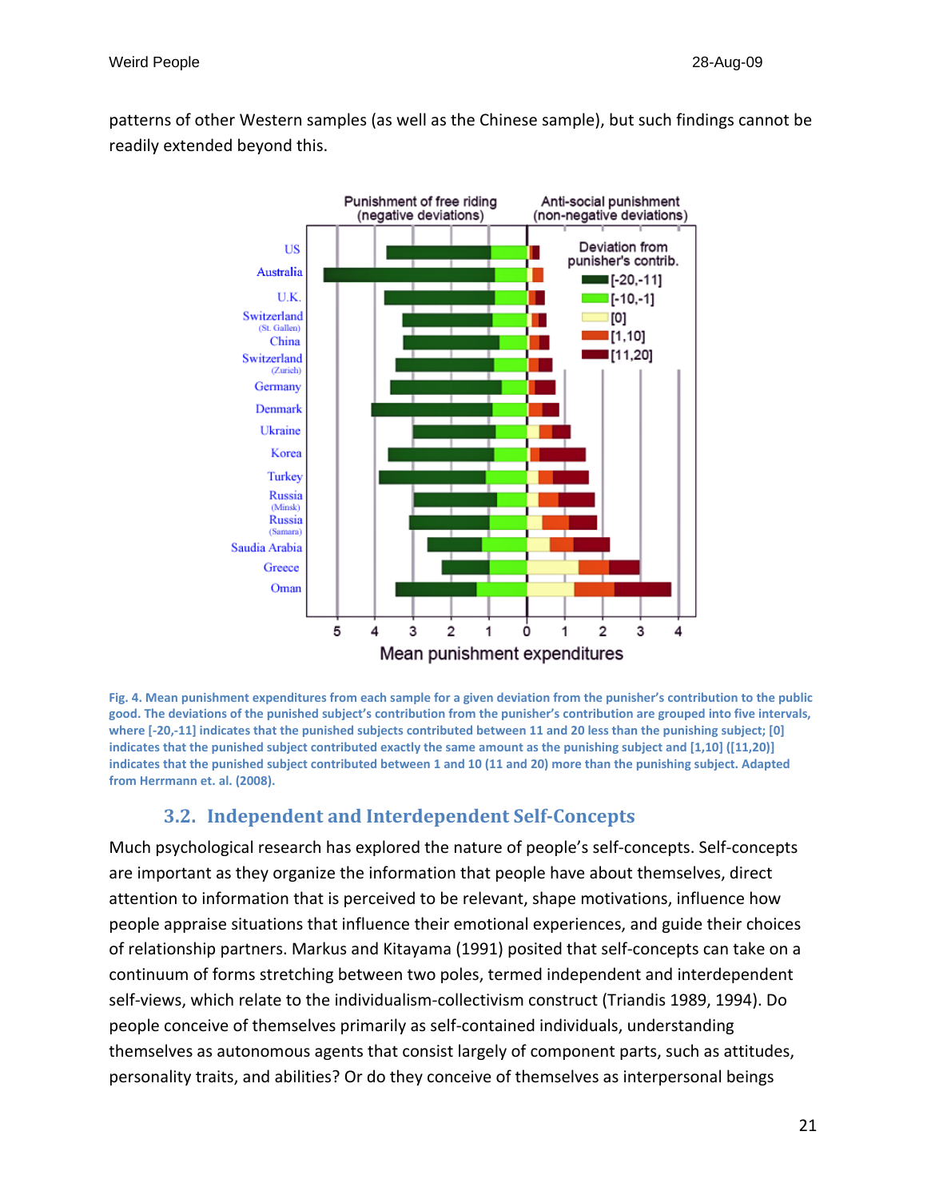patterns of other Western samples (as well as the Chinese sample), but such findings cannot be readily extended beyond this.

**Fig. 4. Mean punishment expenditures from each sample for a given deviation from the punisher's contribution to the public good. The deviations of the punished subject's contribution from the punisher's contribution are grouped into five intervals, where [-20,-11] indicates that the punished subjects contributed between 11 and 20 less than the punishing subject; [0] indicates that the punished subject contributed exactly the same amount as the punishing subject and [1,10] ([11,20]) indicates that the punished subject contributed between 1 and 10 (11 and 20) more than the punishing subject. Adapted from Herrmann et. al. (2008).**

## 3.2. Independent and Interdependent Self-Concepts

Much psychological research has explored the nature of people's self-concepts. Self-concepts are important as they organize the information that people have about themselves, direct attention to information that is perceived to be relevant, shape motivations, influence how people appraise situations that influence their emotional experiences, and guide their choices of relationship partners. Markus and Kitayama (1991) posited that self-concepts can take on a continuum of forms stretching between two poles, termed independent and interdependent self-views, which relate to the individualism-collectivism construct (Triandis 1989, 1994). Do people conceive of themselves primarily as self-contained individuals, understanding themselves as autonomous agents that consist largely of component parts, such as attitudes, personality traits, and abilities? Or do they conceive of themselves as interpersonal beings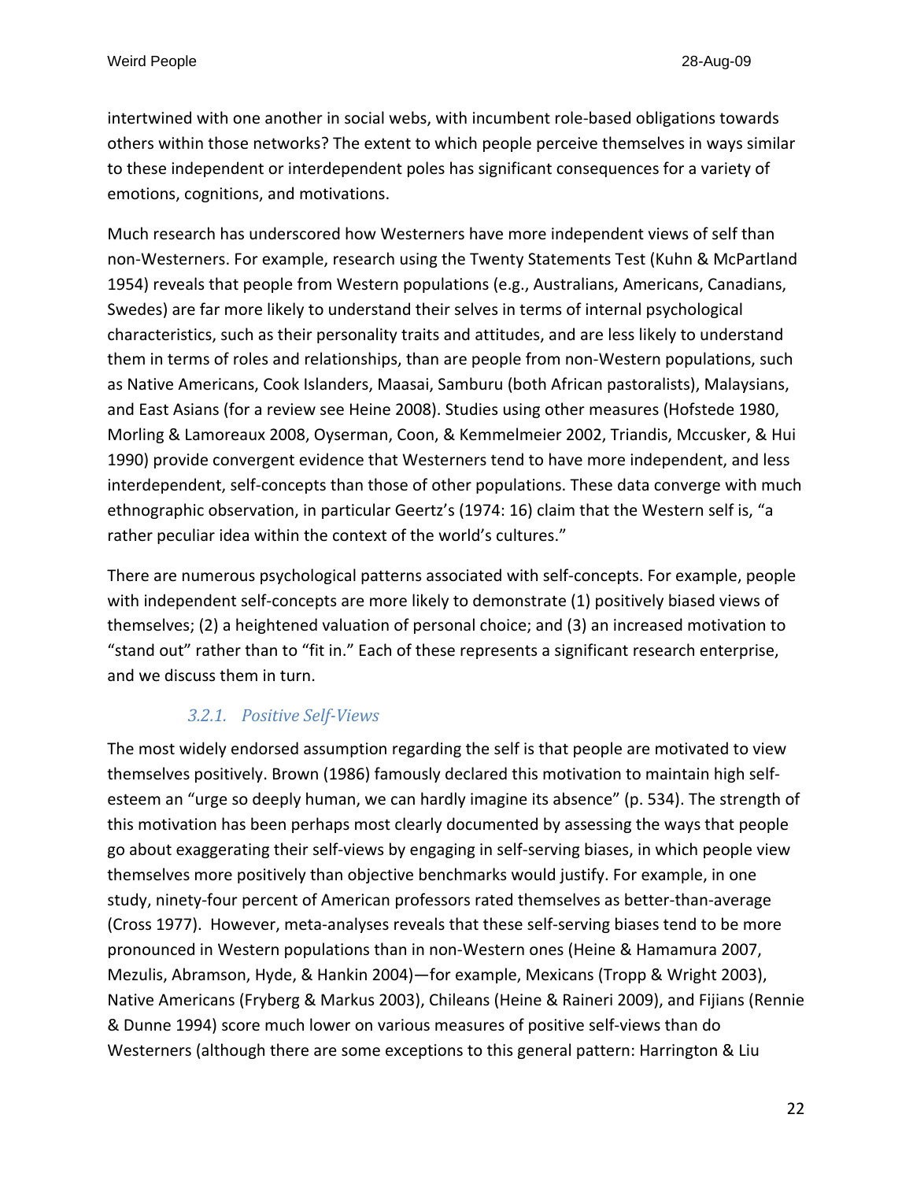intertwined with one another in social webs, with incumbent role-based obligations towards others within those networks? The extent to which people perceive themselves in ways similar to these independent or interdependent poles has significant consequences for a variety of emotions, cognitions, and motivations.

Much research has underscored how Westerners have more independent views of self than non-Westerners. For example, research using the Twenty Statements Test (Kuhn & McPartland 1954) reveals that people from Western populations (e.g., Australians, Americans, Canadians, Swedes) are far more likely to understand their selves in terms of internal psychological characteristics, such as their personality traits and attitudes, and are less likely to understand them in terms of roles and relationships, than are people from non-Western populations, such as Native Americans, Cook Islanders, Maasai, Samburu (both African pastoralists), Malaysians, and East Asians (for a review see Heine 2008). Studies using other measures (Hofstede 1980, Morling & Lamoreaux 2008, Oyserman, Coon, & Kemmelmeier 2002, Triandis, Mccusker, & Hui 1990) provide convergent evidence that Westerners tend to have more independent, and less interdependent, self-concepts than those of other populations. These data converge with much ethnographic observation, in particular Geertz's (1974: 16) claim that the Western self is, "a rather peculiar idea within the context of the world's cultures."

There are numerous psychological patterns associated with self-concepts. For example, people with independent self-concepts are more likely to demonstrate (1) positively biased views of themselves; (2) a heightened valuation of personal choice; and (3) an increased motivation to "stand out" rather than to "fit in." Each of these represents a significant research enterprise, and we discuss them in turn.

#### *3.2.1. Positive Self-Views*

The most widely endorsed assumption regarding the self is that people are motivated to view themselves positively. Brown (1986) famously declared this motivation to maintain high self-esteem an "urge so deeply human, we can hardly imagine its absence" (p. 534). The strength of this motivation has been perhaps most clearly documented by assessing the ways that people go about exaggerating their self-views by engaging in self-serving biases, in which people view themselves more positively than objective benchmarks would justify. For example, in one study, ninety-four percent of American professors rated themselves as better-than-average (Cross 1977). However, meta-analyses reveals that these self-serving biases tend to be more pronounced in Western populations than in non-Western ones (Heine & Hamamura 2007, Mezulis, Abramson, Hyde, & Hankin 2004)—for example, Mexicans (Tropp & Wright 2003), Native Americans (Fryberg & Markus 2003), Chileans (Heine & Raineri 2009), and Fijians (Rennie & Dunne 1994) score much lower on various measures of positive self-views than do Westerners (although there are some exceptions to this general pattern: Harrington & Liu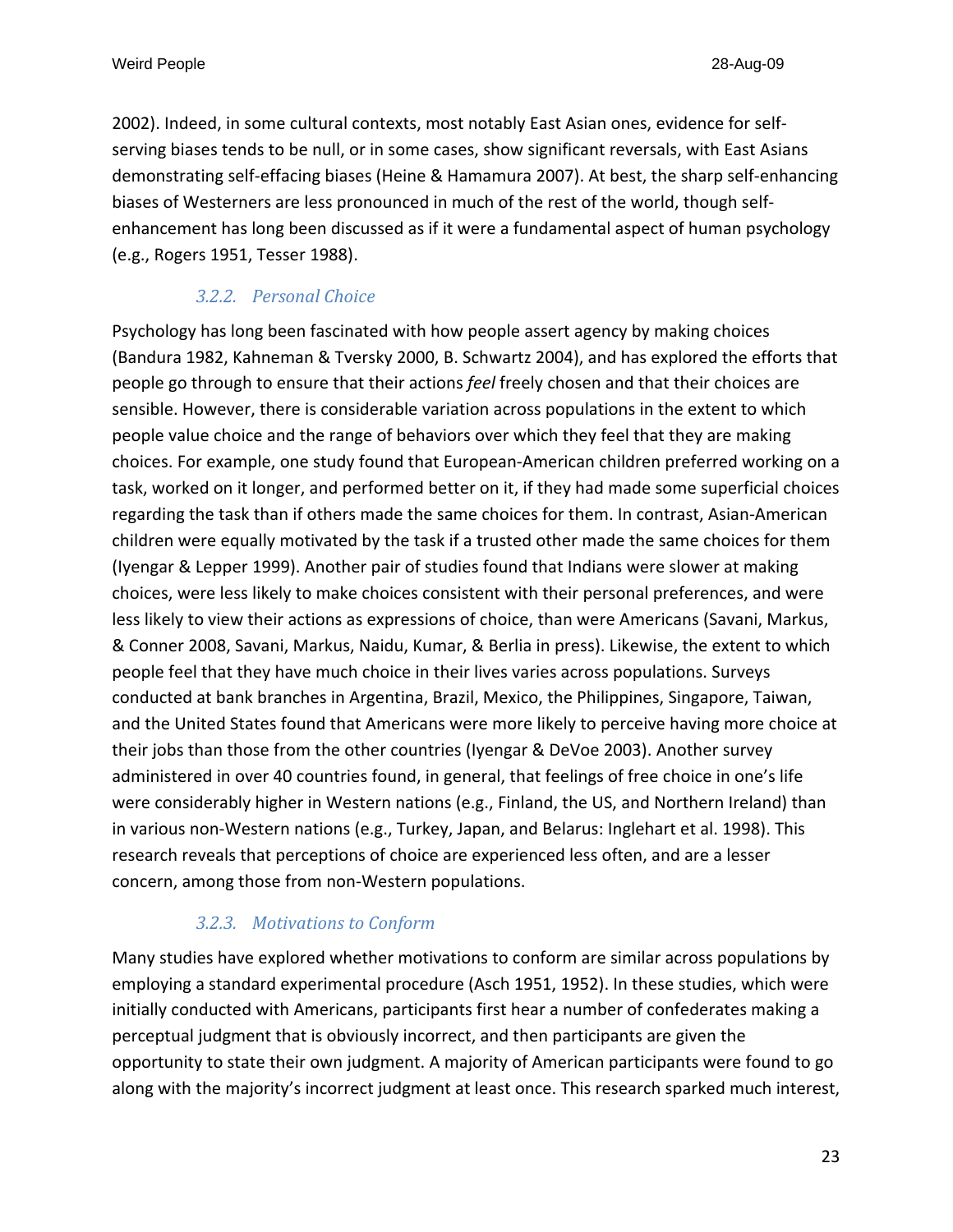2002). Indeed, in some cultural contexts, most notably East Asian ones, evidence for self-serving biases tends to be null, or in some cases, show significant reversals, with East Asians demonstrating self-effacing biases (Heine & Hamamura 2007). At best, the sharp self-enhancing biases of Westerners are less pronounced in much of the rest of the world, though self-enhancement has long been discussed as if it were a fundamental aspect of human psychology (e.g., Rogers 1951, Tesser 1988).

### *3.2.2. Personal Choice*

Psychology has long been fascinated with how people assert agency by making choices (Bandura 1982, Kahneman & Tversky 2000, B. Schwartz 2004), and has explored the efforts that people go through to ensure that their actions *feel* freely chosen and that their choices are sensible. However, there is considerable variation across populations in the extent to which people value choice and the range of behaviors over which they feel that they are making choices. For example, one study found that European-American children preferred working on a task, worked on it longer, and performed better on it, if they had made some superficial choices regarding the task than if others made the same choices for them. In contrast, Asian-American children were equally motivated by the task if a trusted other made the same choices for them (Iyengar & Lepper 1999). Another pair of studies found that Indians were slower at making choices, were less likely to make choices consistent with their personal preferences, and were less likely to view their actions as expressions of choice, than were Americans (Savani, Markus, & Conner 2008, Savani, Markus, Naidu, Kumar, & Berlia in press). Likewise, the extent to which people feel that they have much choice in their lives varies across populations. Surveys conducted at bank branches in Argentina, Brazil, Mexico, the Philippines, Singapore, Taiwan, and the United States found that Americans were more likely to perceive having more choice at their jobs than those from the other countries (Iyengar & DeVoe 2003). Another survey administered in over 40 countries found, in general, that feelings of free choice in one's life were considerably higher in Western nations (e.g., Finland, the US, and Northern Ireland) than in various non-Western nations (e.g., Turkey, Japan, and Belarus: Inglehart et al. 1998). This research reveals that perceptions of choice are experienced less often, and are a lesser concern, among those from non-Western populations.

### *3.2.3. Motivations to Conform*

Many studies have explored whether motivations to conform are similar across populations by employing a standard experimental procedure (Asch 1951, 1952). In these studies, which were initially conducted with Americans, participants first hear a number of confederates making a perceptual judgment that is obviously incorrect, and then participants are given the opportunity to state their own judgment. A majority of American participants were found to go along with the majority's incorrect judgment at least once. This research sparked much interest,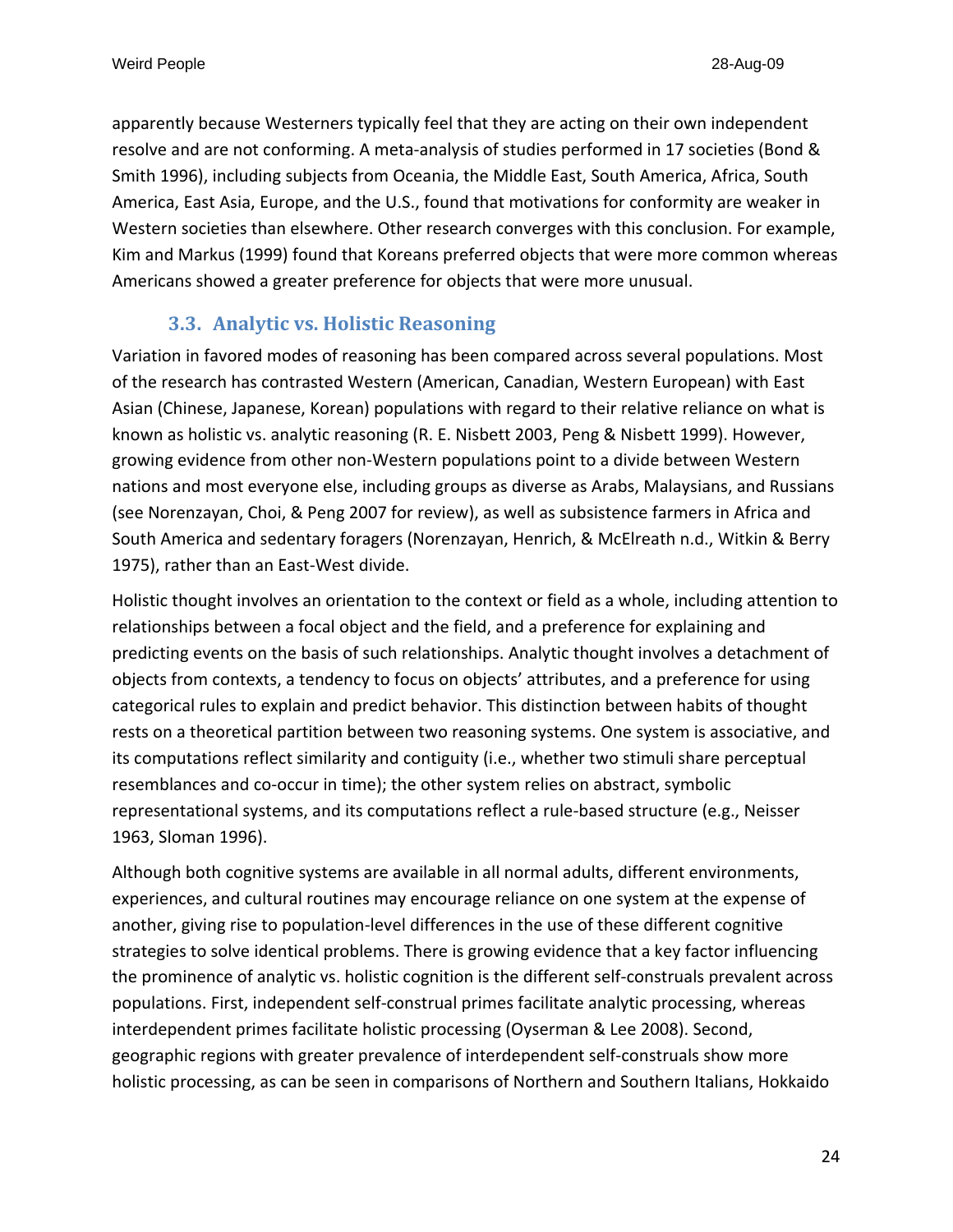apparently because Westerners typically feel that they are acting on their own independent resolve and are not conforming. A meta-analysis of studies performed in 17 societies (Bond & Smith 1996), including subjects from Oceania, the Middle East, South America, Africa, South America, East Asia, Europe, and the U.S., found that motivations for conformity are weaker in Western societies than elsewhere. Other research converges with this conclusion. For example, Kim and Markus (1999) found that Koreans preferred objects that were more common whereas Americans showed a greater preference for objects that were more unusual.

### 3.3. Analytic vs. Holistic Reasoning

Variation in favored modes of reasoning has been compared across several populations. Most of the research has contrasted Western (American, Canadian, Western European) with East Asian (Chinese, Japanese, Korean) populations with regard to their relative reliance on what is known as holistic vs. analytic reasoning (R. E. Nisbett 2003, Peng & Nisbett 1999). However, growing evidence from other non-Western populations point to a divide between Western nations and most everyone else, including groups as diverse as Arabs, Malaysians, and Russians (see Norenzayan, Choi, & Peng 2007 for review), as well as subsistence farmers in Africa and South America and sedentary foragers (Norenzayan, Henrich, & McElreath n.d., Witkin & Berry 1975), rather than an East-West divide.

Holistic thought involves an orientation to the context or field as a whole, including attention to relationships between a focal object and the field, and a preference for explaining and predicting events on the basis of such relationships. Analytic thought involves a detachment of objects from contexts, a tendency to focus on objects' attributes, and a preference for using categorical rules to explain and predict behavior. This distinction between habits of thought rests on a theoretical partition between two reasoning systems. One system is associative, and its computations reflect similarity and contiguity (i.e., whether two stimuli share perceptual resemblances and co-occur in time); the other system relies on abstract, symbolic representational systems, and its computations reflect a rule-based structure (e.g., Neisser 1963, Sloman 1996).

Although both cognitive systems are available in all normal adults, different environments, experiences, and cultural routines may encourage reliance on one system at the expense of another, giving rise to population-level differences in the use of these different cognitive strategies to solve identical problems. There is growing evidence that a key factor influencing the prominence of analytic vs. holistic cognition is the different self-construals prevalent across populations. First, independent self-construal primes facilitate analytic processing, whereas interdependent primes facilitate holistic processing (Oyserman & Lee 2008). Second, geographic regions with greater prevalence of interdependent self-construals show more holistic processing, as can be seen in comparisons of Northern and Southern Italians, Hokkaido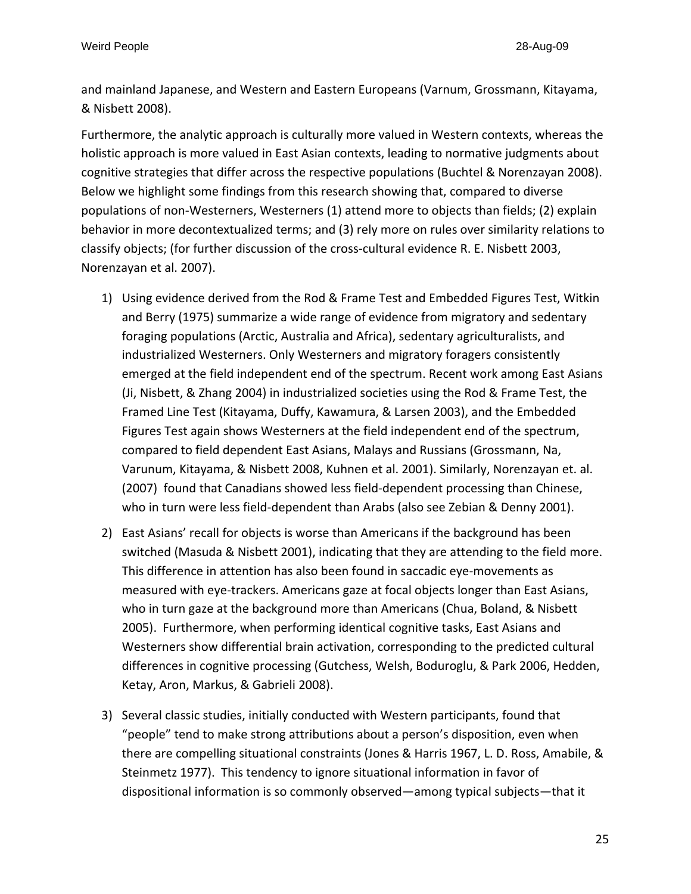and mainland Japanese, and Western and Eastern Europeans (Varnum, Grossmann, Kitayama, & Nisbett 2008).

Furthermore, the analytic approach is culturally more valued in Western contexts, whereas the holistic approach is more valued in East Asian contexts, leading to normative judgments about cognitive strategies that differ across the respective populations (Buchtel & Norenzayan 2008). Below we highlight some findings from this research showing that, compared to diverse populations of non-Westerners, Westerners (1) attend more to objects than fields; (2) explain behavior in more decontextualized terms; and (3) rely more on rules over similarity relations to classify objects; (for further discussion of the cross-cultural evidence R. E. Nisbett 2003, Norenzayan et al. 2007).

1) Using evidence derived from the Rod & Frame Test and Embedded Figures Test, Witkin and Berry (1975) summarize a wide range of evidence from migratory and sedentary foraging populations (Arctic, Australia and Africa), sedentary agriculturalists, and industrialized Westerners. Only Westerners and migratory foragers consistently emerged at the field independent end of the spectrum. Recent work among East Asians (Ji, Nisbett, & Zhang 2004) in industrialized societies using the Rod & Frame Test, the Framed Line Test (Kitayama, Duffy, Kawamura, & Larsen 2003), and the Embedded Figures Test again shows Westerners at the field independent end of the spectrum, compared to field dependent East Asians, Malays and Russians (Grossmann, Na, Varunum, Kitayama, & Nisbett 2008, Kuhnen et al. 2001). Similarly, Norenzayan et. al. (2007) found that Canadians showed less field-dependent processing than Chinese, who in turn were less field-dependent than Arabs (also see Zebian & Denny 2001).

2) East Asians' recall for objects is worse than Americans if the background has been switched (Masuda & Nisbett 2001), indicating that they are attending to the field more. This difference in attention has also been found in saccadic eye-movements as measured with eye-trackers. Americans gaze at focal objects longer than East Asians, who in turn gaze at the background more than Americans (Chua, Boland, & Nisbett 2005). Furthermore, when performing identical cognitive tasks, East Asians and Westerners show differential brain activation, corresponding to the predicted cultural differences in cognitive processing (Gutchess, Welsh, Boduroglu, & Park 2006, Hedden, Ketay, Aron, Markus, & Gabrieli 2008).

3) Several classic studies, initially conducted with Western participants, found that "people" tend to make strong attributions about a person's disposition, even when there are compelling situational constraints (Jones & Harris 1967, L. D. Ross, Amabile, & Steinmetz 1977). This tendency to ignore situational information in favor of dispositional information is so commonly observed—among typical subjects—that it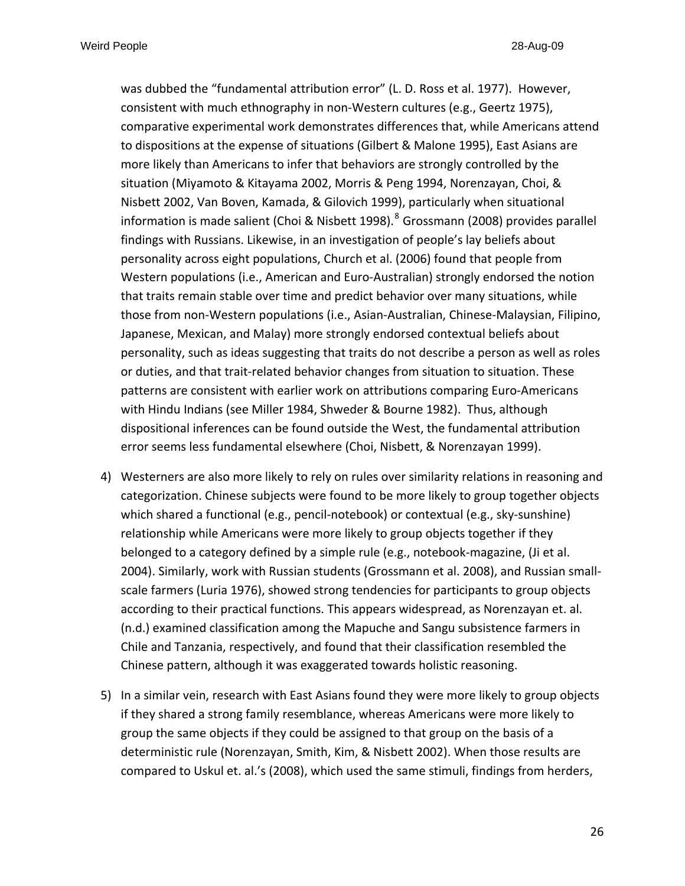was dubbed the "fundamental attribution error" (L. D. Ross et al. 1977). However, consistent with much ethnography in non-Western cultures (e.g., Geertz 1975), comparative experimental work demonstrates differences that, while Americans attend to dispositions at the expense of situations (Gilbert & Malone 1995), East Asians are more likely than Americans to infer that behaviors are strongly controlled by the situation (Miyamoto & Kitayama 2002, Morris & Peng 1994, Norenzayan, Choi, & Nisbett 2002, Van Boven, Kamada, & Gilovich 1999), particularly when situational information is made salient (Choi & Nisbett 1998).[8] Grossmann (2008) provides parallel findings with Russians. Likewise, in an investigation of people's lay beliefs about personality across eight populations, Church et al. (2006) found that people from Western populations (i.e., American and Euro-Australian) strongly endorsed the notion that traits remain stable over time and predict behavior over many situations, while those from non-Western populations (i.e., Asian-Australian, Chinese-Malaysian, Filipino, Japanese, Mexican, and Malay) more strongly endorsed contextual beliefs about personality, such as ideas suggesting that traits do not describe a person as well as roles or duties, and that trait-related behavior changes from situation to situation. These patterns are consistent with earlier work on attributions comparing Euro-Americans with Hindu Indians (see Miller 1984, Shweder & Bourne 1982). Thus, although dispositional inferences can be found outside the West, the fundamental attribution error seems less fundamental elsewhere (Choi, Nisbett, & Norenzayan 1999).

4) Westerners are also more likely to rely on rules over similarity relations in reasoning and categorization. Chinese subjects were found to be more likely to group together objects which shared a functional (e.g., pencil-notebook) or contextual (e.g., sky-sunshine) relationship while Americans were more likely to group objects together if they belonged to a category defined by a simple rule (e.g., notebook-magazine, (Ji et al. 2004). Similarly, work with Russian students (Grossmann et al. 2008), and Russian small-scale farmers (Luria 1976), showed strong tendencies for participants to group objects according to their practical functions. This appears widespread, as Norenzayan et. al. (n.d.) examined classification among the Mapuche and Sangu subsistence farmers in Chile and Tanzania, respectively, and found that their classification resembled the Chinese pattern, although it was exaggerated towards holistic reasoning.

5) In a similar vein, research with East Asians found they were more likely to group objects if they shared a strong family resemblance, whereas Americans were more likely to group the same objects if they could be assigned to that group on the basis of a deterministic rule (Norenzayan, Smith, Kim, & Nisbett 2002). When those results are compared to Uskul et. al.'s (2008), which used the same stimuli, findings from herders,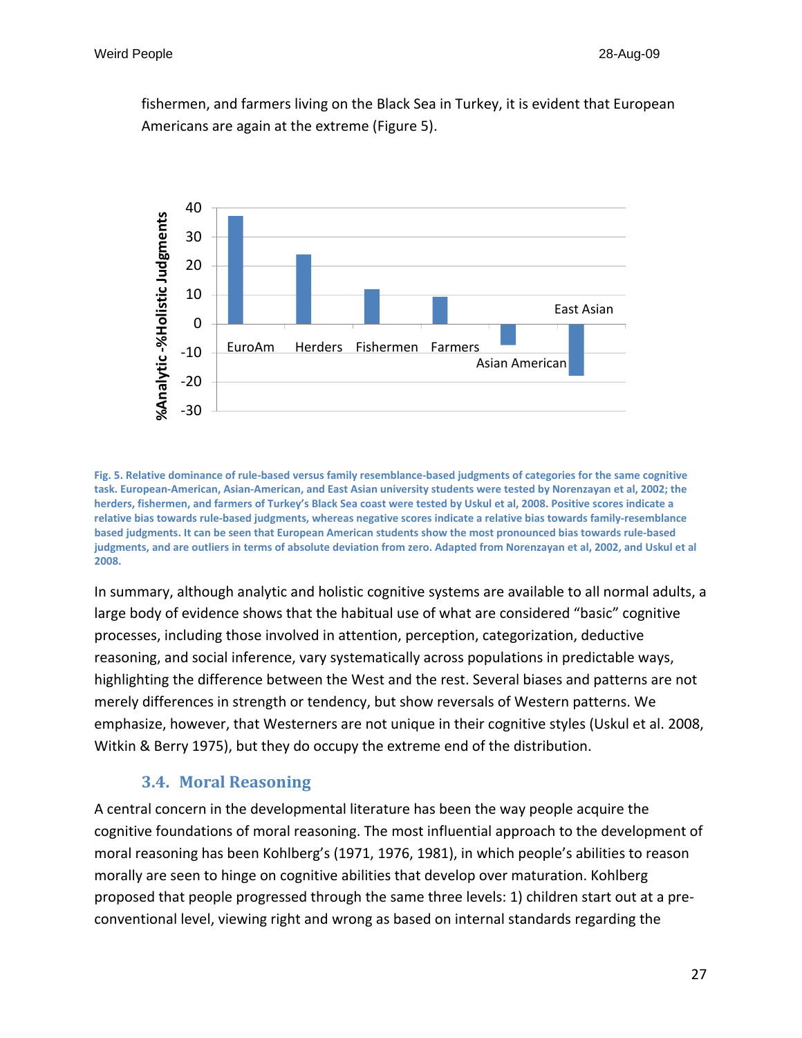fishermen, and farmers living on the Black Sea in Turkey, it is evident that European Americans are again at the extreme (Figure 5).

Fig. 5. Relative dominance of rule-based versus family resemblance-based judgments of categories for the same cognitive task. European-American, Asian-American, and East Asian university students were tested by Norenzayan et al, 2002; the herders, fishermen, and farmers of Turkey's Black Sea coast were tested by Uskul et al, 2008. Positive scores indicate a relative bias towards rule-based judgments, whereas negative scores indicate a relative bias towards family-resemblance based judgments. It can be seen that European American students show the most pronounced bias towards rule-based judgments, and are outliers in terms of absolute deviation from zero. Adapted from Norenzayan et al, 2002, and Uskul et al 2008.

In summary, although analytic and holistic cognitive systems are available to all normal adults, a large body of evidence shows that the habitual use of what are considered "basic" cognitive processes, including those involved in attention, perception, categorization, deductive reasoning, and social inference, vary systematically across populations in predictable ways, highlighting the difference between the West and the rest. Several biases and patterns are not merely differences in strength or tendency, but show reversals of Western patterns. We emphasize, however, that Westerners are not unique in their cognitive styles (Uskul et al. 2008, Witkin & Berry 1975), but they do occupy the extreme end of the distribution.

### 3.4. Moral Reasoning

A central concern in the developmental literature has been the way people acquire the cognitive foundations of moral reasoning. The most influential approach to the development of moral reasoning has been Kohlberg's (1971, 1976, 1981), in which people's abilities to reason morally are seen to hinge on cognitive abilities that develop over maturation. Kohlberg proposed that people progressed through the same three levels: 1) children start out at a pre-conventional level, viewing right and wrong as based on internal standards regarding the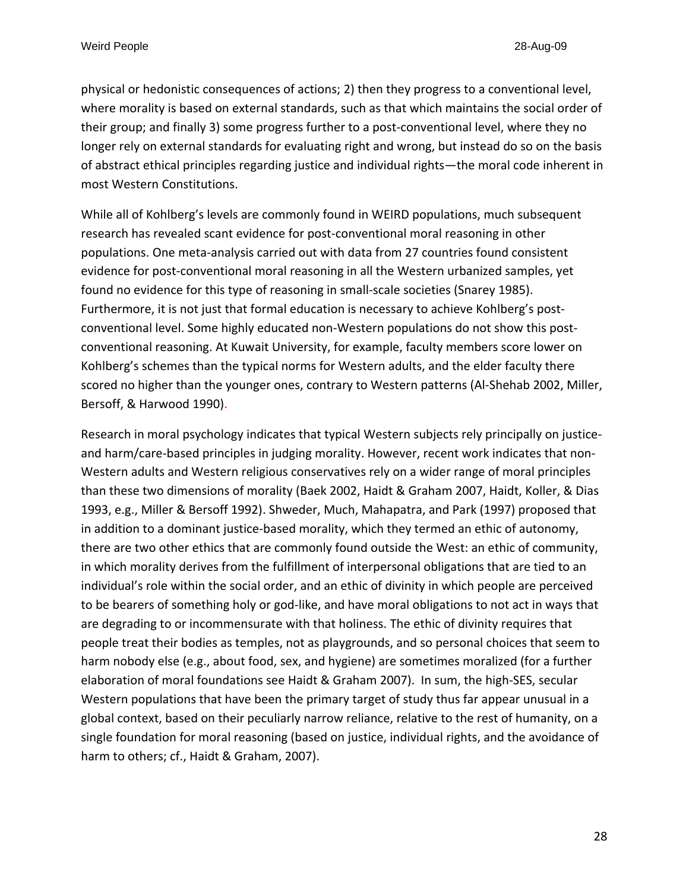physical or hedonistic consequences of actions; 2) then they progress to a conventional level, where morality is based on external standards, such as that which maintains the social order of their group; and finally 3) some progress further to a post-conventional level, where they no longer rely on external standards for evaluating right and wrong, but instead do so on the basis of abstract ethical principles regarding justice and individual rights—the moral code inherent in most Western Constitutions.

While all of Kohlberg's levels are commonly found in WEIRD populations, much subsequent research has revealed scant evidence for post-conventional moral reasoning in other populations. One meta-analysis carried out with data from 27 countries found consistent evidence for post-conventional moral reasoning in all the Western urbanized samples, yet found no evidence for this type of reasoning in small-scale societies (Snarey 1985). Furthermore, it is not just that formal education is necessary to achieve Kohlberg's post-conventional level. Some highly educated non-Western populations do not show this post-conventional reasoning. At Kuwait University, for example, faculty members score lower on Kohlberg's schemes than the typical norms for Western adults, and the elder faculty there scored no higher than the younger ones, contrary to Western patterns (Al-Shehab 2002, Miller, Bersoff, & Harwood 1990).

Research in moral psychology indicates that typical Western subjects rely principally on justice- and harm/care-based principles in judging morality. However, recent work indicates that non-Western adults and Western religious conservatives rely on a wider range of moral principles than these two dimensions of morality (Baek 2002, Haidt & Graham 2007, Haidt, Koller, & Dias 1993, e.g., Miller & Bersoff 1992). Shweder, Much, Mahapatra, and Park (1997) proposed that in addition to a dominant justice-based morality, which they termed an ethic of autonomy, there are two other ethics that are commonly found outside the West: an ethic of community, in which morality derives from the fulfillment of interpersonal obligations that are tied to an individual's role within the social order, and an ethic of divinity in which people are perceived to be bearers of something holy or god-like, and have moral obligations to not act in ways that are degrading to or incommensurate with that holiness. The ethic of divinity requires that people treat their bodies as temples, not as playgrounds, and so personal choices that seem to harm nobody else (e.g., about food, sex, and hygiene) are sometimes moralized (for a further elaboration of moral foundations see Haidt & Graham 2007). In sum, the high-SES, secular Western populations that have been the primary target of study thus far appear unusual in a global context, based on their peculiarly narrow reliance, relative to the rest of humanity, on a single foundation for moral reasoning (based on justice, individual rights, and the avoidance of harm to others; cf., Haidt & Graham, 2007).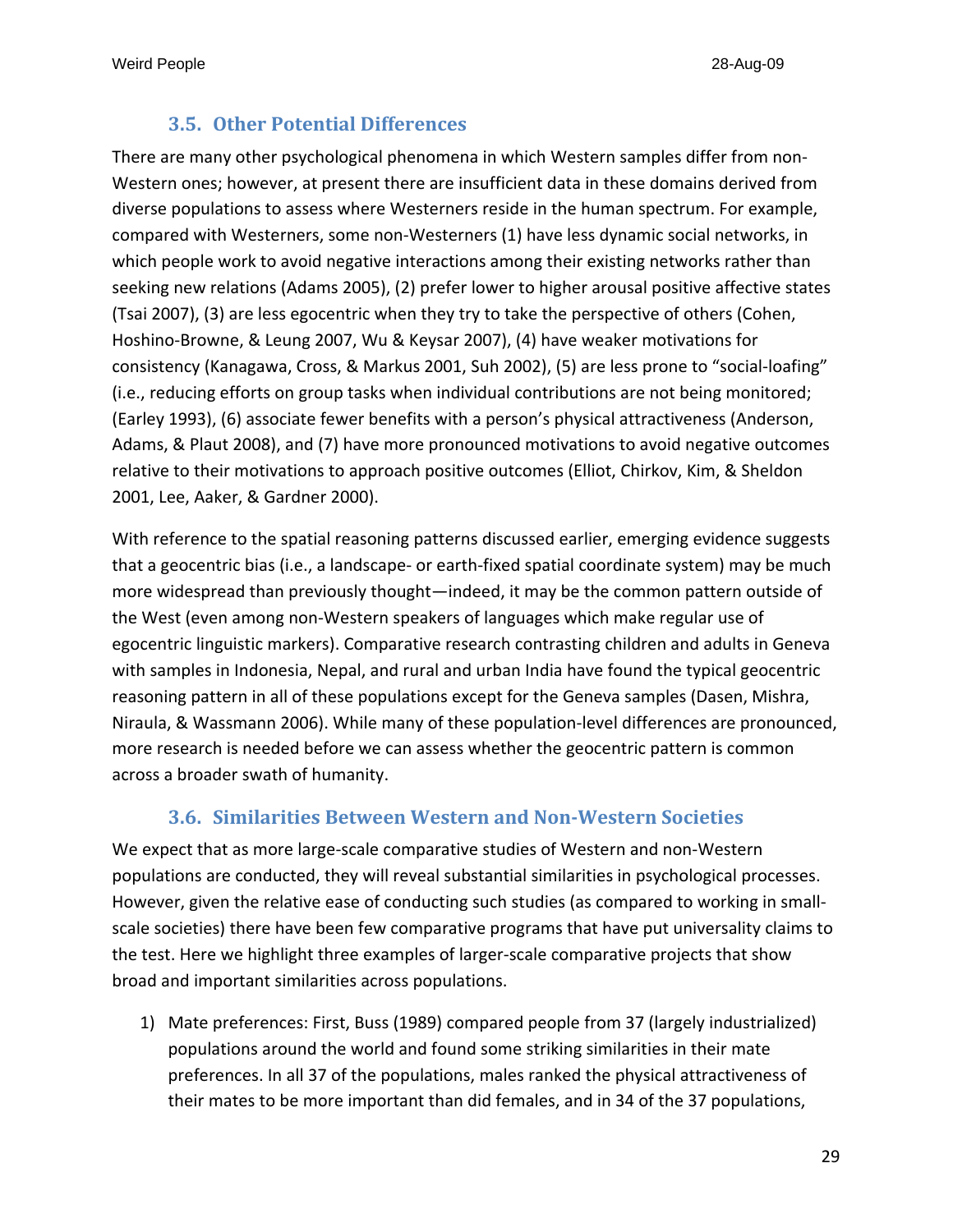### 3.5. Other Potential Differences

There are many other psychological phenomena in which Western samples differ from non-Western ones; however, at present there are insufficient data in these domains derived from diverse populations to assess where Westerners reside in the human spectrum. For example, compared with Westerners, some non-Westerners (1) have less dynamic social networks, in which people work to avoid negative interactions among their existing networks rather than seeking new relations (Adams 2005), (2) prefer lower to higher arousal positive affective states (Tsai 2007), (3) are less egocentric when they try to take the perspective of others (Cohen, Hoshino-Browne, & Leung 2007, Wu & Keysar 2007), (4) have weaker motivations for consistency (Kanagawa, Cross, & Markus 2001, Suh 2002), (5) are less prone to "social-loafing" (i.e., reducing efforts on group tasks when individual contributions are not being monitored; (Earley 1993), (6) associate fewer benefits with a person's physical attractiveness (Anderson, Adams, & Plaut 2008), and (7) have more pronounced motivations to avoid negative outcomes relative to their motivations to approach positive outcomes (Elliot, Chirkov, Kim, & Sheldon 2001, Lee, Aaker, & Gardner 2000).

With reference to the spatial reasoning patterns discussed earlier, emerging evidence suggests that a geocentric bias (i.e., a landscape- or earth-fixed spatial coordinate system) may be much more widespread than previously thought—indeed, it may be the common pattern outside of the West (even among non-Western speakers of languages which make regular use of egocentric linguistic markers). Comparative research contrasting children and adults in Geneva with samples in Indonesia, Nepal, and rural and urban India have found the typical geocentric reasoning pattern in all of these populations except for the Geneva samples (Dasen, Mishra, Niraula, & Wassmann 2006). While many of these population-level differences are pronounced, more research is needed before we can assess whether the geocentric pattern is common across a broader swath of humanity.

### 3.6. Similarities Between Western and Non-Western Societies

We expect that as more large-scale comparative studies of Western and non-Western populations are conducted, they will reveal substantial similarities in psychological processes. However, given the relative ease of conducting such studies (as compared to working in small-scale societies) there have been few comparative programs that have put universality claims to the test. Here we highlight three examples of larger-scale comparative projects that show broad and important similarities across populations.

1) Mate preferences: First, Buss (1989) compared people from 37 (largely industrialized) populations around the world and found some striking similarities in their mate preferences. In all 37 of the populations, males ranked the physical attractiveness of their mates to be more important than did females, and in 34 of the 37 populations,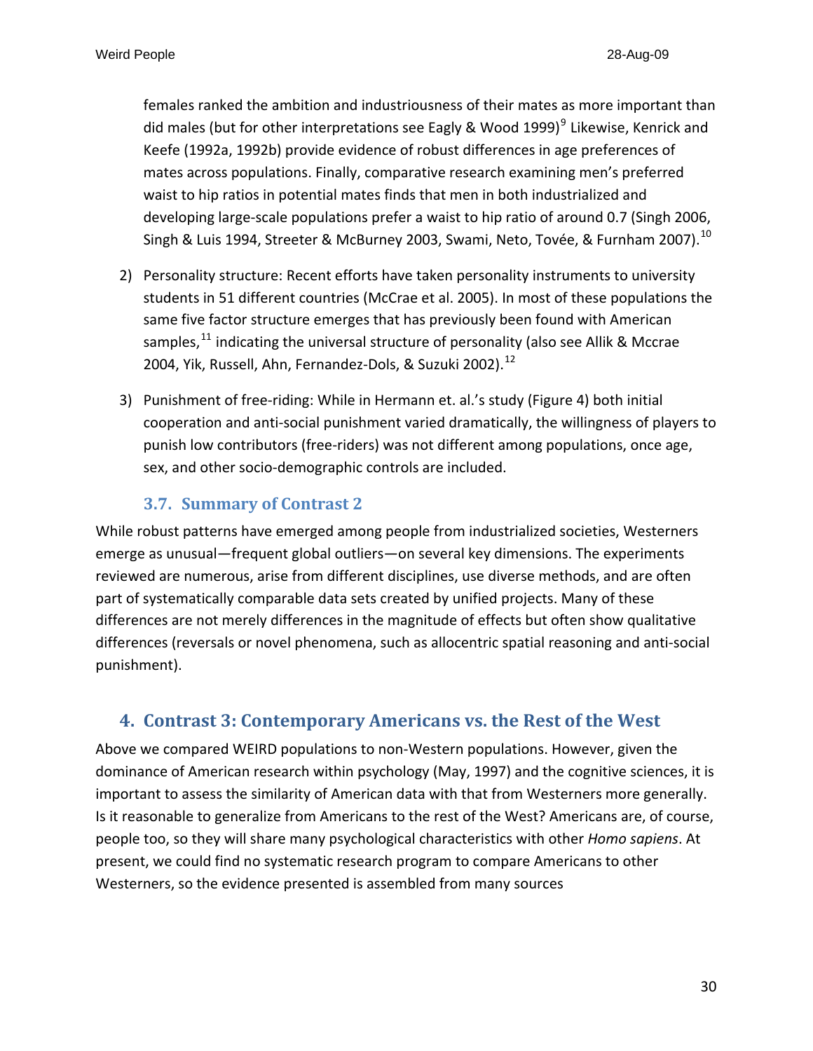females ranked the ambition and industriousness of their mates as more important than did males (but for other interpretations see Eagly & Wood 1999)[9] Likewise, Kenrick and Keefe (1992a, 1992b) provide evidence of robust differences in age preferences of mates across populations. Finally, comparative research examining men's preferred waist to hip ratios in potential mates finds that men in both industrialized and developing large-scale populations prefer a waist to hip ratio of around 0.7 (Singh 2006, Singh & Luis 1994, Streeter & McBurney 2003, Swami, Neto, Tovée, & Furnham 2007).[10]

2) Personality structure: Recent efforts have taken personality instruments to university students in 51 different countries (McCrae et al. 2005). In most of these populations the same five factor structure emerges that has previously been found with American samples,[11] indicating the universal structure of personality (also see Allik & Mccrae 2004, Yik, Russell, Ahn, Fernandez-Dols, & Suzuki 2002).[12]

3) Punishment of free-riding: While in Hermann et. al.'s study (Figure 4) both initial cooperation and anti-social punishment varied dramatically, the willingness of players to punish low contributors (free-riders) was not different among populations, once age, sex, and other socio-demographic controls are included.

### 3.7. Summary of Contrast 2

While robust patterns have emerged among people from industrialized societies, Westerners emerge as unusual—frequent global outliers—on several key dimensions. The experiments reviewed are numerous, arise from different disciplines, use diverse methods, and are often part of systematically comparable data sets created by unified projects. Many of these differences are not merely differences in the magnitude of effects but often show qualitative differences (reversals or novel phenomena, such as allocentric spatial reasoning and anti-social punishment).

## 4. Contrast 3: Contemporary Americans vs. the Rest of the West

Above we compared WEIRD populations to non-Western populations. However, given the dominance of American research within psychology (May, 1997) and the cognitive sciences, it is important to assess the similarity of American data with that from Westerners more generally. Is it reasonable to generalize from Americans to the rest of the West? Americans are, of course, people too, so they will share many psychological characteristics with other *Homo sapiens*. At present, we could find no systematic research program to compare Americans to other Westerners, so the evidence presented is assembled from many sources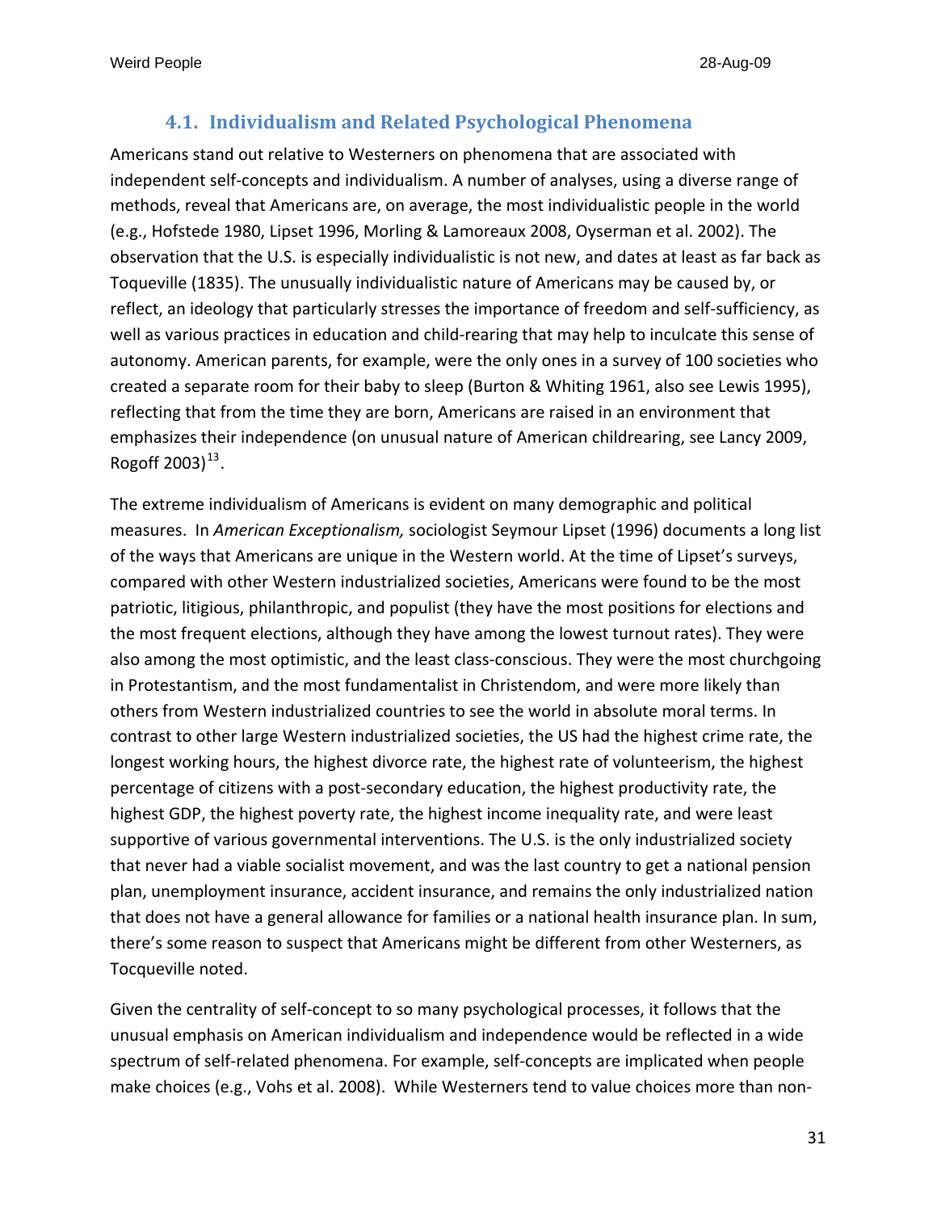### 4.1. Individualism and Related Psychological Phenomena

Americans stand out relative to Westerners on phenomena that are associated with independent self-concepts and individualism. A number of analyses, using a diverse range of methods, reveal that Americans are, on average, the most individualistic people in the world (e.g., Hofstede 1980, Lipset 1996, Morling & Lamoreaux 2008, Oyserman et al. 2002). The observation that the U.S. is especially individualistic is not new, and dates at least as far back as Toqueville (1835). The unusually individualistic nature of Americans may be caused by, or reflect, an ideology that particularly stresses the importance of freedom and self-sufficiency, as well as various practices in education and child-rearing that may help to inculcate this sense of autonomy. American parents, for example, were the only ones in a survey of 100 societies who created a separate room for their baby to sleep (Burton & Whiting 1961, also see Lewis 1995), reflecting that from the time they are born, Americans are raised in an environment that emphasizes their independence (on unusual nature of American childrearing, see Lancy 2009, Rogoff 2003)[13].

The extreme individualism of Americans is evident on many demographic and political measures. In *American Exceptionalism,* sociologist Seymour Lipset (1996) documents a long list of the ways that Americans are unique in the Western world. At the time of Lipset's surveys, compared with other Western industrialized societies, Americans were found to be the most patriotic, litigious, philanthropic, and populist (they have the most positions for elections and the most frequent elections, although they have among the lowest turnout rates). They were also among the most optimistic, and the least class-conscious. They were the most churchgoing in Protestantism, and the most fundamentalist in Christendom, and were more likely than others from Western industrialized countries to see the world in absolute moral terms. In contrast to other large Western industrialized societies, the US had the highest crime rate, the longest working hours, the highest divorce rate, the highest rate of volunteerism, the highest percentage of citizens with a post-secondary education, the highest productivity rate, the highest GDP, the highest poverty rate, the highest income inequality rate, and were least supportive of various governmental interventions. The U.S. is the only industrialized society that never had a viable socialist movement, and was the last country to get a national pension plan, unemployment insurance, accident insurance, and remains the only industrialized nation that does not have a general allowance for families or a national health insurance plan. In sum, there's some reason to suspect that Americans might be different from other Westerners, as Tocqueville noted.

Given the centrality of self-concept to so many psychological processes, it follows that the unusual emphasis on American individualism and independence would be reflected in a wide spectrum of self-related phenomena. For example, self-concepts are implicated when people make choices (e.g., Vohs et al. 2008). While Westerners tend to value choices more than non-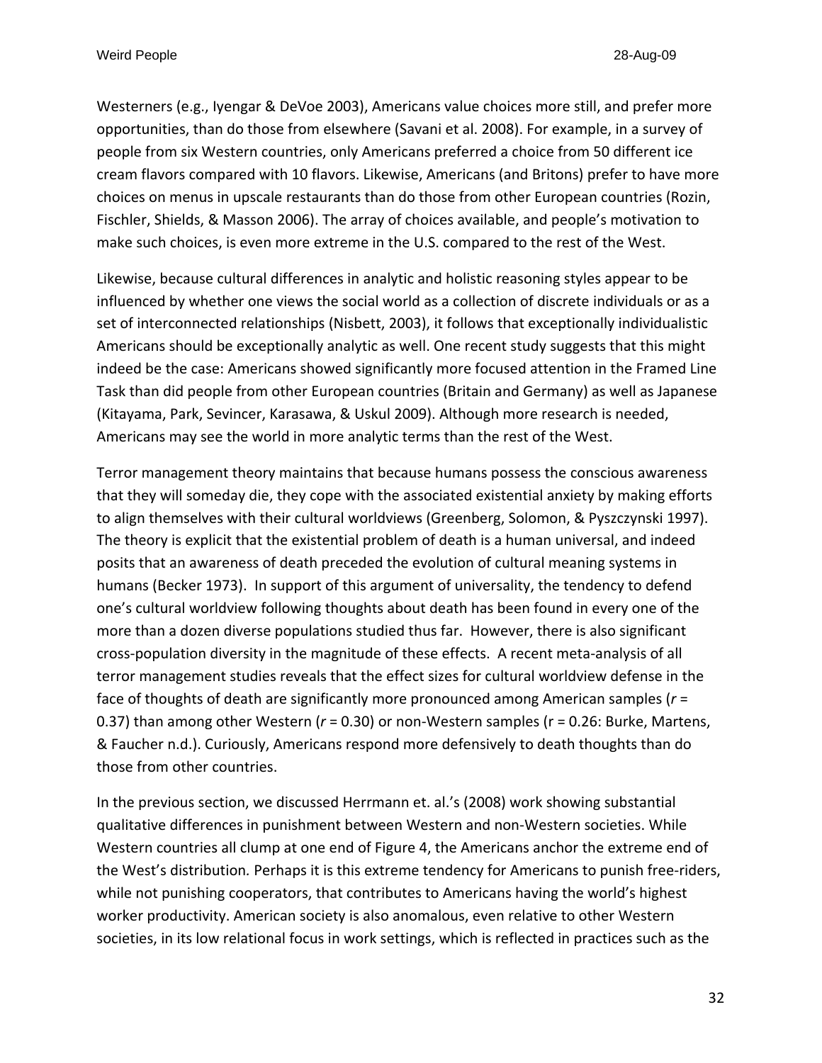Westerners (e.g., Iyengar & DeVoe 2003), Americans value choices more still, and prefer more opportunities, than do those from elsewhere (Savani et al. 2008). For example, in a survey of people from six Western countries, only Americans preferred a choice from 50 different ice cream flavors compared with 10 flavors. Likewise, Americans (and Britons) prefer to have more choices on menus in upscale restaurants than do those from other European countries (Rozin, Fischler, Shields, & Masson 2006). The array of choices available, and people's motivation to make such choices, is even more extreme in the U.S. compared to the rest of the West.

Likewise, because cultural differences in analytic and holistic reasoning styles appear to be influenced by whether one views the social world as a collection of discrete individuals or as a set of interconnected relationships (Nisbett, 2003), it follows that exceptionally individualistic Americans should be exceptionally analytic as well. One recent study suggests that this might indeed be the case: Americans showed significantly more focused attention in the Framed Line Task than did people from other European countries (Britain and Germany) as well as Japanese (Kitayama, Park, Sevincer, Karasawa, & Uskul 2009). Although more research is needed, Americans may see the world in more analytic terms than the rest of the West.

Terror management theory maintains that because humans possess the conscious awareness that they will someday die, they cope with the associated existential anxiety by making efforts to align themselves with their cultural worldviews (Greenberg, Solomon, & Pyszczynski 1997). The theory is explicit that the existential problem of death is a human universal, and indeed posits that an awareness of death preceded the evolution of cultural meaning systems in humans (Becker 1973). In support of this argument of universality, the tendency to defend one's cultural worldview following thoughts about death has been found in every one of the more than a dozen diverse populations studied thus far. However, there is also significant cross-population diversity in the magnitude of these effects. A recent meta-analysis of all terror management studies reveals that the effect sizes for cultural worldview defense in the face of thoughts of death are significantly more pronounced among American samples ($r = 0.37$) than among other Western ($r = 0.30$) or non-Western samples ($r = 0.26$: Burke, Martens, & Faucher n.d.). Curiously, Americans respond more defensively to death thoughts than do those from other countries.

In the previous section, we discussed Herrmann et. al.'s (2008) work showing substantial qualitative differences in punishment between Western and non-Western societies. While Western countries all clump at one end of Figure 4, the Americans anchor the extreme end of the West's distribution. Perhaps it is this extreme tendency for Americans to punish free-riders, while not punishing cooperators, that contributes to Americans having the world's highest worker productivity. American society is also anomalous, even relative to other Western societies, in its low relational focus in work settings, which is reflected in practices such as the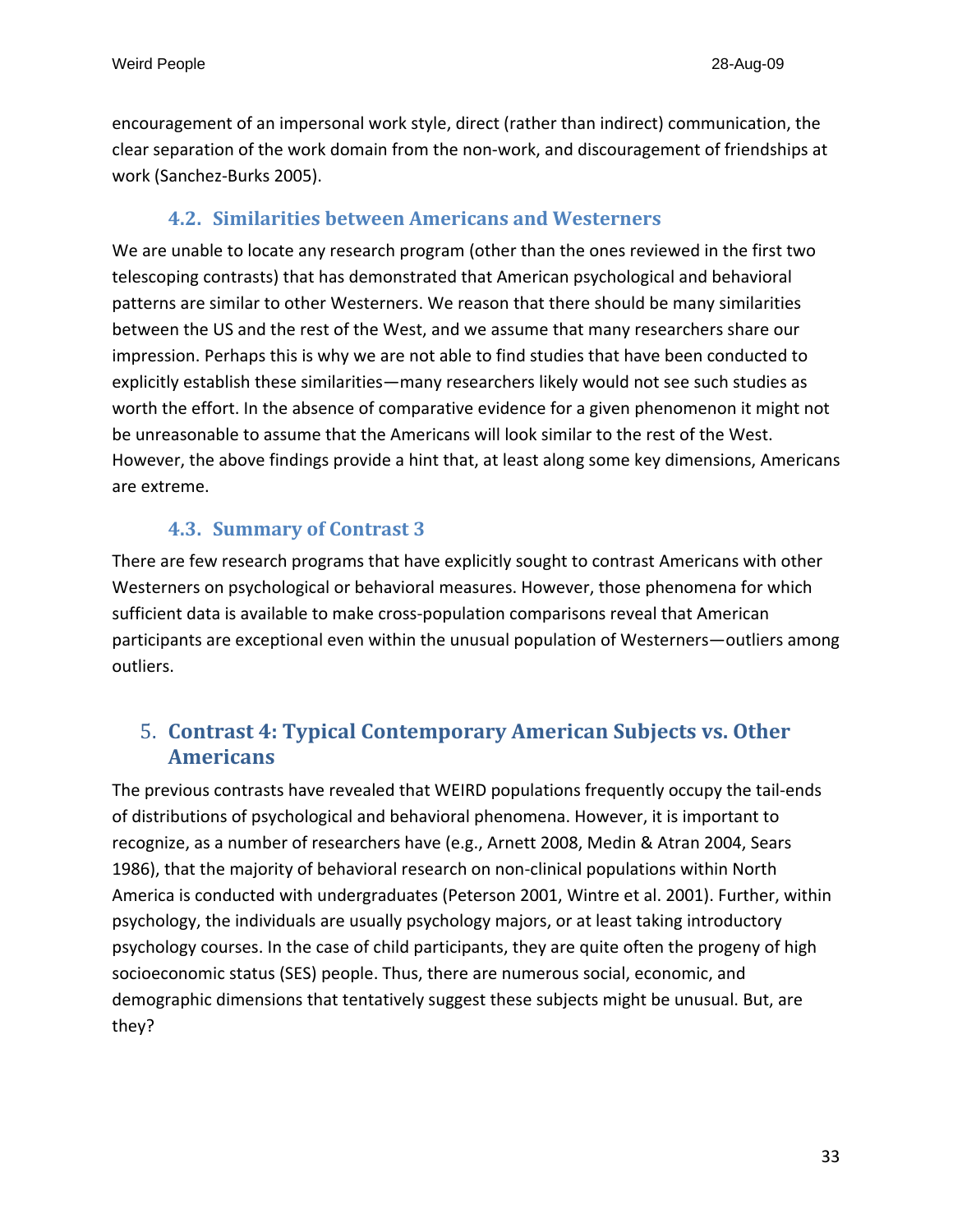encouragement of an impersonal work style, direct (rather than indirect) communication, the clear separation of the work domain from the non-work, and discouragement of friendships at work (Sanchez-Burks 2005).

### 4.2. Similarities between Americans and Westerners

We are unable to locate any research program (other than the ones reviewed in the first two telescoping contrasts) that has demonstrated that American psychological and behavioral patterns are similar to other Westerners. We reason that there should be many similarities between the US and the rest of the West, and we assume that many researchers share our impression. Perhaps this is why we are not able to find studies that have been conducted to explicitly establish these similarities—many researchers likely would not see such studies as worth the effort. In the absence of comparative evidence for a given phenomenon it might not be unreasonable to assume that the Americans will look similar to the rest of the West. However, the above findings provide a hint that, at least along some key dimensions, Americans are extreme.

### 4.3. Summary of Contrast 3

There are few research programs that have explicitly sought to contrast Americans with other Westerners on psychological or behavioral measures. However, those phenomena for which sufficient data is available to make cross-population comparisons reveal that American participants are exceptional even within the unusual population of Westerners—outliers among outliers.

## 5. Contrast 4: Typical Contemporary American Subjects vs. Other Americans

The previous contrasts have revealed that WEIRD populations frequently occupy the tail-ends of distributions of psychological and behavioral phenomena. However, it is important to recognize, as a number of researchers have (e.g., Arnett 2008, Medin & Atran 2004, Sears 1986), that the majority of behavioral research on non-clinical populations within North America is conducted with undergraduates (Peterson 2001, Wintre et al. 2001). Further, within psychology, the individuals are usually psychology majors, or at least taking introductory psychology courses. In the case of child participants, they are quite often the progeny of high socioeconomic status (SES) people. Thus, there are numerous social, economic, and demographic dimensions that tentatively suggest these subjects might be unusual. But, are they?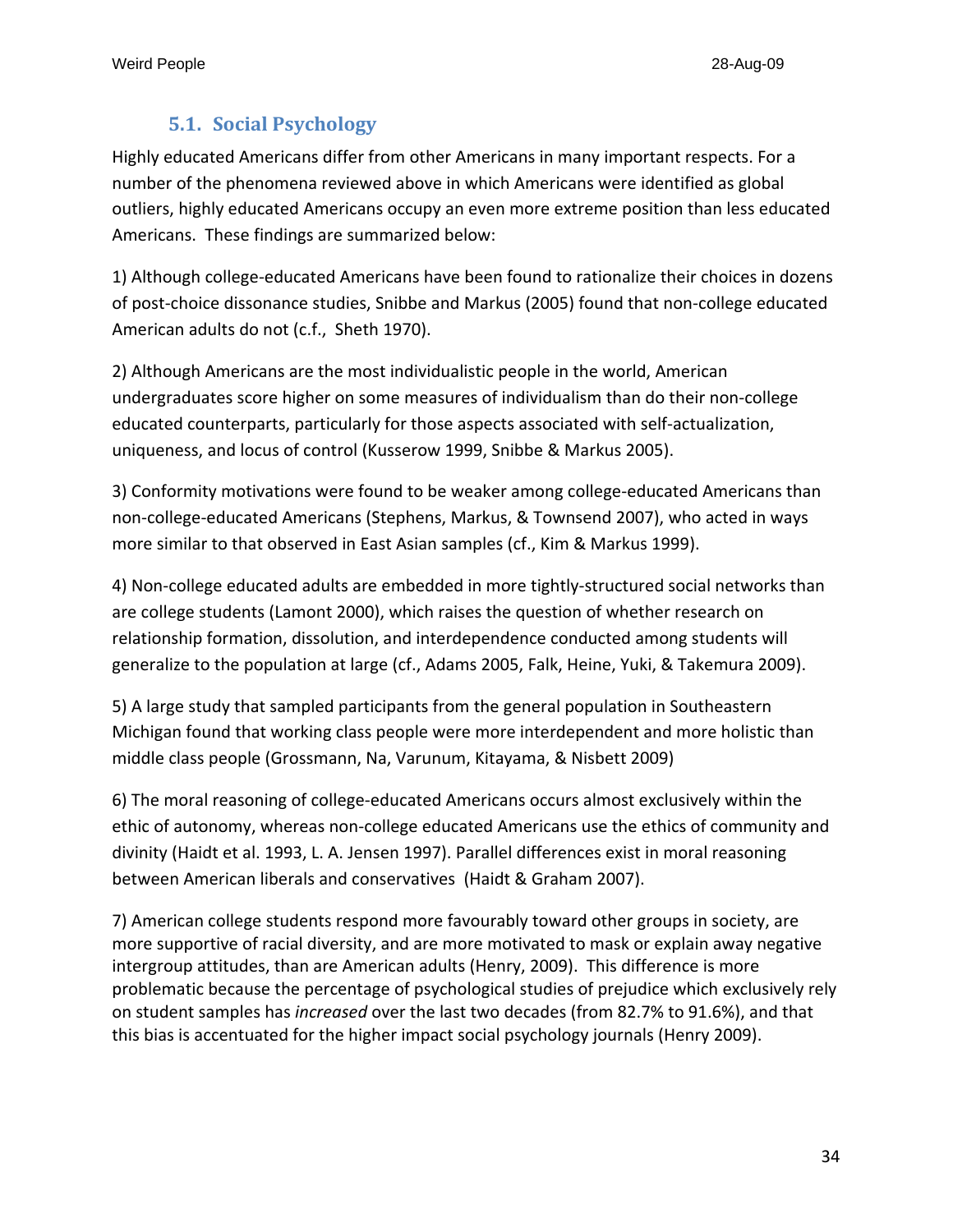### 5.1. Social Psychology

Highly educated Americans differ from other Americans in many important respects. For a number of the phenomena reviewed above in which Americans were identified as global outliers, highly educated Americans occupy an even more extreme position than less educated Americans. These findings are summarized below:

1) Although college-educated Americans have been found to rationalize their choices in dozens of post-choice dissonance studies, Snibbe and Markus (2005) found that non-college educated American adults do not (c.f., Sheth 1970).

2) Although Americans are the most individualistic people in the world, American undergraduates score higher on some measures of individualism than do their non-college educated counterparts, particularly for those aspects associated with self-actualization, uniqueness, and locus of control (Kusserow 1999, Snibbe & Markus 2005).

3) Conformity motivations were found to be weaker among college-educated Americans than non-college-educated Americans (Stephens, Markus, & Townsend 2007), who acted in ways more similar to that observed in East Asian samples (cf., Kim & Markus 1999).

4) Non-college educated adults are embedded in more tightly-structured social networks than are college students (Lamont 2000), which raises the question of whether research on relationship formation, dissolution, and interdependence conducted among students will generalize to the population at large (cf., Adams 2005, Falk, Heine, Yuki, & Takemura 2009).

5) A large study that sampled participants from the general population in Southeastern Michigan found that working class people were more interdependent and more holistic than middle class people (Grossmann, Na, Varunum, Kitayama, & Nisbett 2009)

6) The moral reasoning of college-educated Americans occurs almost exclusively within the ethic of autonomy, whereas non-college educated Americans use the ethics of community and divinity (Haidt et al. 1993, L. A. Jensen 1997). Parallel differences exist in moral reasoning between American liberals and conservatives (Haidt & Graham 2007).

7) American college students respond more favourably toward other groups in society, are more supportive of racial diversity, and are more motivated to mask or explain away negative intergroup attitudes, than are American adults (Henry, 2009). This difference is more problematic because the percentage of psychological studies of prejudice which exclusively rely on student samples has *increased* over the last two decades (from 82.7% to 91.6%), and that this bias is accentuated for the higher impact social psychology journals (Henry 2009).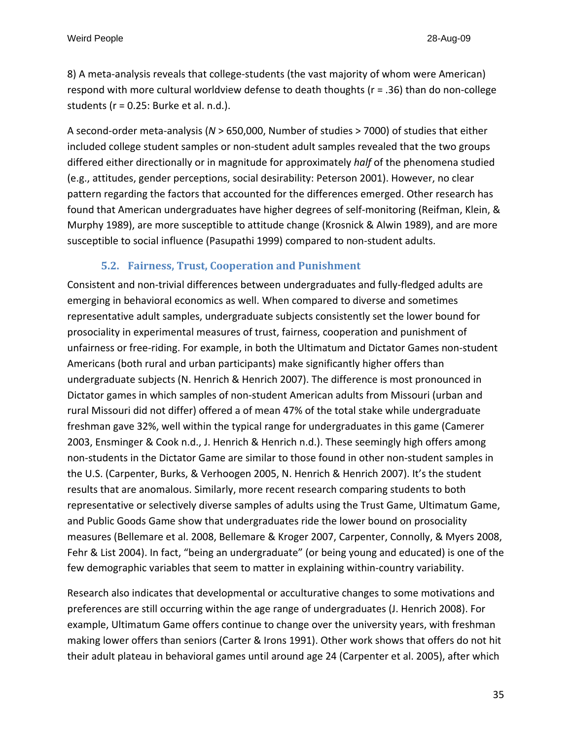8) A meta-analysis reveals that college-students (the vast majority of whom were American) respond with more cultural worldview defense to death thoughts ($r = .36$) than do non-college students ($r = 0.25$: Burke et al. n.d.).

A second-order meta-analysis ($N > 650{,}000$, Number of studies > 7000) of studies that either included college student samples or non-student adult samples revealed that the two groups differed either directionally or in magnitude for approximately *half* of the phenomena studied (e.g., attitudes, gender perceptions, social desirability: Peterson 2001). However, no clear pattern regarding the factors that accounted for the differences emerged. Other research has found that American undergraduates have higher degrees of self-monitoring (Reifman, Klein, & Murphy 1989), are more susceptible to attitude change (Krosnick & Alwin 1989), and are more susceptible to social influence (Pasupathi 1999) compared to non-student adults.

### 5.2. Fairness, Trust, Cooperation and Punishment

Consistent and non-trivial differences between undergraduates and fully-fledged adults are emerging in behavioral economics as well. When compared to diverse and sometimes representative adult samples, undergraduate subjects consistently set the lower bound for prosociality in experimental measures of trust, fairness, cooperation and punishment of unfairness or free-riding. For example, in both the Ultimatum and Dictator Games non-student Americans (both rural and urban participants) make significantly higher offers than undergraduate subjects (N. Henrich & Henrich 2007). The difference is most pronounced in Dictator games in which samples of non-student American adults from Missouri (urban and rural Missouri did not differ) offered a of mean 47% of the total stake while undergraduate freshman gave 32%, well within the typical range for undergraduates in this game (Camerer 2003, Ensminger & Cook n.d., J. Henrich & Henrich n.d.). These seemingly high offers among non-students in the Dictator Game are similar to those found in other non-student samples in the U.S. (Carpenter, Burks, & Verhoogen 2005, N. Henrich & Henrich 2007). It's the student results that are anomalous. Similarly, more recent research comparing students to both representative or selectively diverse samples of adults using the Trust Game, Ultimatum Game, and Public Goods Game show that undergraduates ride the lower bound on prosociality measures (Bellemare et al. 2008, Bellemare & Kroger 2007, Carpenter, Connolly, & Myers 2008, Fehr & List 2004). In fact, "being an undergraduate" (or being young and educated) is one of the few demographic variables that seem to matter in explaining within-country variability.

Research also indicates that developmental or acculturative changes to some motivations and preferences are still occurring within the age range of undergraduates (J. Henrich 2008). For example, Ultimatum Game offers continue to change over the university years, with freshman making lower offers than seniors (Carter & Irons 1991). Other work shows that offers do not hit their adult plateau in behavioral games until around age 24 (Carpenter et al. 2005), after which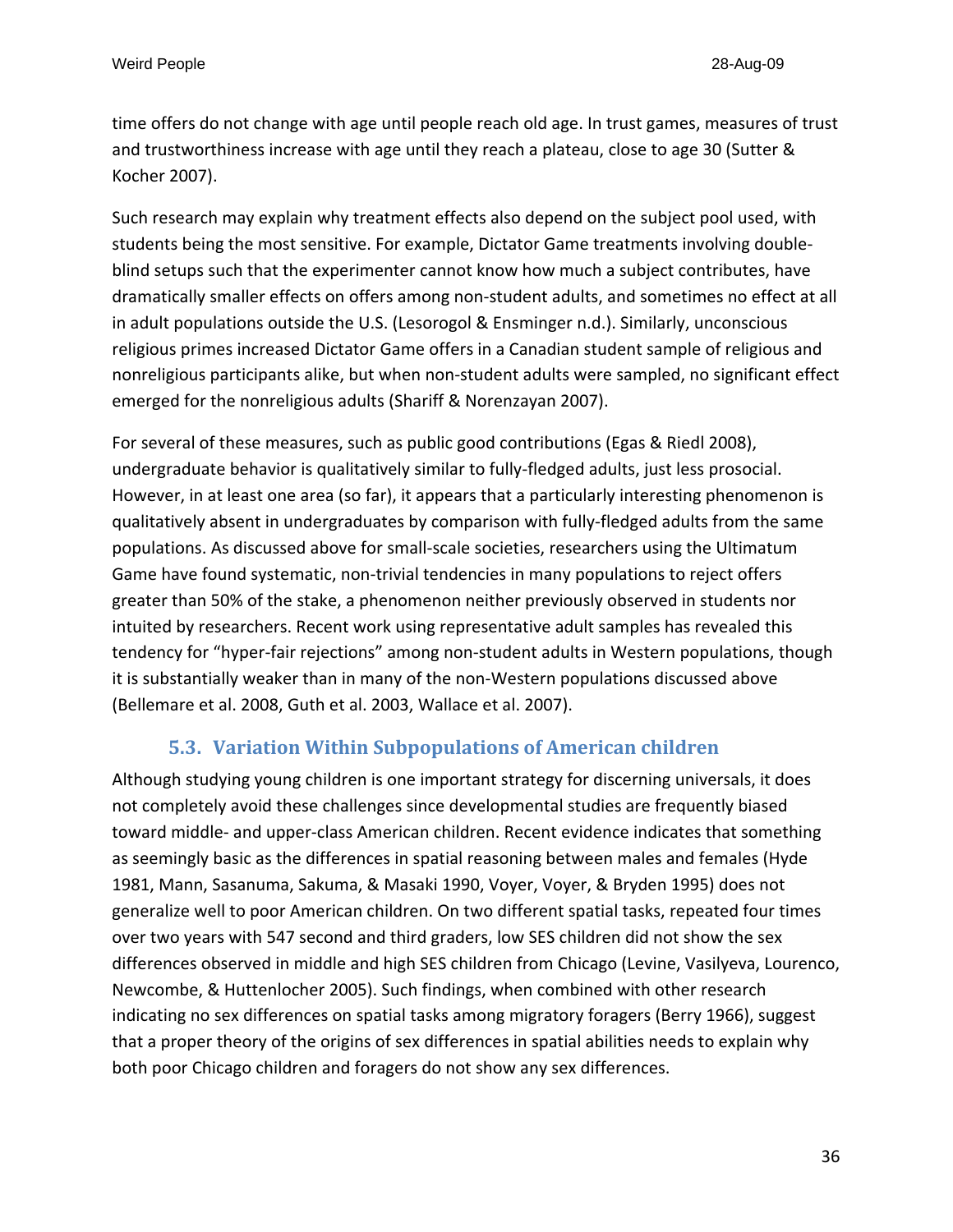time offers do not change with age until people reach old age. In trust games, measures of trust and trustworthiness increase with age until they reach a plateau, close to age 30 (Sutter & Kocher 2007).

Such research may explain why treatment effects also depend on the subject pool used, with students being the most sensitive. For example, Dictator Game treatments involving double-blind setups such that the experimenter cannot know how much a subject contributes, have dramatically smaller effects on offers among non-student adults, and sometimes no effect at all in adult populations outside the U.S. (Lesorogol & Ensminger n.d.). Similarly, unconscious religious primes increased Dictator Game offers in a Canadian student sample of religious and nonreligious participants alike, but when non-student adults were sampled, no significant effect emerged for the nonreligious adults (Shariff & Norenzayan 2007).

For several of these measures, such as public good contributions (Egas & Riedl 2008), undergraduate behavior is qualitatively similar to fully-fledged adults, just less prosocial. However, in at least one area (so far), it appears that a particularly interesting phenomenon is qualitatively absent in undergraduates by comparison with fully-fledged adults from the same populations. As discussed above for small-scale societies, researchers using the Ultimatum Game have found systematic, non-trivial tendencies in many populations to reject offers greater than 50% of the stake, a phenomenon neither previously observed in students nor intuited by researchers. Recent work using representative adult samples has revealed this tendency for "hyper-fair rejections" among non-student adults in Western populations, though it is substantially weaker than in many of the non-Western populations discussed above (Bellemare et al. 2008, Guth et al. 2003, Wallace et al. 2007).

### 5.3. Variation Within Subpopulations of American children

Although studying young children is one important strategy for discerning universals, it does not completely avoid these challenges since developmental studies are frequently biased toward middle- and upper-class American children. Recent evidence indicates that something as seemingly basic as the differences in spatial reasoning between males and females (Hyde 1981, Mann, Sasanuma, Sakuma, & Masaki 1990, Voyer, Voyer, & Bryden 1995) does not generalize well to poor American children. On two different spatial tasks, repeated four times over two years with 547 second and third graders, low SES children did not show the sex differences observed in middle and high SES children from Chicago (Levine, Vasilyeva, Lourenco, Newcombe, & Huttenlocher 2005). Such findings, when combined with other research indicating no sex differences on spatial tasks among migratory foragers (Berry 1966), suggest that a proper theory of the origins of sex differences in spatial abilities needs to explain why both poor Chicago children and foragers do not show any sex differences.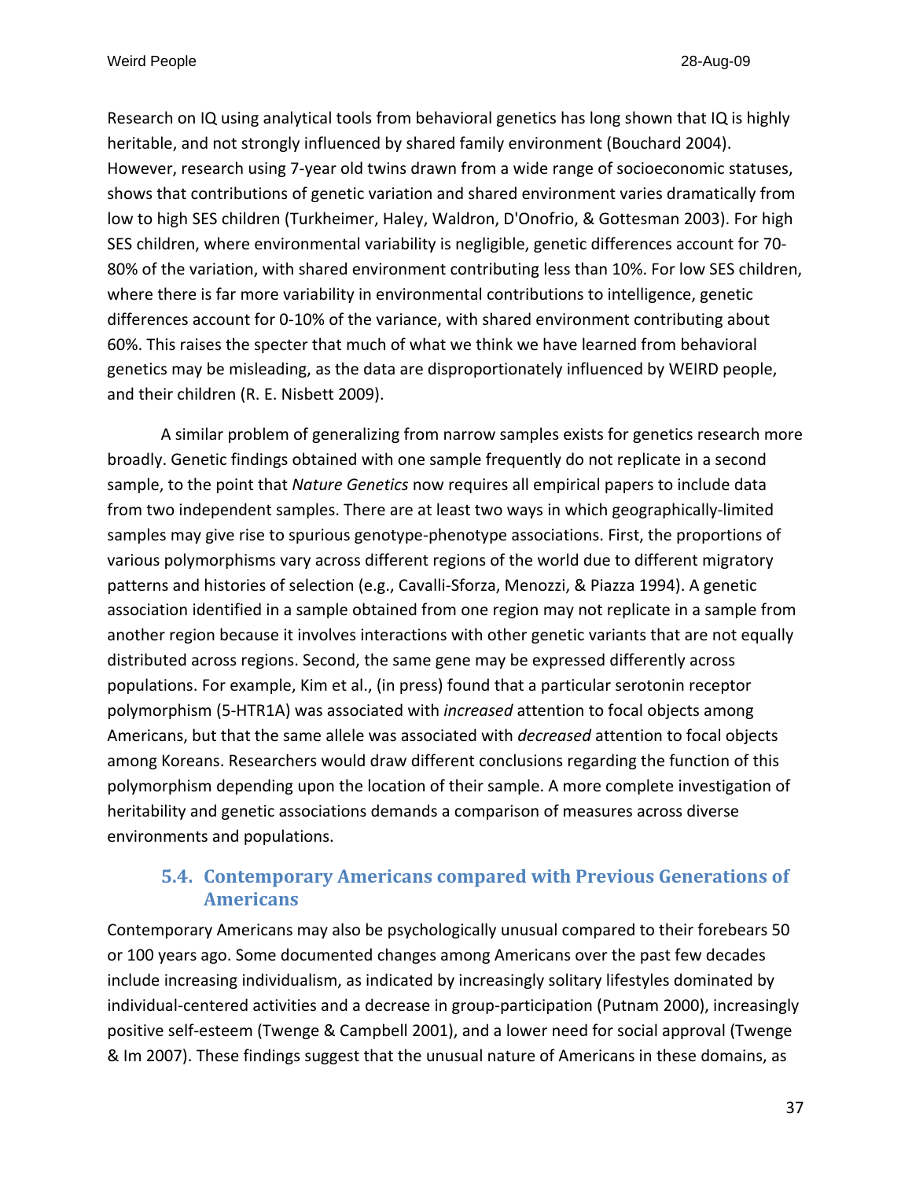Research on IQ using analytical tools from behavioral genetics has long shown that IQ is highly heritable, and not strongly influenced by shared family environment (Bouchard 2004). However, research using 7-year old twins drawn from a wide range of socioeconomic statuses, shows that contributions of genetic variation and shared environment varies dramatically from low to high SES children (Turkheimer, Haley, Waldron, D'Onofrio, & Gottesman 2003). For high SES children, where environmental variability is negligible, genetic differences account for 70-80% of the variation, with shared environment contributing less than 10%. For low SES children, where there is far more variability in environmental contributions to intelligence, genetic differences account for 0-10% of the variance, with shared environment contributing about 60%. This raises the specter that much of what we think we have learned from behavioral genetics may be misleading, as the data are disproportionately influenced by WEIRD people, and their children (R. E. Nisbett 2009).

A similar problem of generalizing from narrow samples exists for genetics research more broadly. Genetic findings obtained with one sample frequently do not replicate in a second sample, to the point that *Nature Genetics* now requires all empirical papers to include data from two independent samples. There are at least two ways in which geographically-limited samples may give rise to spurious genotype-phenotype associations. First, the proportions of various polymorphisms vary across different regions of the world due to different migratory patterns and histories of selection (e.g., Cavalli-Sforza, Menozzi, & Piazza 1994). A genetic association identified in a sample obtained from one region may not replicate in a sample from another region because it involves interactions with other genetic variants that are not equally distributed across regions. Second, the same gene may be expressed differently across populations. For example, Kim et al., (in press) found that a particular serotonin receptor polymorphism (5-HTR1A) was associated with *increased* attention to focal objects among Americans, but that the same allele was associated with *decreased* attention to focal objects among Koreans. Researchers would draw different conclusions regarding the function of this polymorphism depending upon the location of their sample. A more complete investigation of heritability and genetic associations demands a comparison of measures across diverse environments and populations.

## 5.4. Contemporary Americans compared with Previous Generations of Americans

Contemporary Americans may also be psychologically unusual compared to their forebears 50 or 100 years ago. Some documented changes among Americans over the past few decades include increasing individualism, as indicated by increasingly solitary lifestyles dominated by individual-centered activities and a decrease in group-participation (Putnam 2000), increasingly positive self-esteem (Twenge & Campbell 2001), and a lower need for social approval (Twenge & Im 2007). These findings suggest that the unusual nature of Americans in these domains, as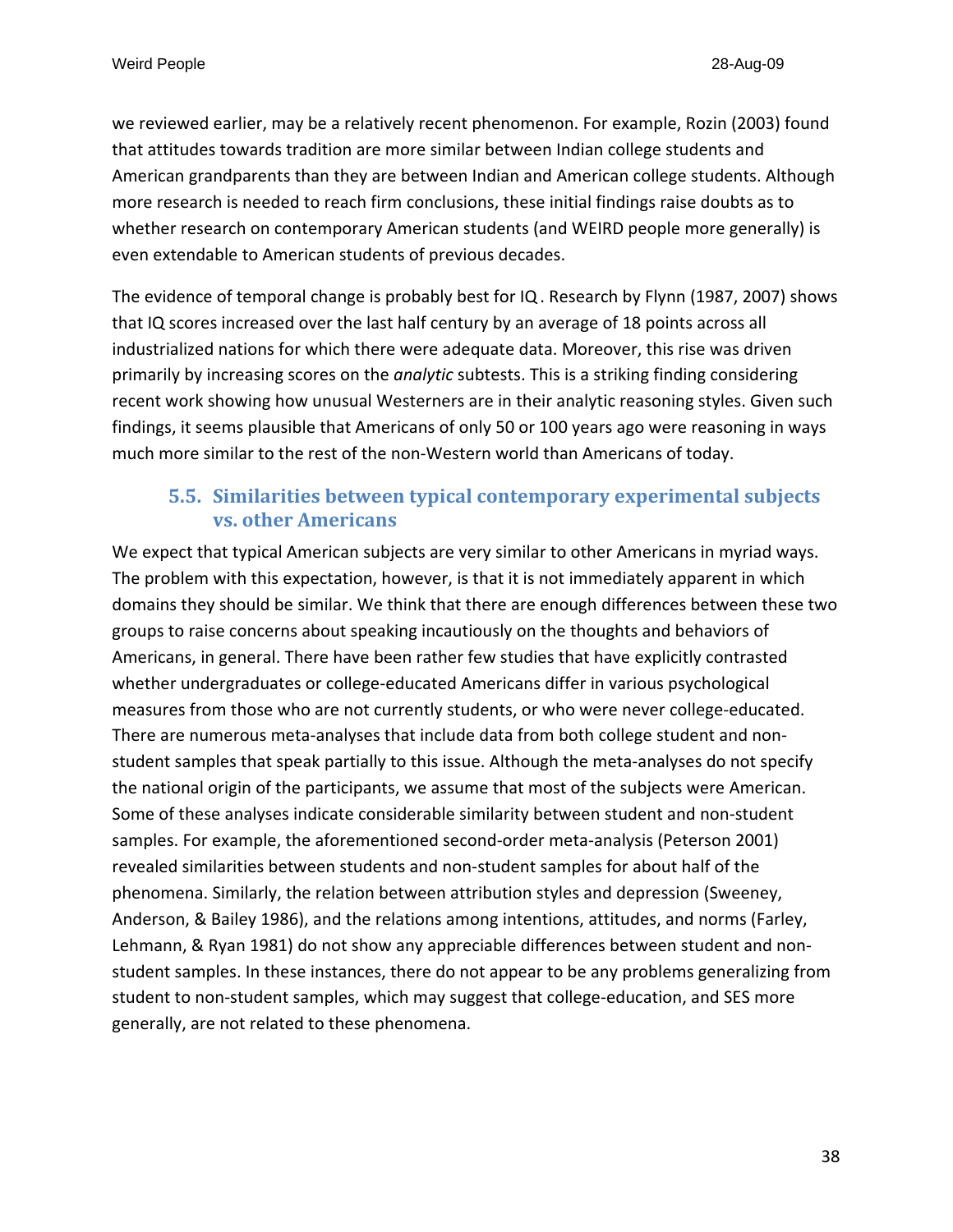we reviewed earlier, may be a relatively recent phenomenon. For example, Rozin (2003) found that attitudes towards tradition are more similar between Indian college students and American grandparents than they are between Indian and American college students. Although more research is needed to reach firm conclusions, these initial findings raise doubts as to whether research on contemporary American students (and WEIRD people more generally) is even extendable to American students of previous decades.

The evidence of temporal change is probably best for IQ. Research by Flynn (1987, 2007) shows that IQ scores increased over the last half century by an average of 18 points across all industrialized nations for which there were adequate data. Moreover, this rise was driven primarily by increasing scores on the *analytic* subtests. This is a striking finding considering recent work showing how unusual Westerners are in their analytic reasoning styles. Given such findings, it seems plausible that Americans of only 50 or 100 years ago were reasoning in ways much more similar to the rest of the non-Western world than Americans of today.

### 5.5. Similarities between typical contemporary experimental subjects vs. other Americans

We expect that typical American subjects are very similar to other Americans in myriad ways. The problem with this expectation, however, is that it is not immediately apparent in which domains they should be similar. We think that there are enough differences between these two groups to raise concerns about speaking incautiously on the thoughts and behaviors of Americans, in general. There have been rather few studies that have explicitly contrasted whether undergraduates or college-educated Americans differ in various psychological measures from those who are not currently students, or who were never college-educated. There are numerous meta-analyses that include data from both college student and non-student samples that speak partially to this issue. Although the meta-analyses do not specify the national origin of the participants, we assume that most of the subjects were American. Some of these analyses indicate considerable similarity between student and non-student samples. For example, the aforementioned second-order meta-analysis (Peterson 2001) revealed similarities between students and non-student samples for about half of the phenomena. Similarly, the relation between attribution styles and depression (Sweeney, Anderson, & Bailey 1986), and the relations among intentions, attitudes, and norms (Farley, Lehmann, & Ryan 1981) do not show any appreciable differences between student and non-student samples. In these instances, there do not appear to be any problems generalizing from student to non-student samples, which may suggest that college-education, and SES more generally, are not related to these phenomena.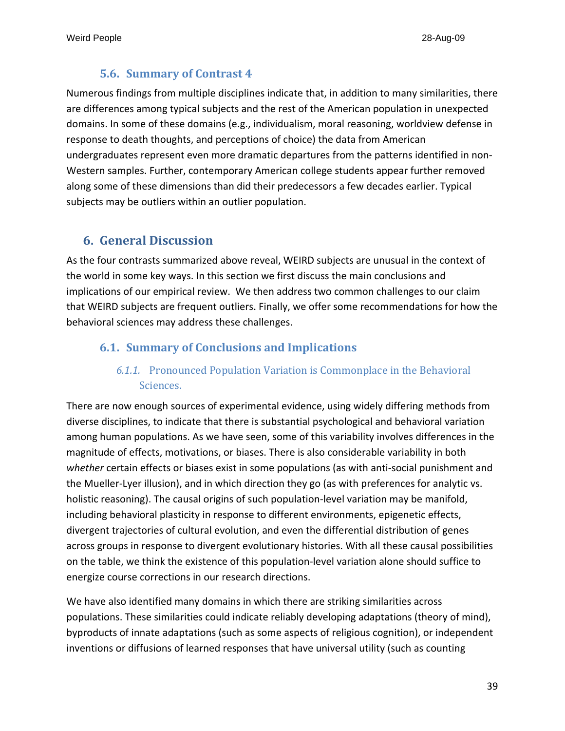### 5.6. Summary of Contrast 4

Numerous findings from multiple disciplines indicate that, in addition to many similarities, there are differences among typical subjects and the rest of the American population in unexpected domains. In some of these domains (e.g., individualism, moral reasoning, worldview defense in response to death thoughts, and perceptions of choice) the data from American undergraduates represent even more dramatic departures from the patterns identified in non-Western samples. Further, contemporary American college students appear further removed along some of these dimensions than did their predecessors a few decades earlier. Typical subjects may be outliers within an outlier population.

## 6. General Discussion

As the four contrasts summarized above reveal, WEIRD subjects are unusual in the context of the world in some key ways. In this section we first discuss the main conclusions and implications of our empirical review. We then address two common challenges to our claim that WEIRD subjects are frequent outliers. Finally, we offer some recommendations for how the behavioral sciences may address these challenges.

### 6.1. Summary of Conclusions and Implications

#### *6.1.1.* Pronounced Population Variation is Commonplace in the Behavioral Sciences.

There are now enough sources of experimental evidence, using widely differing methods from diverse disciplines, to indicate that there is substantial psychological and behavioral variation among human populations. As we have seen, some of this variability involves differences in the magnitude of effects, motivations, or biases. There is also considerable variability in both *whether* certain effects or biases exist in some populations (as with anti-social punishment and the Mueller-Lyer illusion), and in which direction they go (as with preferences for analytic vs. holistic reasoning). The causal origins of such population-level variation may be manifold, including behavioral plasticity in response to different environments, epigenetic effects, divergent trajectories of cultural evolution, and even the differential distribution of genes across groups in response to divergent evolutionary histories. With all these causal possibilities on the table, we think the existence of this population-level variation alone should suffice to energize course corrections in our research directions.

We have also identified many domains in which there are striking similarities across populations. These similarities could indicate reliably developing adaptations (theory of mind), byproducts of innate adaptations (such as some aspects of religious cognition), or independent inventions or diffusions of learned responses that have universal utility (such as counting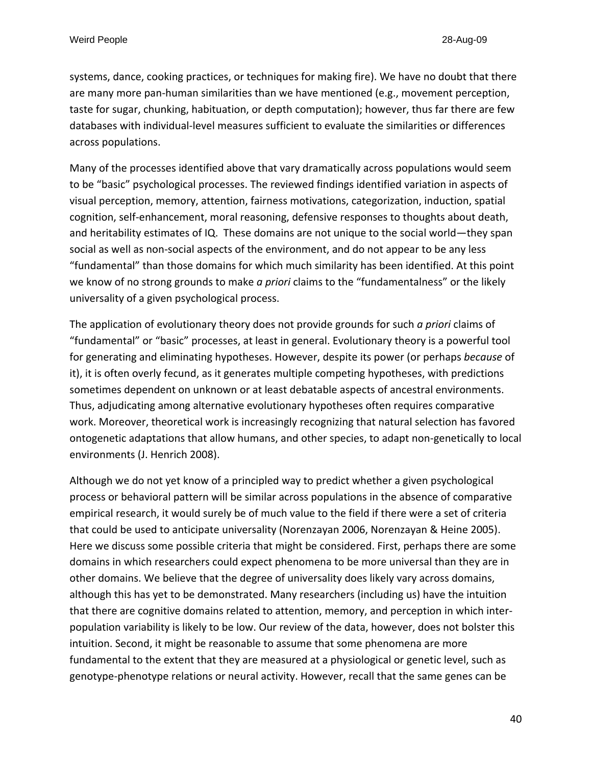systems, dance, cooking practices, or techniques for making fire). We have no doubt that there are many more pan-human similarities than we have mentioned (e.g., movement perception, taste for sugar, chunking, habituation, or depth computation); however, thus far there are few databases with individual-level measures sufficient to evaluate the similarities or differences across populations.

Many of the processes identified above that vary dramatically across populations would seem to be "basic" psychological processes. The reviewed findings identified variation in aspects of visual perception, memory, attention, fairness motivations, categorization, induction, spatial cognition, self-enhancement, moral reasoning, defensive responses to thoughts about death, and heritability estimates of IQ. These domains are not unique to the social world—they span social as well as non-social aspects of the environment, and do not appear to be any less "fundamental" than those domains for which much similarity has been identified. At this point we know of no strong grounds to make *a priori* claims to the "fundamentalness" or the likely universality of a given psychological process.

The application of evolutionary theory does not provide grounds for such *a priori* claims of "fundamental" or "basic" processes, at least in general. Evolutionary theory is a powerful tool for generating and eliminating hypotheses. However, despite its power (or perhaps *because* of it), it is often overly fecund, as it generates multiple competing hypotheses, with predictions sometimes dependent on unknown or at least debatable aspects of ancestral environments. Thus, adjudicating among alternative evolutionary hypotheses often requires comparative work. Moreover, theoretical work is increasingly recognizing that natural selection has favored ontogenetic adaptations that allow humans, and other species, to adapt non-genetically to local environments (J. Henrich 2008).

Although we do not yet know of a principled way to predict whether a given psychological process or behavioral pattern will be similar across populations in the absence of comparative empirical research, it would surely be of much value to the field if there were a set of criteria that could be used to anticipate universality (Norenzayan 2006, Norenzayan & Heine 2005). Here we discuss some possible criteria that might be considered. First, perhaps there are some domains in which researchers could expect phenomena to be more universal than they are in other domains. We believe that the degree of universality does likely vary across domains, although this has yet to be demonstrated. Many researchers (including us) have the intuition that there are cognitive domains related to attention, memory, and perception in which inter-population variability is likely to be low. Our review of the data, however, does not bolster this intuition. Second, it might be reasonable to assume that some phenomena are more fundamental to the extent that they are measured at a physiological or genetic level, such as genotype-phenotype relations or neural activity. However, recall that the same genes can be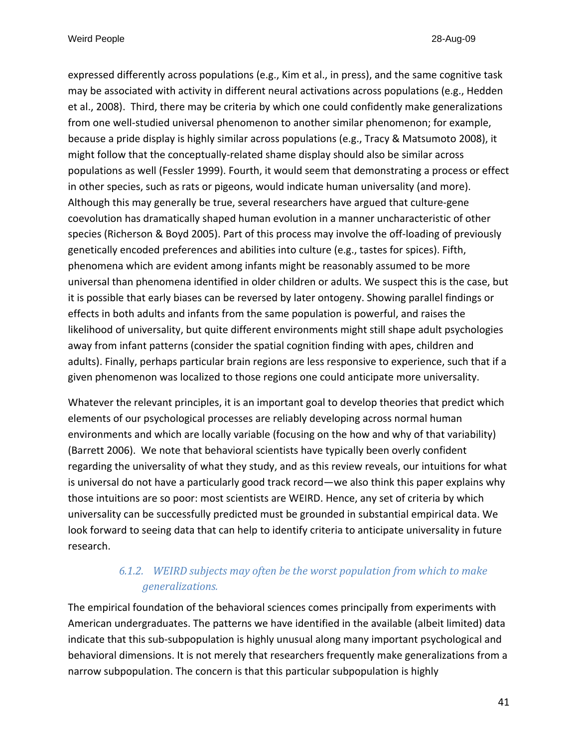expressed differently across populations (e.g., Kim et al., in press), and the same cognitive task may be associated with activity in different neural activations across populations (e.g., Hedden et al., 2008). Third, there may be criteria by which one could confidently make generalizations from one well-studied universal phenomenon to another similar phenomenon; for example, because a pride display is highly similar across populations (e.g., Tracy & Matsumoto 2008), it might follow that the conceptually-related shame display should also be similar across populations as well (Fessler 1999). Fourth, it would seem that demonstrating a process or effect in other species, such as rats or pigeons, would indicate human universality (and more). Although this may generally be true, several researchers have argued that culture-gene coevolution has dramatically shaped human evolution in a manner uncharacteristic of other species (Richerson & Boyd 2005). Part of this process may involve the off-loading of previously genetically encoded preferences and abilities into culture (e.g., tastes for spices). Fifth, phenomena which are evident among infants might be reasonably assumed to be more universal than phenomena identified in older children or adults. We suspect this is the case, but it is possible that early biases can be reversed by later ontogeny. Showing parallel findings or effects in both adults and infants from the same population is powerful, and raises the likelihood of universality, but quite different environments might still shape adult psychologies away from infant patterns (consider the spatial cognition finding with apes, children and adults). Finally, perhaps particular brain regions are less responsive to experience, such that if a given phenomenon was localized to those regions one could anticipate more universality.

Whatever the relevant principles, it is an important goal to develop theories that predict which elements of our psychological processes are reliably developing across normal human environments and which are locally variable (focusing on the how and why of that variability) (Barrett 2006). We note that behavioral scientists have typically been overly confident regarding the universality of what they study, and as this review reveals, our intuitions for what is universal do not have a particularly good track record—we also think this paper explains why those intuitions are so poor: most scientists are WEIRD. Hence, any set of criteria by which universality can be successfully predicted must be grounded in substantial empirical data. We look forward to seeing data that can help to identify criteria to anticipate universality in future research.

#### *6.1.2. WEIRD subjects may often be the worst population from which to make generalizations.*

The empirical foundation of the behavioral sciences comes principally from experiments with American undergraduates. The patterns we have identified in the available (albeit limited) data indicate that this sub-subpopulation is highly unusual along many important psychological and behavioral dimensions. It is not merely that researchers frequently make generalizations from a narrow subpopulation. The concern is that this particular subpopulation is highly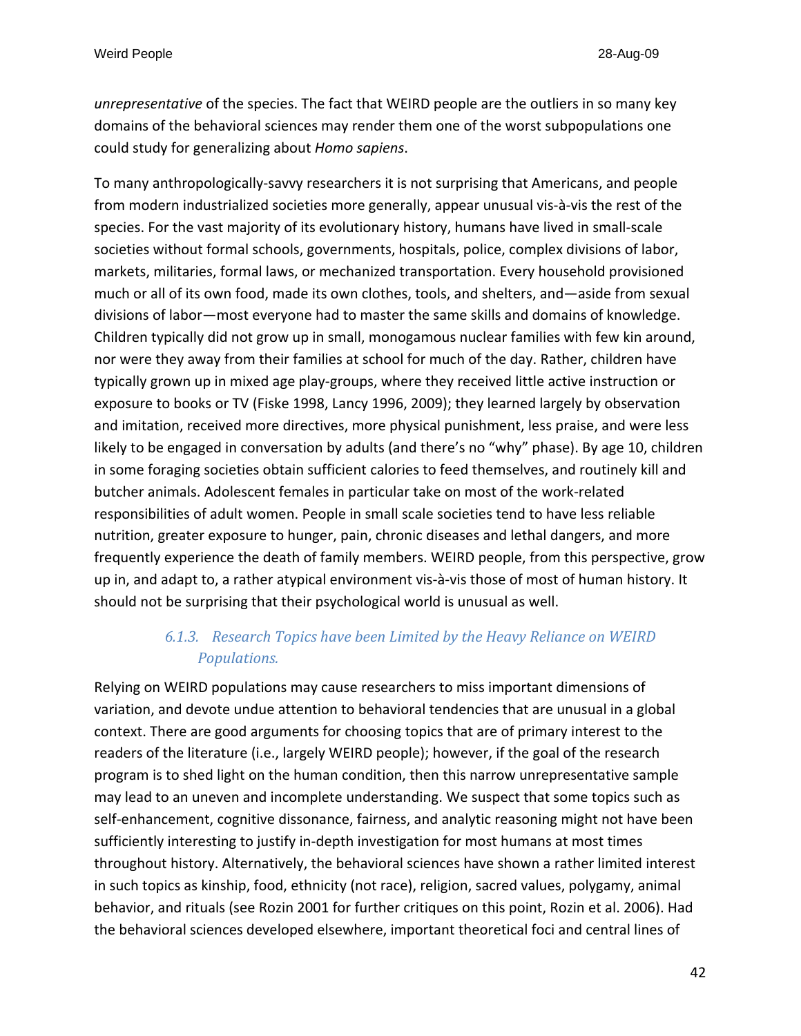*unrepresentative* of the species. The fact that WEIRD people are the outliers in so many key domains of the behavioral sciences may render them one of the worst subpopulations one could study for generalizing about *Homo sapiens*.

To many anthropologically-savvy researchers it is not surprising that Americans, and people from modern industrialized societies more generally, appear unusual vis-à-vis the rest of the species. For the vast majority of its evolutionary history, humans have lived in small-scale societies without formal schools, governments, hospitals, police, complex divisions of labor, markets, militaries, formal laws, or mechanized transportation. Every household provisioned much or all of its own food, made its own clothes, tools, and shelters, and—aside from sexual divisions of labor—most everyone had to master the same skills and domains of knowledge. Children typically did not grow up in small, monogamous nuclear families with few kin around, nor were they away from their families at school for much of the day. Rather, children have typically grown up in mixed age play-groups, where they received little active instruction or exposure to books or TV (Fiske 1998, Lancy 1996, 2009); they learned largely by observation and imitation, received more directives, more physical punishment, less praise, and were less likely to be engaged in conversation by adults (and there's no "why" phase). By age 10, children in some foraging societies obtain sufficient calories to feed themselves, and routinely kill and butcher animals. Adolescent females in particular take on most of the work-related responsibilities of adult women. People in small scale societies tend to have less reliable nutrition, greater exposure to hunger, pain, chronic diseases and lethal dangers, and more frequently experience the death of family members. WEIRD people, from this perspective, grow up in, and adapt to, a rather atypical environment vis-à-vis those of most of human history. It should not be surprising that their psychological world is unusual as well.

### 6.1.3. Research Topics have been Limited by the Heavy Reliance on WEIRD Populations.

Relying on WEIRD populations may cause researchers to miss important dimensions of variation, and devote undue attention to behavioral tendencies that are unusual in a global context. There are good arguments for choosing topics that are of primary interest to the readers of the literature (i.e., largely WEIRD people); however, if the goal of the research program is to shed light on the human condition, then this narrow unrepresentative sample may lead to an uneven and incomplete understanding. We suspect that some topics such as self-enhancement, cognitive dissonance, fairness, and analytic reasoning might not have been sufficiently interesting to justify in-depth investigation for most humans at most times throughout history. Alternatively, the behavioral sciences have shown a rather limited interest in such topics as kinship, food, ethnicity (not race), religion, sacred values, polygamy, animal behavior, and rituals (see Rozin 2001 for further critiques on this point, Rozin et al. 2006). Had the behavioral sciences developed elsewhere, important theoretical foci and central lines of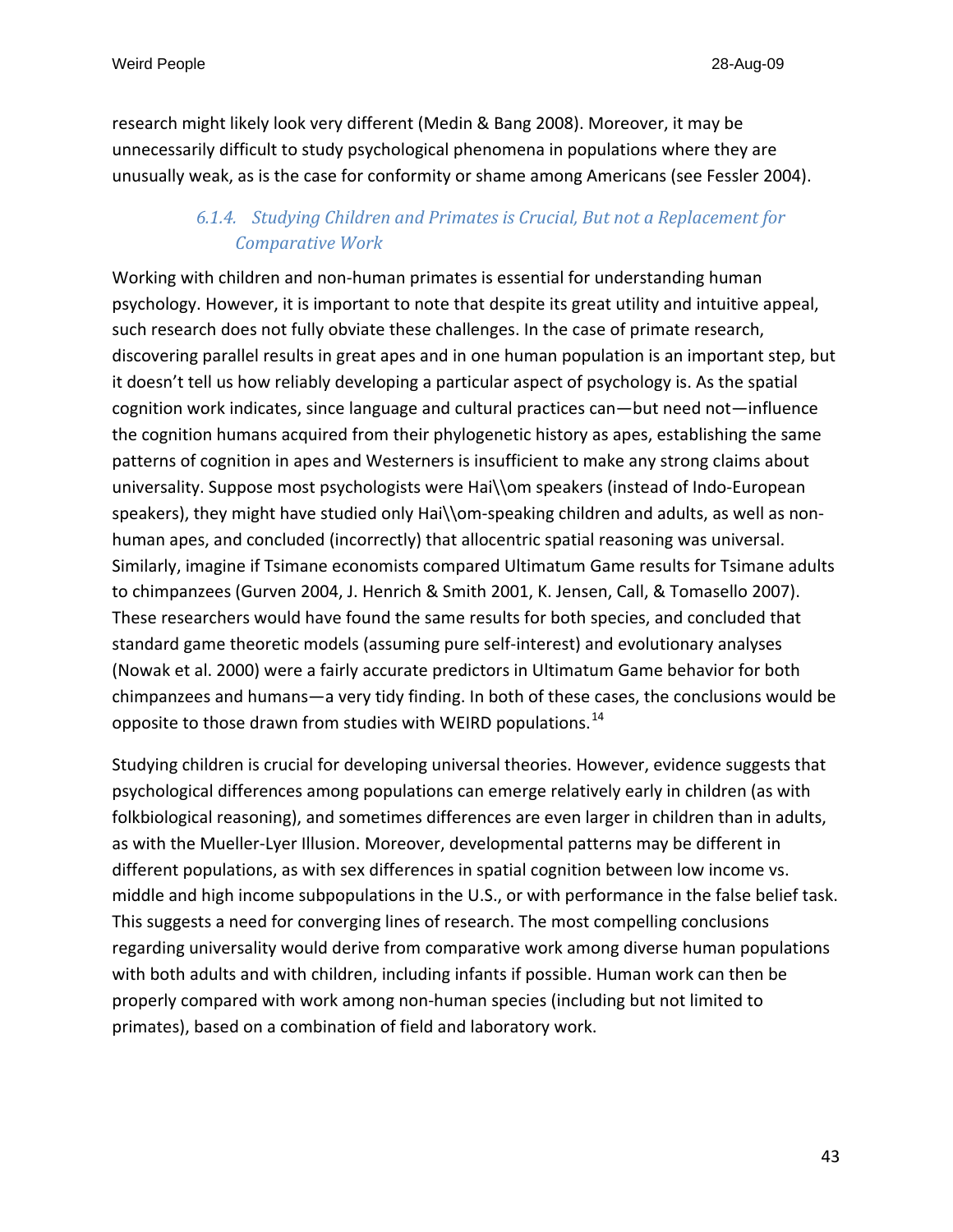research might likely look very different (Medin & Bang 2008). Moreover, it may be unnecessarily difficult to study psychological phenomena in populations where they are unusually weak, as is the case for conformity or shame among Americans (see Fessler 2004).

#### *6.1.4. Studying Children and Primates is Crucial, But not a Replacement for Comparative Work*

Working with children and non-human primates is essential for understanding human psychology. However, it is important to note that despite its great utility and intuitive appeal, such research does not fully obviate these challenges. In the case of primate research, discovering parallel results in great apes and in one human population is an important step, but it doesn't tell us how reliably developing a particular aspect of psychology is. As the spatial cognition work indicates, since language and cultural practices can—but need not—influence the cognition humans acquired from their phylogenetic history as apes, establishing the same patterns of cognition in apes and Westerners is insufficient to make any strong claims about universality. Suppose most psychologists were Hai\\om speakers (instead of Indo-European speakers), they might have studied only Hai\\om-speaking children and adults, as well as non-human apes, and concluded (incorrectly) that allocentric spatial reasoning was universal. Similarly, imagine if Tsimane economists compared Ultimatum Game results for Tsimane adults to chimpanzees (Gurven 2004, J. Henrich & Smith 2001, K. Jensen, Call, & Tomasello 2007). These researchers would have found the same results for both species, and concluded that standard game theoretic models (assuming pure self-interest) and evolutionary analyses (Nowak et al. 2000) were a fairly accurate predictors in Ultimatum Game behavior for both chimpanzees and humans—a very tidy finding. In both of these cases, the conclusions would be opposite to those drawn from studies with WEIRD populations.[14]

Studying children is crucial for developing universal theories. However, evidence suggests that psychological differences among populations can emerge relatively early in children (as with folkbiological reasoning), and sometimes differences are even larger in children than in adults, as with the Mueller-Lyer Illusion. Moreover, developmental patterns may be different in different populations, as with sex differences in spatial cognition between low income vs. middle and high income subpopulations in the U.S., or with performance in the false belief task. This suggests a need for converging lines of research. The most compelling conclusions regarding universality would derive from comparative work among diverse human populations with both adults and with children, including infants if possible. Human work can then be properly compared with work among non-human species (including but not limited to primates), based on a combination of field and laboratory work.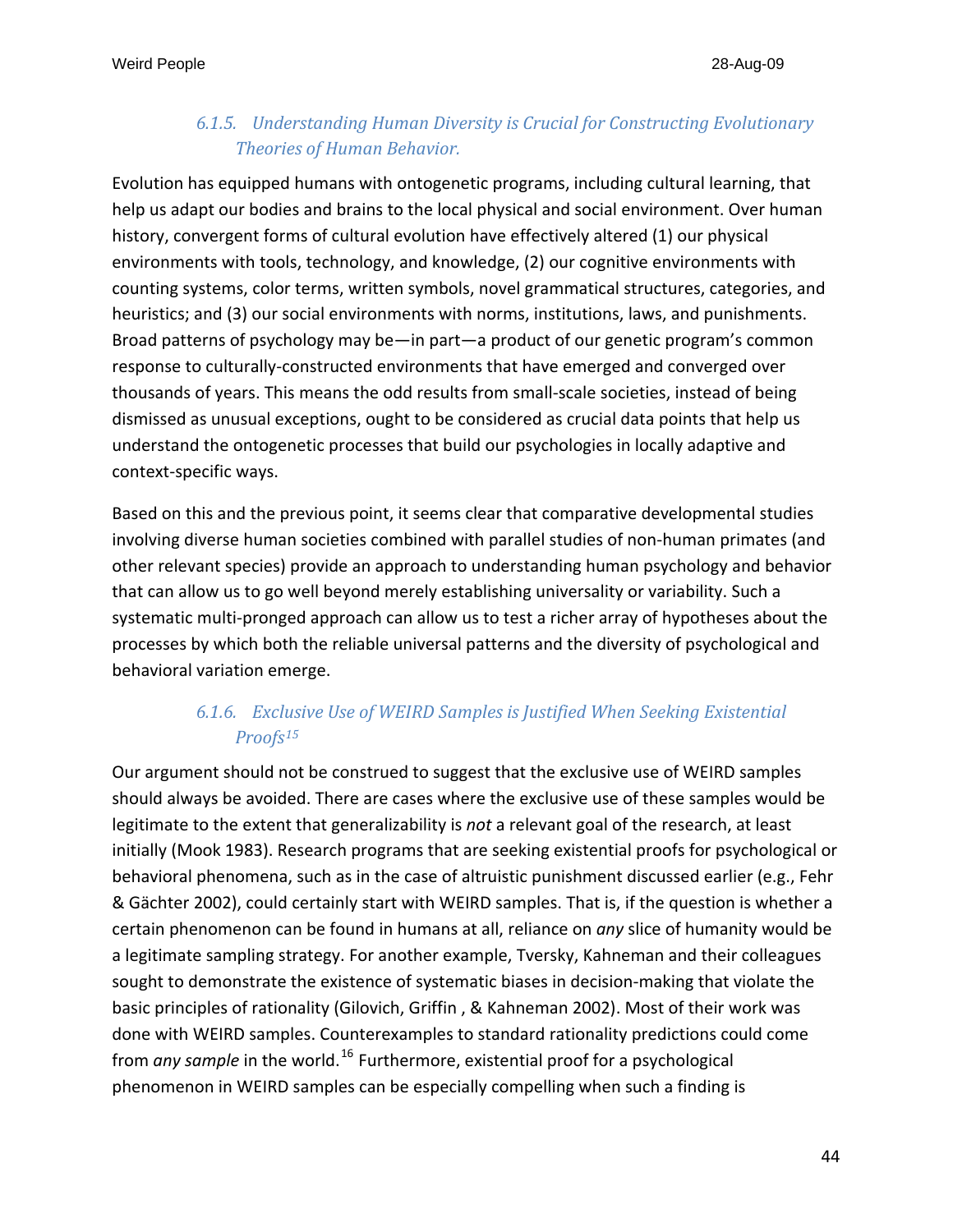#### *6.1.5. Understanding Human Diversity is Crucial for Constructing Evolutionary Theories of Human Behavior.*

Evolution has equipped humans with ontogenetic programs, including cultural learning, that help us adapt our bodies and brains to the local physical and social environment. Over human history, convergent forms of cultural evolution have effectively altered (1) our physical environments with tools, technology, and knowledge, (2) our cognitive environments with counting systems, color terms, written symbols, novel grammatical structures, categories, and heuristics; and (3) our social environments with norms, institutions, laws, and punishments. Broad patterns of psychology may be—in part—a product of our genetic program's common response to culturally-constructed environments that have emerged and converged over thousands of years. This means the odd results from small-scale societies, instead of being dismissed as unusual exceptions, ought to be considered as crucial data points that help us understand the ontogenetic processes that build our psychologies in locally adaptive and context-specific ways.

Based on this and the previous point, it seems clear that comparative developmental studies involving diverse human societies combined with parallel studies of non-human primates (and other relevant species) provide an approach to understanding human psychology and behavior that can allow us to go well beyond merely establishing universality or variability. Such a systematic multi-pronged approach can allow us to test a richer array of hypotheses about the processes by which both the reliable universal patterns and the diversity of psychological and behavioral variation emerge.

#### *6.1.6. Exclusive Use of WEIRD Samples is Justified When Seeking Existential Proofs[15]*

Our argument should not be construed to suggest that the exclusive use of WEIRD samples should always be avoided. There are cases where the exclusive use of these samples would be legitimate to the extent that generalizability is *not* a relevant goal of the research, at least initially (Mook 1983). Research programs that are seeking existential proofs for psychological or behavioral phenomena, such as in the case of altruistic punishment discussed earlier (e.g., Fehr & Gächter 2002), could certainly start with WEIRD samples. That is, if the question is whether a certain phenomenon can be found in humans at all, reliance on *any* slice of humanity would be a legitimate sampling strategy. For another example, Tversky, Kahneman and their colleagues sought to demonstrate the existence of systematic biases in decision-making that violate the basic principles of rationality (Gilovich, Griffin , & Kahneman 2002). Most of their work was done with WEIRD samples. Counterexamples to standard rationality predictions could come from *any sample* in the world.[16] Furthermore, existential proof for a psychological phenomenon in WEIRD samples can be especially compelling when such a finding is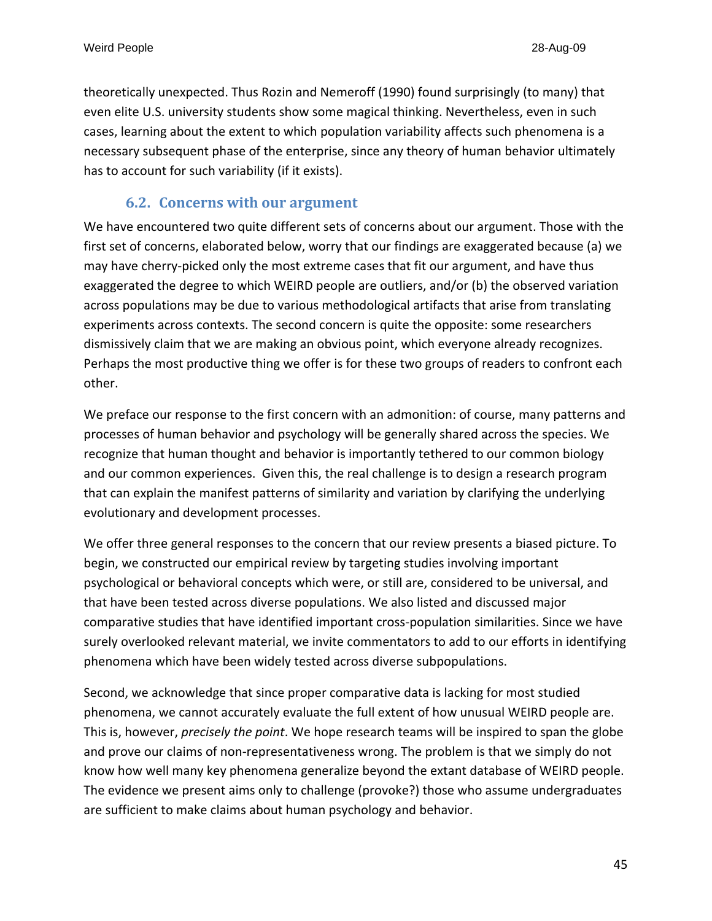theoretically unexpected. Thus Rozin and Nemeroff (1990) found surprisingly (to many) that even elite U.S. university students show some magical thinking. Nevertheless, even in such cases, learning about the extent to which population variability affects such phenomena is a necessary subsequent phase of the enterprise, since any theory of human behavior ultimately has to account for such variability (if it exists).

### 6.2. Concerns with our argument

We have encountered two quite different sets of concerns about our argument. Those with the first set of concerns, elaborated below, worry that our findings are exaggerated because (a) we may have cherry-picked only the most extreme cases that fit our argument, and have thus exaggerated the degree to which WEIRD people are outliers, and/or (b) the observed variation across populations may be due to various methodological artifacts that arise from translating experiments across contexts. The second concern is quite the opposite: some researchers dismissively claim that we are making an obvious point, which everyone already recognizes. Perhaps the most productive thing we offer is for these two groups of readers to confront each other.

We preface our response to the first concern with an admonition: of course, many patterns and processes of human behavior and psychology will be generally shared across the species. We recognize that human thought and behavior is importantly tethered to our common biology and our common experiences. Given this, the real challenge is to design a research program that can explain the manifest patterns of similarity and variation by clarifying the underlying evolutionary and development processes.

We offer three general responses to the concern that our review presents a biased picture. To begin, we constructed our empirical review by targeting studies involving important psychological or behavioral concepts which were, or still are, considered to be universal, and that have been tested across diverse populations. We also listed and discussed major comparative studies that have identified important cross-population similarities. Since we have surely overlooked relevant material, we invite commentators to add to our efforts in identifying phenomena which have been widely tested across diverse subpopulations.

Second, we acknowledge that since proper comparative data is lacking for most studied phenomena, we cannot accurately evaluate the full extent of how unusual WEIRD people are. This is, however, *precisely the point*. We hope research teams will be inspired to span the globe and prove our claims of non-representativeness wrong. The problem is that we simply do not know how well many key phenomena generalize beyond the extant database of WEIRD people. The evidence we present aims only to challenge (provoke?) those who assume undergraduates are sufficient to make claims about human psychology and behavior.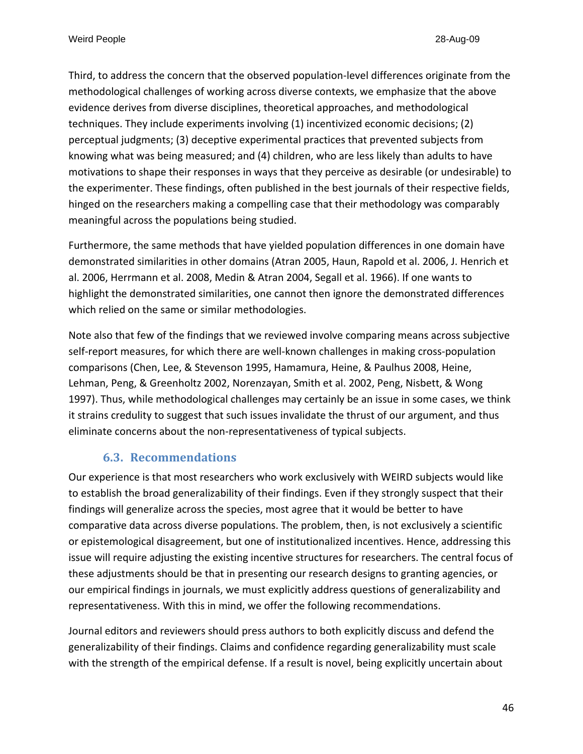Third, to address the concern that the observed population-level differences originate from the methodological challenges of working across diverse contexts, we emphasize that the above evidence derives from diverse disciplines, theoretical approaches, and methodological techniques. They include experiments involving (1) incentivized economic decisions; (2) perceptual judgments; (3) deceptive experimental practices that prevented subjects from knowing what was being measured; and (4) children, who are less likely than adults to have motivations to shape their responses in ways that they perceive as desirable (or undesirable) to the experimenter. These findings, often published in the best journals of their respective fields, hinged on the researchers making a compelling case that their methodology was comparably meaningful across the populations being studied.

Furthermore, the same methods that have yielded population differences in one domain have demonstrated similarities in other domains (Atran 2005, Haun, Rapold et al. 2006, J. Henrich et al. 2006, Herrmann et al. 2008, Medin & Atran 2004, Segall et al. 1966). If one wants to highlight the demonstrated similarities, one cannot then ignore the demonstrated differences which relied on the same or similar methodologies.

Note also that few of the findings that we reviewed involve comparing means across subjective self-report measures, for which there are well-known challenges in making cross-population comparisons (Chen, Lee, & Stevenson 1995, Hamamura, Heine, & Paulhus 2008, Heine, Lehman, Peng, & Greenholtz 2002, Norenzayan, Smith et al. 2002, Peng, Nisbett, & Wong 1997). Thus, while methodological challenges may certainly be an issue in some cases, we think it strains credulity to suggest that such issues invalidate the thrust of our argument, and thus eliminate concerns about the non-representativeness of typical subjects.

### 6.3. Recommendations

Our experience is that most researchers who work exclusively with WEIRD subjects would like to establish the broad generalizability of their findings. Even if they strongly suspect that their findings will generalize across the species, most agree that it would be better to have comparative data across diverse populations. The problem, then, is not exclusively a scientific or epistemological disagreement, but one of institutionalized incentives. Hence, addressing this issue will require adjusting the existing incentive structures for researchers. The central focus of these adjustments should be that in presenting our research designs to granting agencies, or our empirical findings in journals, we must explicitly address questions of generalizability and representativeness. With this in mind, we offer the following recommendations.

Journal editors and reviewers should press authors to both explicitly discuss and defend the generalizability of their findings. Claims and confidence regarding generalizability must scale with the strength of the empirical defense. If a result is novel, being explicitly uncertain about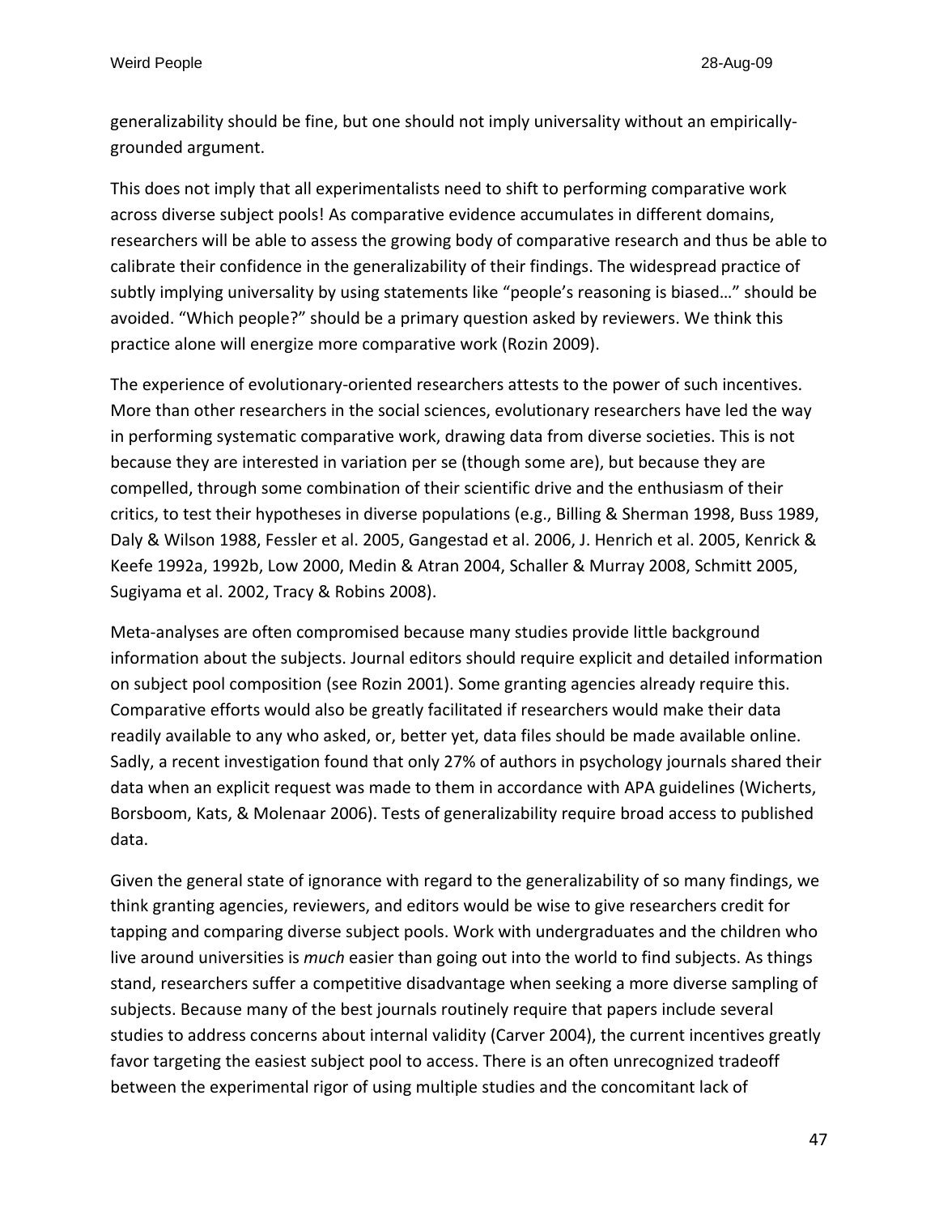generalizability should be fine, but one should not imply universality without an empirically-grounded argument.

This does not imply that all experimentalists need to shift to performing comparative work across diverse subject pools! As comparative evidence accumulates in different domains, researchers will be able to assess the growing body of comparative research and thus be able to calibrate their confidence in the generalizability of their findings. The widespread practice of subtly implying universality by using statements like "people's reasoning is biased…" should be avoided. "Which people?" should be a primary question asked by reviewers. We think this practice alone will energize more comparative work (Rozin 2009).

The experience of evolutionary-oriented researchers attests to the power of such incentives. More than other researchers in the social sciences, evolutionary researchers have led the way in performing systematic comparative work, drawing data from diverse societies. This is not because they are interested in variation per se (though some are), but because they are compelled, through some combination of their scientific drive and the enthusiasm of their critics, to test their hypotheses in diverse populations (e.g., Billing & Sherman 1998, Buss 1989, Daly & Wilson 1988, Fessler et al. 2005, Gangestad et al. 2006, J. Henrich et al. 2005, Kenrick & Keefe 1992a, 1992b, Low 2000, Medin & Atran 2004, Schaller & Murray 2008, Schmitt 2005, Sugiyama et al. 2002, Tracy & Robins 2008).

Meta-analyses are often compromised because many studies provide little background information about the subjects. Journal editors should require explicit and detailed information on subject pool composition (see Rozin 2001). Some granting agencies already require this. Comparative efforts would also be greatly facilitated if researchers would make their data readily available to any who asked, or, better yet, data files should be made available online. Sadly, a recent investigation found that only 27% of authors in psychology journals shared their data when an explicit request was made to them in accordance with APA guidelines (Wicherts, Borsboom, Kats, & Molenaar 2006). Tests of generalizability require broad access to published data.

Given the general state of ignorance with regard to the generalizability of so many findings, we think granting agencies, reviewers, and editors would be wise to give researchers credit for tapping and comparing diverse subject pools. Work with undergraduates and the children who live around universities is *much* easier than going out into the world to find subjects. As things stand, researchers suffer a competitive disadvantage when seeking a more diverse sampling of subjects. Because many of the best journals routinely require that papers include several studies to address concerns about internal validity (Carver 2004), the current incentives greatly favor targeting the easiest subject pool to access. There is an often unrecognized tradeoff between the experimental rigor of using multiple studies and the concomitant lack of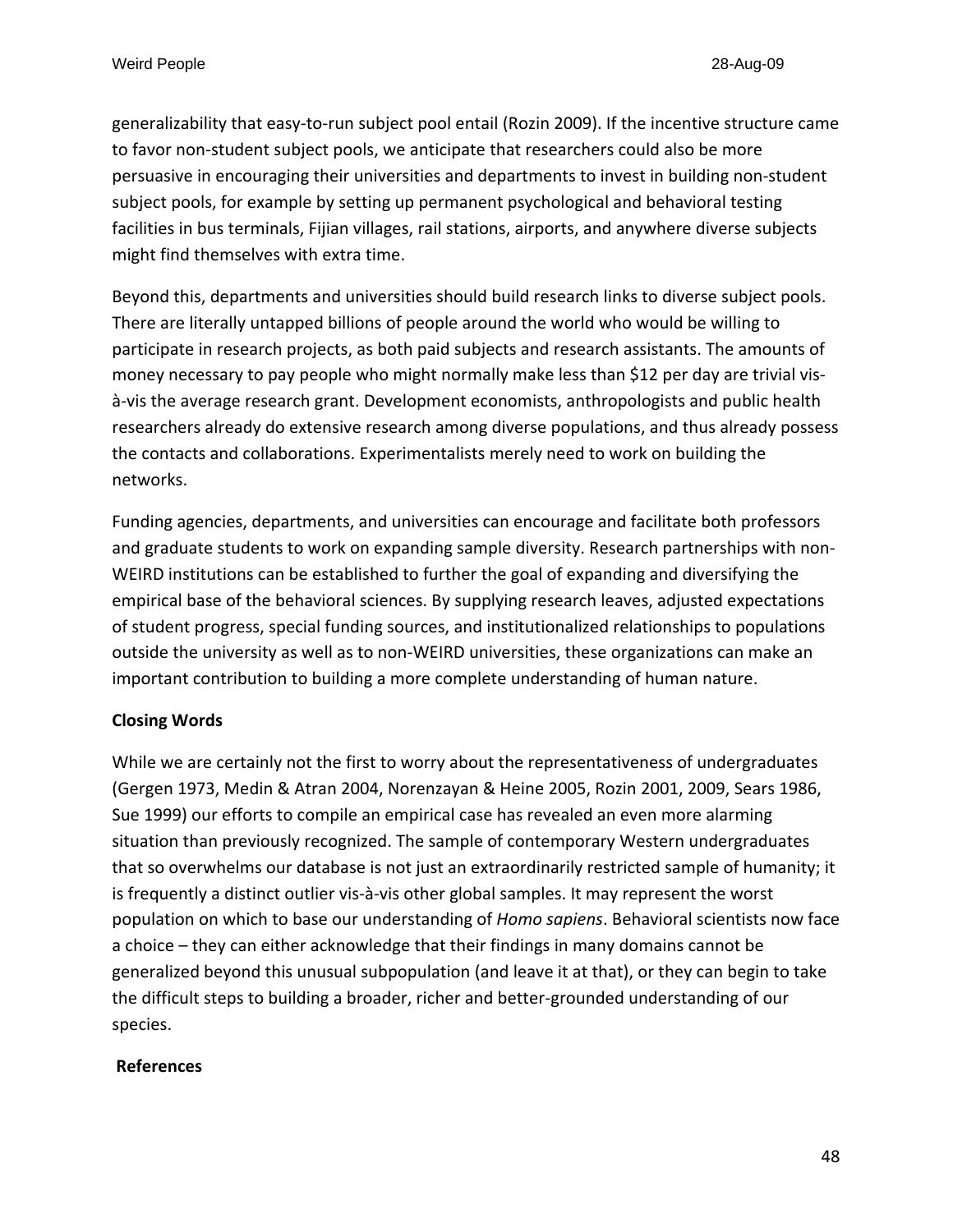generalizability that easy-to-run subject pool entail (Rozin 2009). If the incentive structure came to favor non-student subject pools, we anticipate that researchers could also be more persuasive in encouraging their universities and departments to invest in building non-student subject pools, for example by setting up permanent psychological and behavioral testing facilities in bus terminals, Fijian villages, rail stations, airports, and anywhere diverse subjects might find themselves with extra time.

Beyond this, departments and universities should build research links to diverse subject pools. There are literally untapped billions of people around the world who would be willing to participate in research projects, as both paid subjects and research assistants. The amounts of money necessary to pay people who might normally make less than $12 per day are trivial vis-à-vis the average research grant. Development economists, anthropologists and public health researchers already do extensive research among diverse populations, and thus already possess the contacts and collaborations. Experimentalists merely need to work on building the networks.

Funding agencies, departments, and universities can encourage and facilitate both professors and graduate students to work on expanding sample diversity. Research partnerships with non-WEIRD institutions can be established to further the goal of expanding and diversifying the empirical base of the behavioral sciences. By supplying research leaves, adjusted expectations of student progress, special funding sources, and institutionalized relationships to populations outside the university as well as to non-WEIRD universities, these organizations can make an important contribution to building a more complete understanding of human nature.

**Closing Words**

While we are certainly not the first to worry about the representativeness of undergraduates (Gergen 1973, Medin & Atran 2004, Norenzayan & Heine 2005, Rozin 2001, 2009, Sears 1986, Sue 1999) our efforts to compile an empirical case has revealed an even more alarming situation than previously recognized. The sample of contemporary Western undergraduates that so overwhelms our database is not just an extraordinarily restricted sample of humanity; it is frequently a distinct outlier vis-à-vis other global samples. It may represent the worst population on which to base our understanding of *Homo sapiens*. Behavioral scientists now face a choice – they can either acknowledge that their findings in many domains cannot be generalized beyond this unusual subpopulation (and leave it at that), or they can begin to take the difficult steps to building a broader, richer and better-grounded understanding of our species.

**References**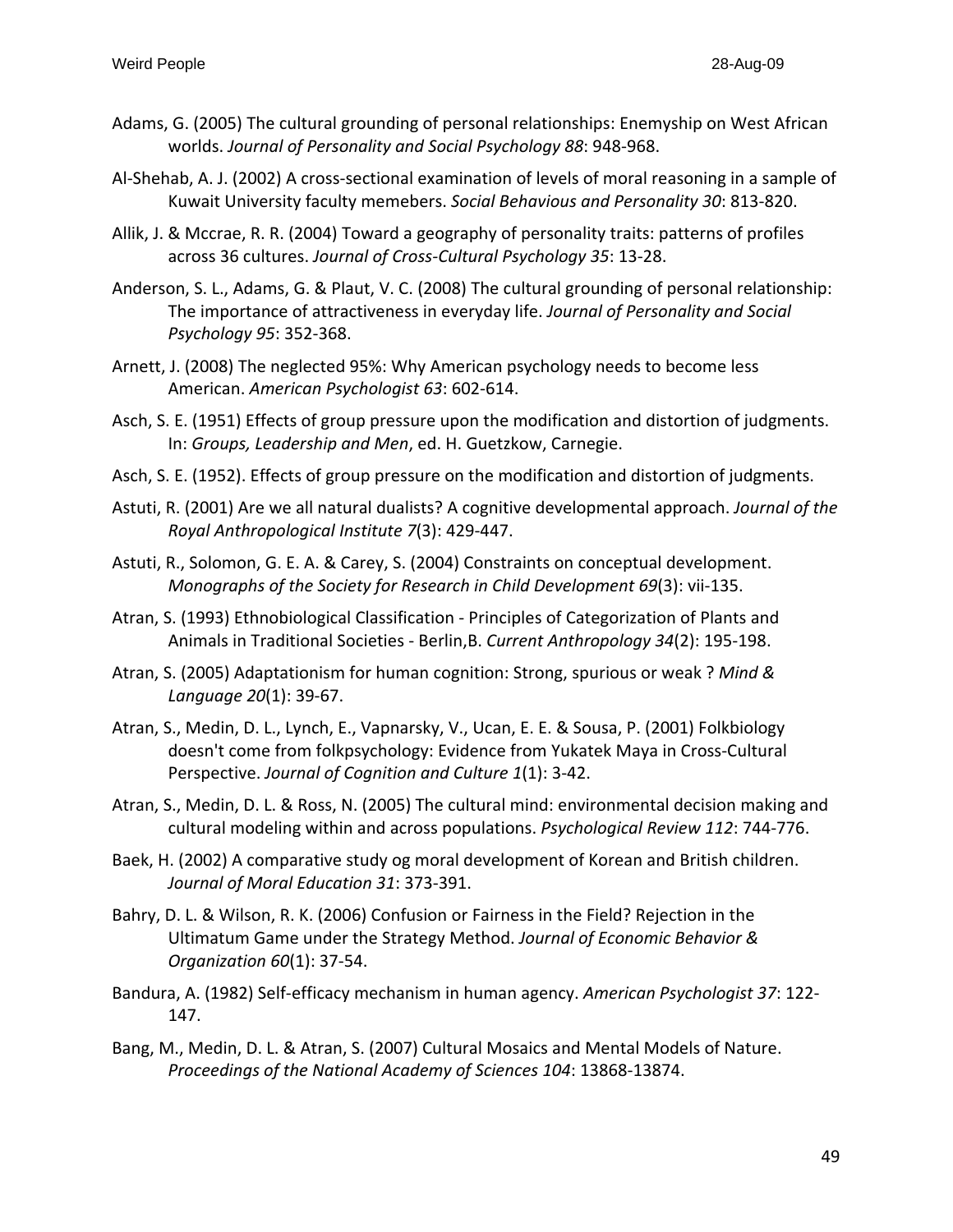Adams, G. (2005) The cultural grounding of personal relationships: Enemyship on West African worlds. *Journal of Personality and Social Psychology 88*: 948-968.

Al-Shehab, A. J. (2002) A cross-sectional examination of levels of moral reasoning in a sample of Kuwait University faculty memebers. *Social Behavious and Personality 30*: 813-820.

Allik, J. & Mccrae, R. R. (2004) Toward a geography of personality traits: patterns of profiles across 36 cultures. *Journal of Cross-Cultural Psychology 35*: 13-28.

Anderson, S. L., Adams, G. & Plaut, V. C. (2008) The cultural grounding of personal relationship: The importance of attractiveness in everyday life. *Journal of Personality and Social Psychology 95*: 352-368.

Arnett, J. (2008) The neglected 95%: Why American psychology needs to become less American. *American Psychologist 63*: 602-614.

Asch, S. E. (1951) Effects of group pressure upon the modification and distortion of judgments. In: *Groups, Leadership and Men*, ed. H. Guetzkow, Carnegie.

Asch, S. E. (1952). Effects of group pressure on the modification and distortion of judgments.

Astuti, R. (2001) Are we all natural dualists? A cognitive developmental approach. *Journal of the Royal Anthropological Institute 7*(3): 429-447.

Astuti, R., Solomon, G. E. A. & Carey, S. (2004) Constraints on conceptual development. *Monographs of the Society for Research in Child Development 69*(3): vii-135.

Atran, S. (1993) Ethnobiological Classification - Principles of Categorization of Plants and Animals in Traditional Societies - Berlin,B. *Current Anthropology 34*(2): 195-198.

Atran, S. (2005) Adaptationism for human cognition: Strong, spurious or weak ? *Mind & Language 20*(1): 39-67.

Atran, S., Medin, D. L., Lynch, E., Vapnarsky, V., Ucan, E. E. & Sousa, P. (2001) Folkbiology doesn't come from folkpsychology: Evidence from Yukatek Maya in Cross-Cultural Perspective. *Journal of Cognition and Culture 1*(1): 3-42.

Atran, S., Medin, D. L. & Ross, N. (2005) The cultural mind: environmental decision making and cultural modeling within and across populations. *Psychological Review 112*: 744-776.

Baek, H. (2002) A comparative study og moral development of Korean and British children. *Journal of Moral Education 31*: 373-391.

Bahry, D. L. & Wilson, R. K. (2006) Confusion or Fairness in the Field? Rejection in the Ultimatum Game under the Strategy Method. *Journal of Economic Behavior & Organization 60*(1): 37-54.

Bandura, A. (1982) Self-efficacy mechanism in human agency. *American Psychologist 37*: 122-147.

Bang, M., Medin, D. L. & Atran, S. (2007) Cultural Mosaics and Mental Models of Nature. *Proceedings of the National Academy of Sciences 104*: 13868-13874.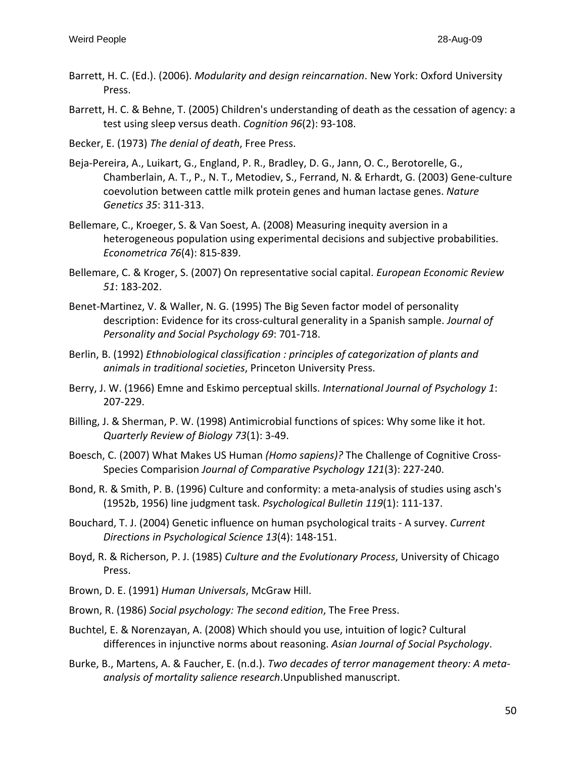Barrett, H. C. (Ed.). (2006). *Modularity and design reincarnation*. New York: Oxford University Press.

Barrett, H. C. & Behne, T. (2005) Children's understanding of death as the cessation of agency: a test using sleep versus death. *Cognition 96*(2): 93-108.

Becker, E. (1973) *The denial of death*, Free Press.

Beja-Pereira, A., Luikart, G., England, P. R., Bradley, D. G., Jann, O. C., Berotorelle, G., Chamberlain, A. T., P., N. T., Metodiev, S., Ferrand, N. & Erhardt, G. (2003) Gene-culture coevolution between cattle milk protein genes and human lactase genes. *Nature Genetics 35*: 311-313.

Bellemare, C., Kroeger, S. & Van Soest, A. (2008) Measuring inequity aversion in a heterogeneous population using experimental decisions and subjective probabilities. *Econometrica 76*(4): 815-839.

Bellemare, C. & Kroger, S. (2007) On representative social capital. *European Economic Review 51*: 183-202.

Benet-Martinez, V. & Waller, N. G. (1995) The Big Seven factor model of personality description: Evidence for its cross-cultural generality in a Spanish sample. *Journal of Personality and Social Psychology 69*: 701-718.

Berlin, B. (1992) *Ethnobiological classification : principles of categorization of plants and animals in traditional societies*, Princeton University Press.

Berry, J. W. (1966) Emne and Eskimo perceptual skills. *International Journal of Psychology 1*: 207-229.

Billing, J. & Sherman, P. W. (1998) Antimicrobial functions of spices: Why some like it hot. *Quarterly Review of Biology 73*(1): 3-49.

Boesch, C. (2007) What Makes US Human *(Homo sapiens)?* The Challenge of Cognitive Cross-Species Comparision *Journal of Comparative Psychology 121*(3): 227-240.

Bond, R. & Smith, P. B. (1996) Culture and conformity: a meta-analysis of studies using asch's (1952b, 1956) line judgment task. *Psychological Bulletin 119*(1): 111-137.

Bouchard, T. J. (2004) Genetic influence on human psychological traits - A survey. *Current Directions in Psychological Science 13*(4): 148-151.

Boyd, R. & Richerson, P. J. (1985) *Culture and the Evolutionary Process*, University of Chicago Press.

Brown, D. E. (1991) *Human Universals*, McGraw Hill.

Brown, R. (1986) *Social psychology: The second edition*, The Free Press.

Buchtel, E. & Norenzayan, A. (2008) Which should you use, intuition of logic? Cultural differences in injunctive norms about reasoning. *Asian Journal of Social Psychology*.

Burke, B., Martens, A. & Faucher, E. (n.d.). *Two decades of terror management theory: A meta-analysis of mortality salience research*.Unpublished manuscript.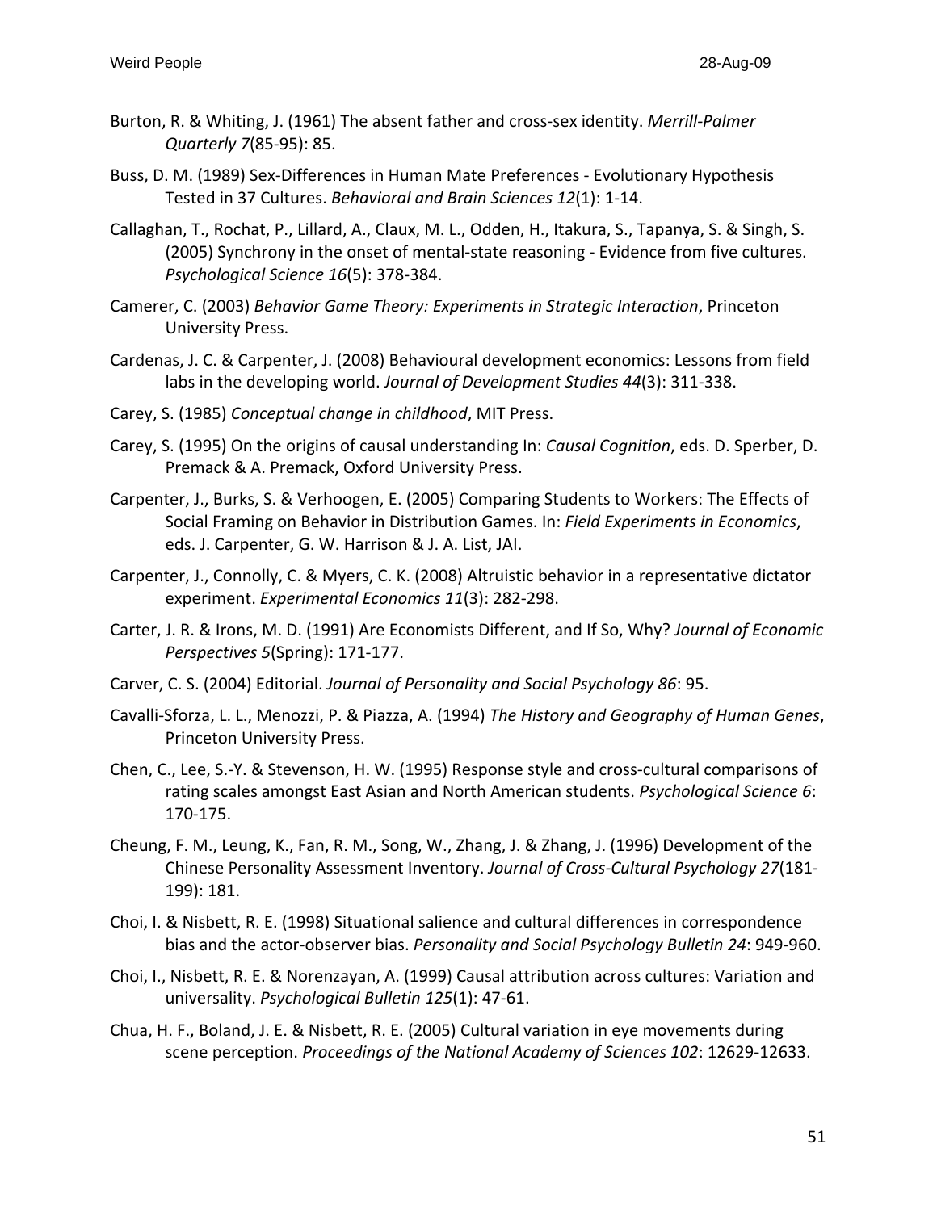Burton, R. & Whiting, J. (1961) The absent father and cross-sex identity. *Merrill-Palmer Quarterly 7*(85-95): 85.

Buss, D. M. (1989) Sex-Differences in Human Mate Preferences - Evolutionary Hypothesis Tested in 37 Cultures. *Behavioral and Brain Sciences 12*(1): 1-14.

Callaghan, T., Rochat, P., Lillard, A., Claux, M. L., Odden, H., Itakura, S., Tapanya, S. & Singh, S. (2005) Synchrony in the onset of mental-state reasoning - Evidence from five cultures. *Psychological Science 16*(5): 378-384.

Camerer, C. (2003) *Behavior Game Theory: Experiments in Strategic Interaction*, Princeton University Press.

Cardenas, J. C. & Carpenter, J. (2008) Behavioural development economics: Lessons from field labs in the developing world. *Journal of Development Studies 44*(3): 311-338.

Carey, S. (1985) *Conceptual change in childhood*, MIT Press.

Carey, S. (1995) On the origins of causal understanding In: *Causal Cognition*, eds. D. Sperber, D. Premack & A. Premack, Oxford University Press.

Carpenter, J., Burks, S. & Verhoogen, E. (2005) Comparing Students to Workers: The Effects of Social Framing on Behavior in Distribution Games. In: *Field Experiments in Economics*, eds. J. Carpenter, G. W. Harrison & J. A. List, JAI.

Carpenter, J., Connolly, C. & Myers, C. K. (2008) Altruistic behavior in a representative dictator experiment. *Experimental Economics 11*(3): 282-298.

Carter, J. R. & Irons, M. D. (1991) Are Economists Different, and If So, Why? *Journal of Economic Perspectives 5*(Spring): 171-177.

Carver, C. S. (2004) Editorial. *Journal of Personality and Social Psychology 86*: 95.

Cavalli-Sforza, L. L., Menozzi, P. & Piazza, A. (1994) *The History and Geography of Human Genes*, Princeton University Press.

Chen, C., Lee, S.-Y. & Stevenson, H. W. (1995) Response style and cross-cultural comparisons of rating scales amongst East Asian and North American students. *Psychological Science 6*: 170-175.

Cheung, F. M., Leung, K., Fan, R. M., Song, W., Zhang, J. & Zhang, J. (1996) Development of the Chinese Personality Assessment Inventory. *Journal of Cross-Cultural Psychology 27*(181-199): 181.

Choi, I. & Nisbett, R. E. (1998) Situational salience and cultural differences in correspondence bias and the actor-observer bias. *Personality and Social Psychology Bulletin 24*: 949-960.

Choi, I., Nisbett, R. E. & Norenzayan, A. (1999) Causal attribution across cultures: Variation and universality. *Psychological Bulletin 125*(1): 47-61.

Chua, H. F., Boland, J. E. & Nisbett, R. E. (2005) Cultural variation in eye movements during scene perception. *Proceedings of the National Academy of Sciences 102*: 12629-12633.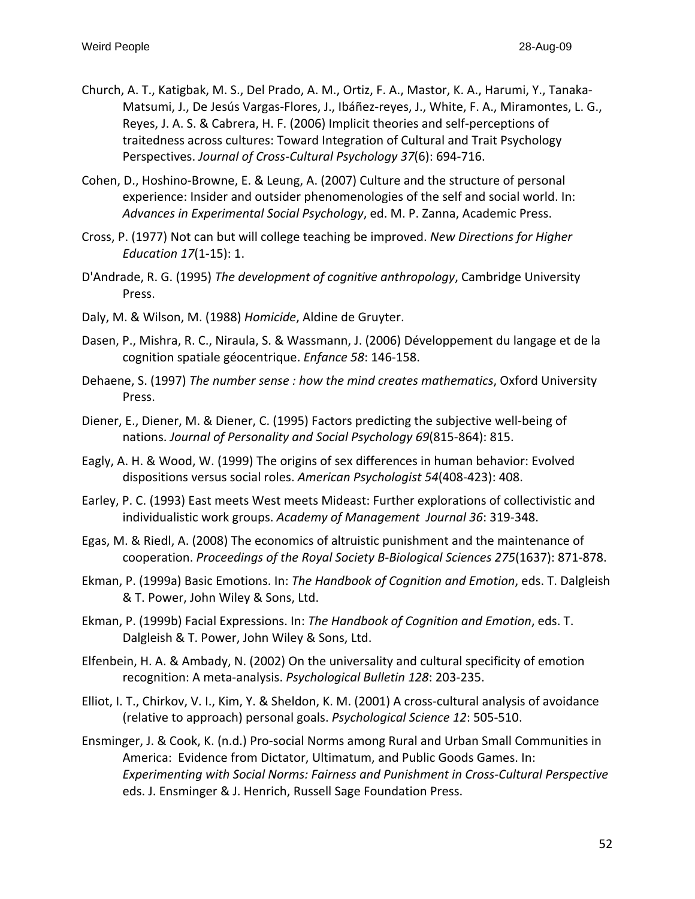Church, A. T., Katigbak, M. S., Del Prado, A. M., Ortiz, F. A., Mastor, K. A., Harumi, Y., Tanaka-Matsumi, J., De Jesús Vargas-Flores, J., Ibáñez-reyes, J., White, F. A., Miramontes, L. G., Reyes, J. A. S. & Cabrera, H. F. (2006) Implicit theories and self-perceptions of traitedness across cultures: Toward Integration of Cultural and Trait Psychology Perspectives. *Journal of Cross-Cultural Psychology 37*(6): 694-716.

Cohen, D., Hoshino-Browne, E. & Leung, A. (2007) Culture and the structure of personal experience: Insider and outsider phenomenologies of the self and social world. In: *Advances in Experimental Social Psychology*, ed. M. P. Zanna, Academic Press.

Cross, P. (1977) Not can but will college teaching be improved. *New Directions for Higher Education 17*(1-15): 1.

D'Andrade, R. G. (1995) *The development of cognitive anthropology*, Cambridge University Press.

Daly, M. & Wilson, M. (1988) *Homicide*, Aldine de Gruyter.

Dasen, P., Mishra, R. C., Niraula, S. & Wassmann, J. (2006) Développement du langage et de la cognition spatiale géocentrique. *Enfance 58*: 146-158.

Dehaene, S. (1997) *The number sense : how the mind creates mathematics*, Oxford University Press.

Diener, E., Diener, M. & Diener, C. (1995) Factors predicting the subjective well-being of nations. *Journal of Personality and Social Psychology 69*(815-864): 815.

Eagly, A. H. & Wood, W. (1999) The origins of sex differences in human behavior: Evolved dispositions versus social roles. *American Psychologist 54*(408-423): 408.

Earley, P. C. (1993) East meets West meets Mideast: Further explorations of collectivistic and individualistic work groups. *Academy of Management Journal 36*: 319-348.

Egas, M. & Riedl, A. (2008) The economics of altruistic punishment and the maintenance of cooperation. *Proceedings of the Royal Society B-Biological Sciences 275*(1637): 871-878.

Ekman, P. (1999a) Basic Emotions. In: *The Handbook of Cognition and Emotion*, eds. T. Dalgleish & T. Power, John Wiley & Sons, Ltd.

Ekman, P. (1999b) Facial Expressions. In: *The Handbook of Cognition and Emotion*, eds. T. Dalgleish & T. Power, John Wiley & Sons, Ltd.

Elfenbein, H. A. & Ambady, N. (2002) On the universality and cultural specificity of emotion recognition: A meta-analysis. *Psychological Bulletin 128*: 203-235.

Elliot, I. T., Chirkov, V. I., Kim, Y. & Sheldon, K. M. (2001) A cross-cultural analysis of avoidance (relative to approach) personal goals. *Psychological Science 12*: 505-510.

Ensminger, J. & Cook, K. (n.d.) Pro-social Norms among Rural and Urban Small Communities in America: Evidence from Dictator, Ultimatum, and Public Goods Games. In: *Experimenting with Social Norms: Fairness and Punishment in Cross-Cultural Perspective* eds. J. Ensminger & J. Henrich, Russell Sage Foundation Press.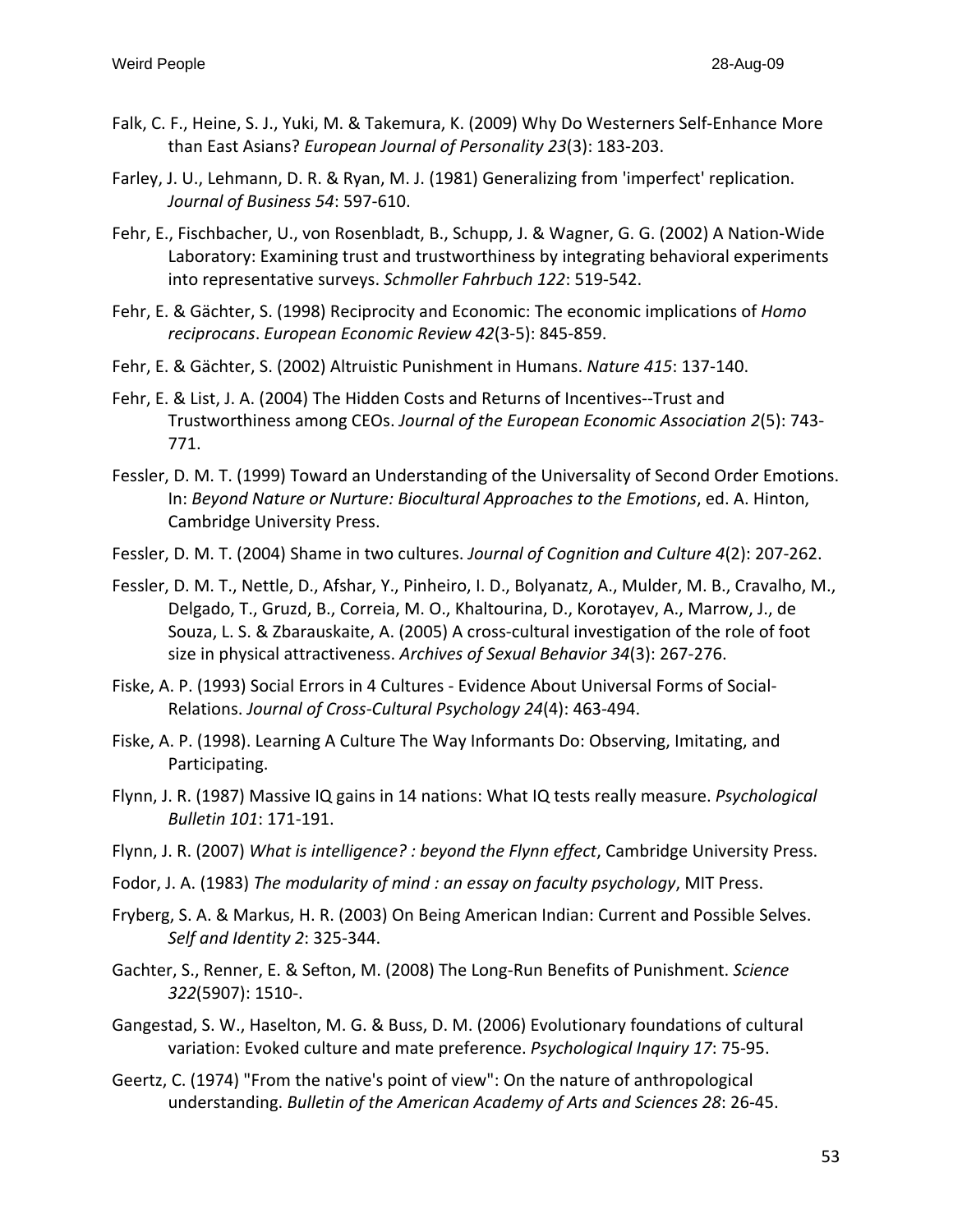Falk, C. F., Heine, S. J., Yuki, M. & Takemura, K. (2009) Why Do Westerners Self-Enhance More than East Asians? *European Journal of Personality 23*(3): 183-203.

Farley, J. U., Lehmann, D. R. & Ryan, M. J. (1981) Generalizing from 'imperfect' replication. *Journal of Business 54*: 597-610.

Fehr, E., Fischbacher, U., von Rosenbladt, B., Schupp, J. & Wagner, G. G. (2002) A Nation-Wide Laboratory: Examining trust and trustworthiness by integrating behavioral experiments into representative surveys. *Schmoller Fahrbuch 122*: 519-542.

Fehr, E. & Gächter, S. (1998) Reciprocity and Economic: The economic implications of *Homo reciprocans*. *European Economic Review 42*(3-5): 845-859.

Fehr, E. & Gächter, S. (2002) Altruistic Punishment in Humans. *Nature 415*: 137-140.

Fehr, E. & List, J. A. (2004) The Hidden Costs and Returns of Incentives--Trust and Trustworthiness among CEOs. *Journal of the European Economic Association 2*(5): 743-771.

Fessler, D. M. T. (1999) Toward an Understanding of the Universality of Second Order Emotions. In: *Beyond Nature or Nurture: Biocultural Approaches to the Emotions*, ed. A. Hinton, Cambridge University Press.

Fessler, D. M. T. (2004) Shame in two cultures. *Journal of Cognition and Culture 4*(2): 207-262.

Fessler, D. M. T., Nettle, D., Afshar, Y., Pinheiro, I. D., Bolyanatz, A., Mulder, M. B., Cravalho, M., Delgado, T., Gruzd, B., Correia, M. O., Khaltourina, D., Korotayev, A., Marrow, J., de Souza, L. S. & Zbarauskaite, A. (2005) A cross-cultural investigation of the role of foot size in physical attractiveness. *Archives of Sexual Behavior 34*(3): 267-276.

Fiske, A. P. (1993) Social Errors in 4 Cultures - Evidence About Universal Forms of Social-Relations. *Journal of Cross-Cultural Psychology 24*(4): 463-494.

Fiske, A. P. (1998). Learning A Culture The Way Informants Do: Observing, Imitating, and Participating.

Flynn, J. R. (1987) Massive IQ gains in 14 nations: What IQ tests really measure. *Psychological Bulletin 101*: 171-191.

Flynn, J. R. (2007) *What is intelligence? : beyond the Flynn effect*, Cambridge University Press.

Fodor, J. A. (1983) *The modularity of mind : an essay on faculty psychology*, MIT Press.

Fryberg, S. A. & Markus, H. R. (2003) On Being American Indian: Current and Possible Selves. *Self and Identity 2*: 325-344.

Gachter, S., Renner, E. & Sefton, M. (2008) The Long-Run Benefits of Punishment. *Science 322*(5907): 1510-.

Gangestad, S. W., Haselton, M. G. & Buss, D. M. (2006) Evolutionary foundations of cultural variation: Evoked culture and mate preference. *Psychological Inquiry 17*: 75-95.

Geertz, C. (1974) "From the native's point of view": On the nature of anthropological understanding. *Bulletin of the American Academy of Arts and Sciences 28*: 26-45.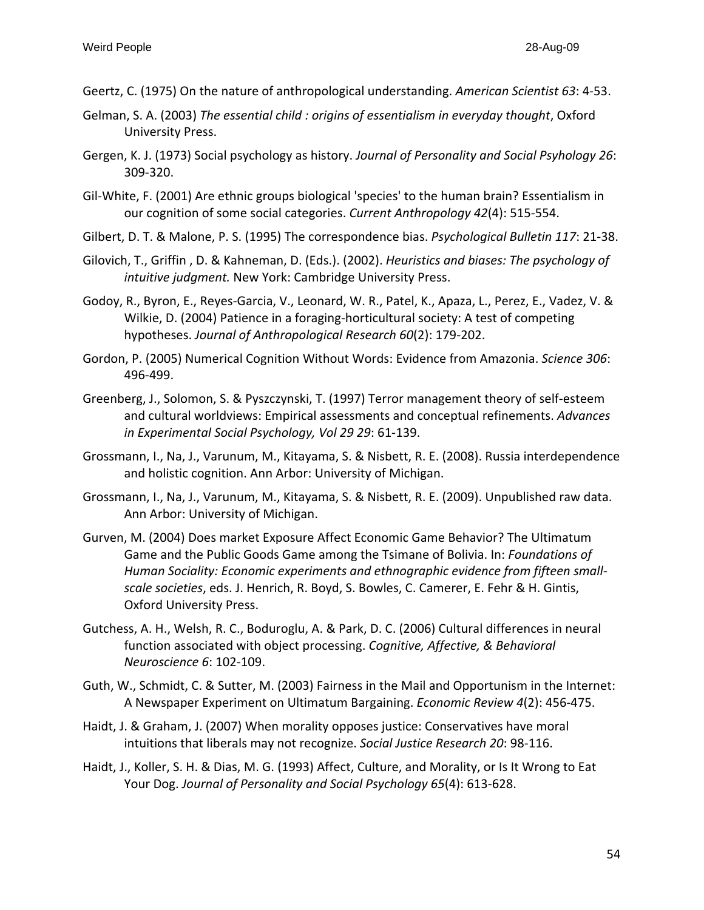Geertz, C. (1975) On the nature of anthropological understanding. *American Scientist 63*: 4-53.

Gelman, S. A. (2003) *The essential child : origins of essentialism in everyday thought*, Oxford University Press.

Gergen, K. J. (1973) Social psychology as history. *Journal of Personality and Social Psyhology 26*: 309-320.

Gil-White, F. (2001) Are ethnic groups biological 'species' to the human brain? Essentialism in our cognition of some social categories. *Current Anthropology 42*(4): 515-554.

Gilbert, D. T. & Malone, P. S. (1995) The correspondence bias. *Psychological Bulletin 117*: 21-38.

Gilovich, T., Griffin , D. & Kahneman, D. (Eds.). (2002). *Heuristics and biases: The psychology of intuitive judgment.* New York: Cambridge University Press.

Godoy, R., Byron, E., Reyes-Garcia, V., Leonard, W. R., Patel, K., Apaza, L., Perez, E., Vadez, V. & Wilkie, D. (2004) Patience in a foraging-horticultural society: A test of competing hypotheses. *Journal of Anthropological Research 60*(2): 179-202.

Gordon, P. (2005) Numerical Cognition Without Words: Evidence from Amazonia. *Science 306*: 496-499.

Greenberg, J., Solomon, S. & Pyszczynski, T. (1997) Terror management theory of self-esteem and cultural worldviews: Empirical assessments and conceptual refinements. *Advances in Experimental Social Psychology, Vol 29 29*: 61-139.

Grossmann, I., Na, J., Varunum, M., Kitayama, S. & Nisbett, R. E. (2008). Russia interdependence and holistic cognition. Ann Arbor: University of Michigan.

Grossmann, I., Na, J., Varunum, M., Kitayama, S. & Nisbett, R. E. (2009). Unpublished raw data. Ann Arbor: University of Michigan.

Gurven, M. (2004) Does market Exposure Affect Economic Game Behavior? The Ultimatum Game and the Public Goods Game among the Tsimane of Bolivia. In: *Foundations of Human Sociality: Economic experiments and ethnographic evidence from fifteen small-scale societies*, eds. J. Henrich, R. Boyd, S. Bowles, C. Camerer, E. Fehr & H. Gintis, Oxford University Press.

Gutchess, A. H., Welsh, R. C., Boduroglu, A. & Park, D. C. (2006) Cultural differences in neural function associated with object processing. *Cognitive, Affective, & Behavioral Neuroscience 6*: 102-109.

Guth, W., Schmidt, C. & Sutter, M. (2003) Fairness in the Mail and Opportunism in the Internet: A Newspaper Experiment on Ultimatum Bargaining. *Economic Review 4*(2): 456-475.

Haidt, J. & Graham, J. (2007) When morality opposes justice: Conservatives have moral intuitions that liberals may not recognize. *Social Justice Research 20*: 98-116.

Haidt, J., Koller, S. H. & Dias, M. G. (1993) Affect, Culture, and Morality, or Is It Wrong to Eat Your Dog. *Journal of Personality and Social Psychology 65*(4): 613-628.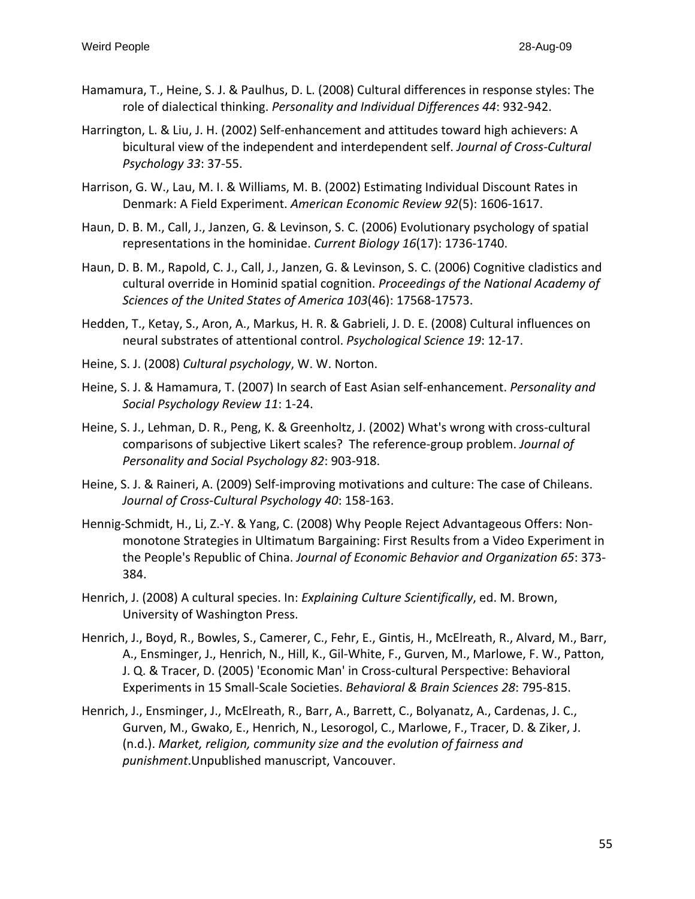Hamamura, T., Heine, S. J. & Paulhus, D. L. (2008) Cultural differences in response styles: The role of dialectical thinking. *Personality and Individual Differences 44*: 932-942.

Harrington, L. & Liu, J. H. (2002) Self-enhancement and attitudes toward high achievers: A bicultural view of the independent and interdependent self. *Journal of Cross-Cultural Psychology 33*: 37-55.

Harrison, G. W., Lau, M. I. & Williams, M. B. (2002) Estimating Individual Discount Rates in Denmark: A Field Experiment. *American Economic Review 92*(5): 1606-1617.

Haun, D. B. M., Call, J., Janzen, G. & Levinson, S. C. (2006) Evolutionary psychology of spatial representations in the hominidae. *Current Biology 16*(17): 1736-1740.

Haun, D. B. M., Rapold, C. J., Call, J., Janzen, G. & Levinson, S. C. (2006) Cognitive cladistics and cultural override in Hominid spatial cognition. *Proceedings of the National Academy of Sciences of the United States of America 103*(46): 17568-17573.

Hedden, T., Ketay, S., Aron, A., Markus, H. R. & Gabrieli, J. D. E. (2008) Cultural influences on neural substrates of attentional control. *Psychological Science 19*: 12-17.

Heine, S. J. (2008) *Cultural psychology*, W. W. Norton.

Heine, S. J. & Hamamura, T. (2007) In search of East Asian self-enhancement. *Personality and Social Psychology Review 11*: 1-24.

Heine, S. J., Lehman, D. R., Peng, K. & Greenholtz, J. (2002) What's wrong with cross-cultural comparisons of subjective Likert scales? The reference-group problem. *Journal of Personality and Social Psychology 82*: 903-918.

Heine, S. J. & Raineri, A. (2009) Self-improving motivations and culture: The case of Chileans. *Journal of Cross-Cultural Psychology 40*: 158-163.

Hennig-Schmidt, H., Li, Z.-Y. & Yang, C. (2008) Why People Reject Advantageous Offers: Non-monotone Strategies in Ultimatum Bargaining: First Results from a Video Experiment in the People's Republic of China. *Journal of Economic Behavior and Organization 65*: 373-384.

Henrich, J. (2008) A cultural species. In: *Explaining Culture Scientifically*, ed. M. Brown, University of Washington Press.

Henrich, J., Boyd, R., Bowles, S., Camerer, C., Fehr, E., Gintis, H., McElreath, R., Alvard, M., Barr, A., Ensminger, J., Henrich, N., Hill, K., Gil-White, F., Gurven, M., Marlowe, F. W., Patton, J. Q. & Tracer, D. (2005) 'Economic Man' in Cross-cultural Perspective: Behavioral Experiments in 15 Small-Scale Societies. *Behavioral & Brain Sciences 28*: 795-815.

Henrich, J., Ensminger, J., McElreath, R., Barr, A., Barrett, C., Bolyanatz, A., Cardenas, J. C., Gurven, M., Gwako, E., Henrich, N., Lesorogol, C., Marlowe, F., Tracer, D. & Ziker, J. (n.d.). *Market, religion, community size and the evolution of fairness and punishment*.Unpublished manuscript, Vancouver.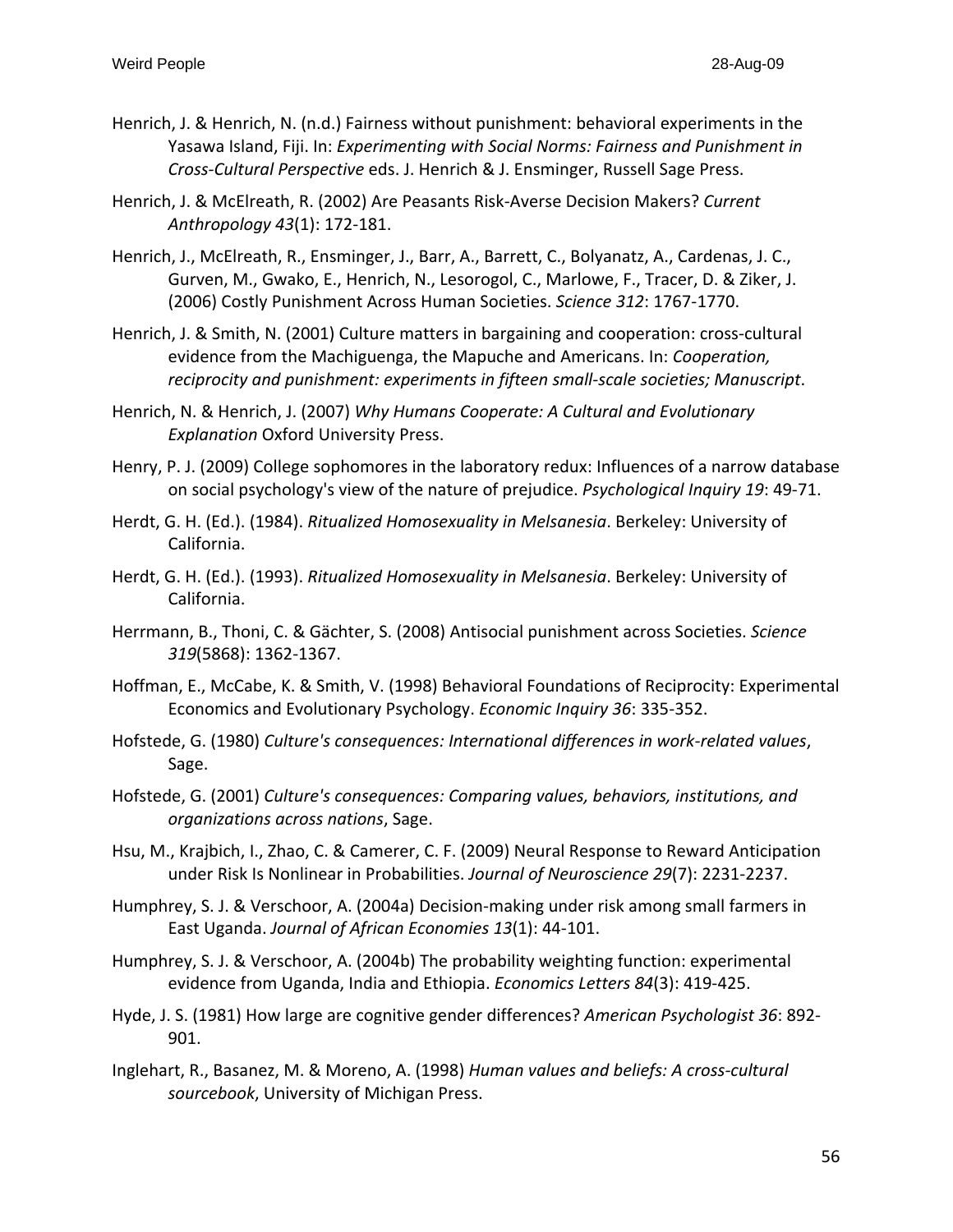Henrich, J. & Henrich, N. (n.d.) Fairness without punishment: behavioral experiments in the Yasawa Island, Fiji. In: *Experimenting with Social Norms: Fairness and Punishment in Cross-Cultural Perspective* eds. J. Henrich & J. Ensminger, Russell Sage Press.

Henrich, J. & McElreath, R. (2002) Are Peasants Risk-Averse Decision Makers? *Current Anthropology 43*(1): 172-181.

Henrich, J., McElreath, R., Ensminger, J., Barr, A., Barrett, C., Bolyanatz, A., Cardenas, J. C., Gurven, M., Gwako, E., Henrich, N., Lesorogol, C., Marlowe, F., Tracer, D. & Ziker, J. (2006) Costly Punishment Across Human Societies. *Science 312*: 1767-1770.

Henrich, J. & Smith, N. (2001) Culture matters in bargaining and cooperation: cross-cultural evidence from the Machiguenga, the Mapuche and Americans. In: *Cooperation, reciprocity and punishment: experiments in fifteen small-scale societies; Manuscript*.

Henrich, N. & Henrich, J. (2007) *Why Humans Cooperate: A Cultural and Evolutionary Explanation* Oxford University Press.

Henry, P. J. (2009) College sophomores in the laboratory redux: Influences of a narrow database on social psychology's view of the nature of prejudice. *Psychological Inquiry 19*: 49-71.

Herdt, G. H. (Ed.). (1984). *Ritualized Homosexuality in Melsanesia*. Berkeley: University of California.

Herdt, G. H. (Ed.). (1993). *Ritualized Homosexuality in Melsanesia*. Berkeley: University of California.

Herrmann, B., Thoni, C. & Gächter, S. (2008) Antisocial punishment across Societies. *Science 319*(5868): 1362-1367.

Hoffman, E., McCabe, K. & Smith, V. (1998) Behavioral Foundations of Reciprocity: Experimental Economics and Evolutionary Psychology. *Economic Inquiry 36*: 335-352.

Hofstede, G. (1980) *Culture's consequences: International differences in work-related values*, Sage.

Hofstede, G. (2001) *Culture's consequences: Comparing values, behaviors, institutions, and organizations across nations*, Sage.

Hsu, M., Krajbich, I., Zhao, C. & Camerer, C. F. (2009) Neural Response to Reward Anticipation under Risk Is Nonlinear in Probabilities. *Journal of Neuroscience 29*(7): 2231-2237.

Humphrey, S. J. & Verschoor, A. (2004a) Decision-making under risk among small farmers in East Uganda. *Journal of African Economies 13*(1): 44-101.

Humphrey, S. J. & Verschoor, A. (2004b) The probability weighting function: experimental evidence from Uganda, India and Ethiopia. *Economics Letters 84*(3): 419-425.

Hyde, J. S. (1981) How large are cognitive gender differences? *American Psychologist 36*: 892-901.

Inglehart, R., Basanez, M. & Moreno, A. (1998) *Human values and beliefs: A cross-cultural sourcebook*, University of Michigan Press.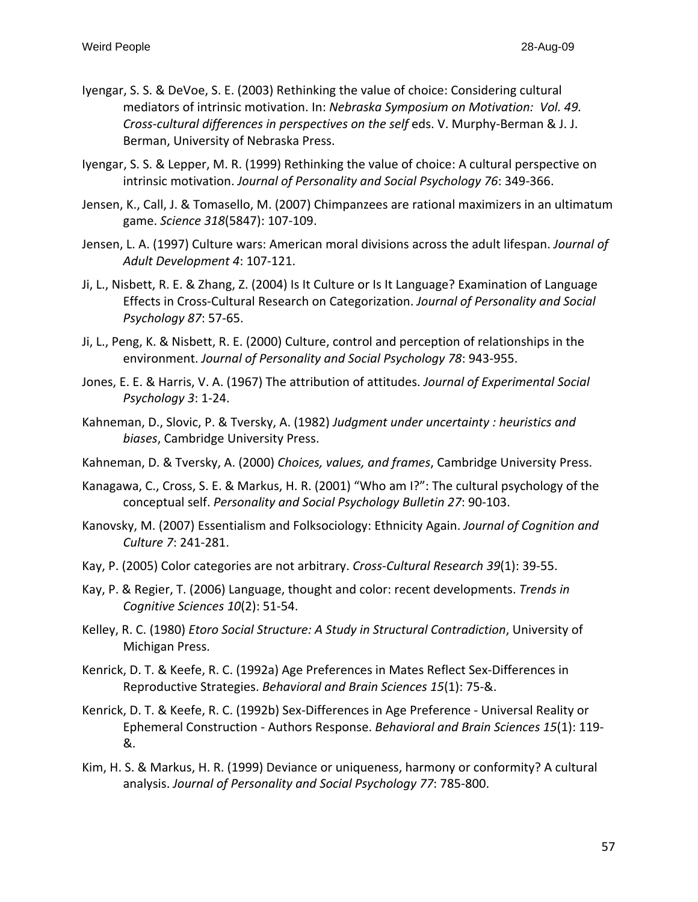Iyengar, S. S. & DeVoe, S. E. (2003) Rethinking the value of choice: Considering cultural mediators of intrinsic motivation. In: *Nebraska Symposium on Motivation: Vol. 49. Cross-cultural differences in perspectives on the self* eds. V. Murphy-Berman & J. J. Berman, University of Nebraska Press.

Iyengar, S. S. & Lepper, M. R. (1999) Rethinking the value of choice: A cultural perspective on intrinsic motivation. *Journal of Personality and Social Psychology 76*: 349-366.

Jensen, K., Call, J. & Tomasello, M. (2007) Chimpanzees are rational maximizers in an ultimatum game. *Science 318*(5847): 107-109.

Jensen, L. A. (1997) Culture wars: American moral divisions across the adult lifespan. *Journal of Adult Development 4*: 107-121.

Ji, L., Nisbett, R. E. & Zhang, Z. (2004) Is It Culture or Is It Language? Examination of Language Effects in Cross-Cultural Research on Categorization. *Journal of Personality and Social Psychology 87*: 57-65.

Ji, L., Peng, K. & Nisbett, R. E. (2000) Culture, control and perception of relationships in the environment. *Journal of Personality and Social Psychology 78*: 943-955.

Jones, E. E. & Harris, V. A. (1967) The attribution of attitudes. *Journal of Experimental Social Psychology 3*: 1-24.

Kahneman, D., Slovic, P. & Tversky, A. (1982) *Judgment under uncertainty : heuristics and biases*, Cambridge University Press.

Kahneman, D. & Tversky, A. (2000) *Choices, values, and frames*, Cambridge University Press.

Kanagawa, C., Cross, S. E. & Markus, H. R. (2001) "Who am I?": The cultural psychology of the conceptual self. *Personality and Social Psychology Bulletin 27*: 90-103.

Kanovsky, M. (2007) Essentialism and Folksociology: Ethnicity Again. *Journal of Cognition and Culture 7*: 241-281.

Kay, P. (2005) Color categories are not arbitrary. *Cross-Cultural Research 39*(1): 39-55.

Kay, P. & Regier, T. (2006) Language, thought and color: recent developments. *Trends in Cognitive Sciences 10*(2): 51-54.

Kelley, R. C. (1980) *Etoro Social Structure: A Study in Structural Contradiction*, University of Michigan Press.

Kenrick, D. T. & Keefe, R. C. (1992a) Age Preferences in Mates Reflect Sex-Differences in Reproductive Strategies. *Behavioral and Brain Sciences 15*(1): 75-&.

Kenrick, D. T. & Keefe, R. C. (1992b) Sex-Differences in Age Preference - Universal Reality or Ephemeral Construction - Authors Response. *Behavioral and Brain Sciences 15*(1): 119-&.

Kim, H. S. & Markus, H. R. (1999) Deviance or uniqueness, harmony or conformity? A cultural analysis. *Journal of Personality and Social Psychology 77*: 785-800.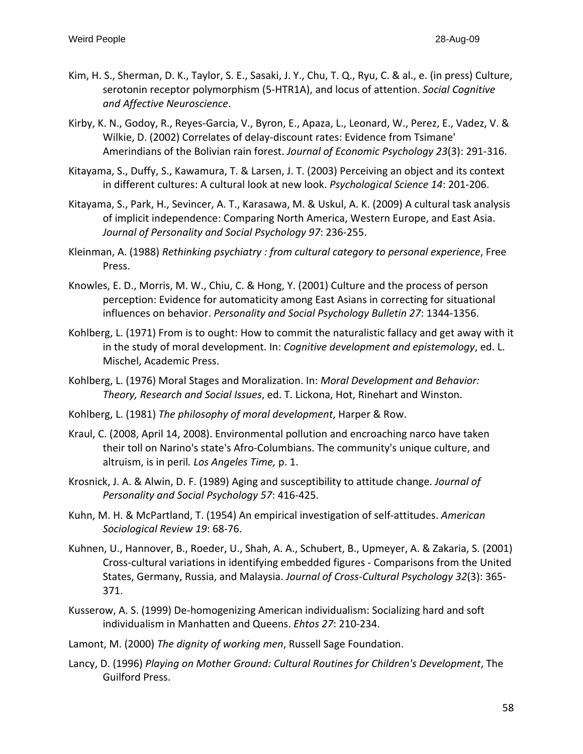Kim, H. S., Sherman, D. K., Taylor, S. E., Sasaki, J. Y., Chu, T. Q., Ryu, C. & al., e. (in press) Culture, serotonin receptor polymorphism (5-HTR1A), and locus of attention. *Social Cognitive and Affective Neuroscience*.

Kirby, K. N., Godoy, R., Reyes-Garcia, V., Byron, E., Apaza, L., Leonard, W., Perez, E., Vadez, V. & Wilkie, D. (2002) Correlates of delay-discount rates: Evidence from Tsimane' Amerindians of the Bolivian rain forest. *Journal of Economic Psychology 23*(3): 291-316.

Kitayama, S., Duffy, S., Kawamura, T. & Larsen, J. T. (2003) Perceiving an object and its context in different cultures: A cultural look at new look. *Psychological Science 14*: 201-206.

Kitayama, S., Park, H., Sevincer, A. T., Karasawa, M. & Uskul, A. K. (2009) A cultural task analysis of implicit independence: Comparing North America, Western Europe, and East Asia. *Journal of Personality and Social Psychology 97*: 236-255.

Kleinman, A. (1988) *Rethinking psychiatry : from cultural category to personal experience*, Free Press.

Knowles, E. D., Morris, M. W., Chiu, C. & Hong, Y. (2001) Culture and the process of person perception: Evidence for automaticity among East Asians in correcting for situational influences on behavior. *Personality and Social Psychology Bulletin 27*: 1344-1356.

Kohlberg, L. (1971) From is to ought: How to commit the naturalistic fallacy and get away with it in the study of moral development. In: *Cognitive development and epistemology*, ed. L. Mischel, Academic Press.

Kohlberg, L. (1976) Moral Stages and Moralization. In: *Moral Development and Behavior: Theory, Research and Social Issues*, ed. T. Lickona, Hot, Rinehart and Winston.

Kohlberg, L. (1981) *The philosophy of moral development*, Harper & Row.

Kraul, C. (2008, April 14, 2008). Environmental pollution and encroaching narco have taken their toll on Narino's state's Afro-Columbians. The community's unique culture, and altruism, is in peril. *Los Angeles Time,* p. 1.

Krosnick, J. A. & Alwin, D. F. (1989) Aging and susceptibility to attitude change. *Journal of Personality and Social Psychology 57*: 416-425.

Kuhn, M. H. & McPartland, T. (1954) An empirical investigation of self-attitudes. *American Sociological Review 19*: 68-76.

Kuhnen, U., Hannover, B., Roeder, U., Shah, A. A., Schubert, B., Upmeyer, A. & Zakaria, S. (2001) Cross-cultural variations in identifying embedded figures - Comparisons from the United States, Germany, Russia, and Malaysia. *Journal of Cross-Cultural Psychology 32*(3): 365-371.

Kusserow, A. S. (1999) De-homogenizing American individualism: Socializing hard and soft individualism in Manhatten and Queens. *Ehtos 27*: 210-234.

Lamont, M. (2000) *The dignity of working men*, Russell Sage Foundation.

Lancy, D. (1996) *Playing on Mother Ground: Cultural Routines for Children's Development*, The Guilford Press.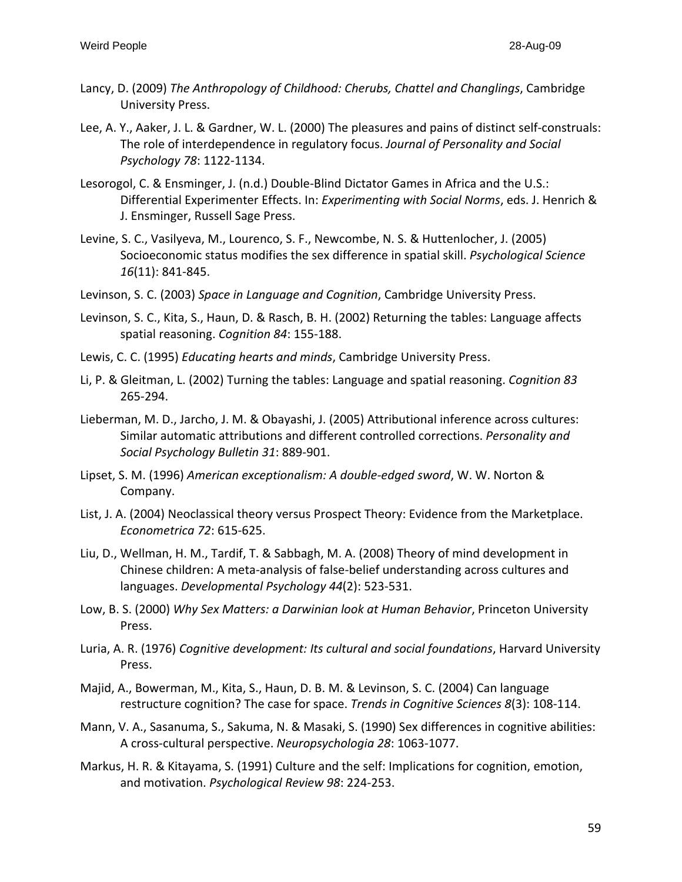Lancy, D. (2009) *The Anthropology of Childhood: Cherubs, Chattel and Changlings*, Cambridge University Press.

Lee, A. Y., Aaker, J. L. & Gardner, W. L. (2000) The pleasures and pains of distinct self-construals: The role of interdependence in regulatory focus. *Journal of Personality and Social Psychology 78*: 1122-1134.

Lesorogol, C. & Ensminger, J. (n.d.) Double-Blind Dictator Games in Africa and the U.S.: Differential Experimenter Effects. In: *Experimenting with Social Norms*, eds. J. Henrich & J. Ensminger, Russell Sage Press.

Levine, S. C., Vasilyeva, M., Lourenco, S. F., Newcombe, N. S. & Huttenlocher, J. (2005) Socioeconomic status modifies the sex difference in spatial skill. *Psychological Science 16*(11): 841-845.

Levinson, S. C. (2003) *Space in Language and Cognition*, Cambridge University Press.

Levinson, S. C., Kita, S., Haun, D. & Rasch, B. H. (2002) Returning the tables: Language affects spatial reasoning. *Cognition 84*: 155-188.

Lewis, C. C. (1995) *Educating hearts and minds*, Cambridge University Press.

Li, P. & Gleitman, L. (2002) Turning the tables: Language and spatial reasoning. *Cognition 83* 265-294.

Lieberman, M. D., Jarcho, J. M. & Obayashi, J. (2005) Attributional inference across cultures: Similar automatic attributions and different controlled corrections. *Personality and Social Psychology Bulletin 31*: 889-901.

Lipset, S. M. (1996) *American exceptionalism: A double-edged sword*, W. W. Norton & Company.

List, J. A. (2004) Neoclassical theory versus Prospect Theory: Evidence from the Marketplace. *Econometrica 72*: 615-625.

Liu, D., Wellman, H. M., Tardif, T. & Sabbagh, M. A. (2008) Theory of mind development in Chinese children: A meta-analysis of false-belief understanding across cultures and languages. *Developmental Psychology 44*(2): 523-531.

Low, B. S. (2000) *Why Sex Matters: a Darwinian look at Human Behavior*, Princeton University Press.

Luria, A. R. (1976) *Cognitive development: Its cultural and social foundations*, Harvard University Press.

Majid, A., Bowerman, M., Kita, S., Haun, D. B. M. & Levinson, S. C. (2004) Can language restructure cognition? The case for space. *Trends in Cognitive Sciences 8*(3): 108-114.

Mann, V. A., Sasanuma, S., Sakuma, N. & Masaki, S. (1990) Sex differences in cognitive abilities: A cross-cultural perspective. *Neuropsychologia 28*: 1063-1077.

Markus, H. R. & Kitayama, S. (1991) Culture and the self: Implications for cognition, emotion, and motivation. *Psychological Review 98*: 224-253.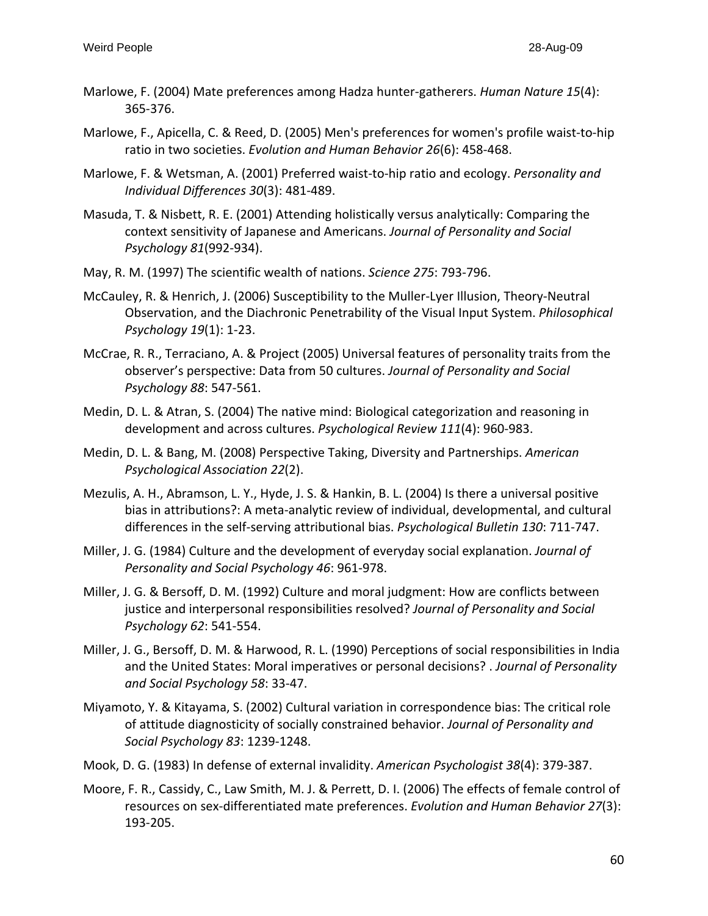Marlowe, F. (2004) Mate preferences among Hadza hunter-gatherers. *Human Nature 15*(4): 365-376.

Marlowe, F., Apicella, C. & Reed, D. (2005) Men's preferences for women's profile waist-to-hip ratio in two societies. *Evolution and Human Behavior 26*(6): 458-468.

Marlowe, F. & Wetsman, A. (2001) Preferred waist-to-hip ratio and ecology. *Personality and Individual Differences 30*(3): 481-489.

Masuda, T. & Nisbett, R. E. (2001) Attending holistically versus analytically: Comparing the context sensitivity of Japanese and Americans. *Journal of Personality and Social Psychology 81*(992-934).

May, R. M. (1997) The scientific wealth of nations. *Science 275*: 793-796.

McCauley, R. & Henrich, J. (2006) Susceptibility to the Muller-Lyer Illusion, Theory-Neutral Observation, and the Diachronic Penetrability of the Visual Input System. *Philosophical Psychology 19*(1): 1-23.

McCrae, R. R., Terraciano, A. & Project (2005) Universal features of personality traits from the observer's perspective: Data from 50 cultures. *Journal of Personality and Social Psychology 88*: 547-561.

Medin, D. L. & Atran, S. (2004) The native mind: Biological categorization and reasoning in development and across cultures. *Psychological Review 111*(4): 960-983.

Medin, D. L. & Bang, M. (2008) Perspective Taking, Diversity and Partnerships. *American Psychological Association 22*(2).

Mezulis, A. H., Abramson, L. Y., Hyde, J. S. & Hankin, B. L. (2004) Is there a universal positive bias in attributions?: A meta-analytic review of individual, developmental, and cultural differences in the self-serving attributional bias. *Psychological Bulletin 130*: 711-747.

Miller, J. G. (1984) Culture and the development of everyday social explanation. *Journal of Personality and Social Psychology 46*: 961-978.

Miller, J. G. & Bersoff, D. M. (1992) Culture and moral judgment: How are conflicts between justice and interpersonal responsibilities resolved? *Journal of Personality and Social Psychology 62*: 541-554.

Miller, J. G., Bersoff, D. M. & Harwood, R. L. (1990) Perceptions of social responsibilities in India and the United States: Moral imperatives or personal decisions? . *Journal of Personality and Social Psychology 58*: 33-47.

Miyamoto, Y. & Kitayama, S. (2002) Cultural variation in correspondence bias: The critical role of attitude diagnosticity of socially constrained behavior. *Journal of Personality and Social Psychology 83*: 1239-1248.

Mook, D. G. (1983) In defense of external invalidity. *American Psychologist 38*(4): 379-387.

Moore, F. R., Cassidy, C., Law Smith, M. J. & Perrett, D. I. (2006) The effects of female control of resources on sex-differentiated mate preferences. *Evolution and Human Behavior 27*(3): 193-205.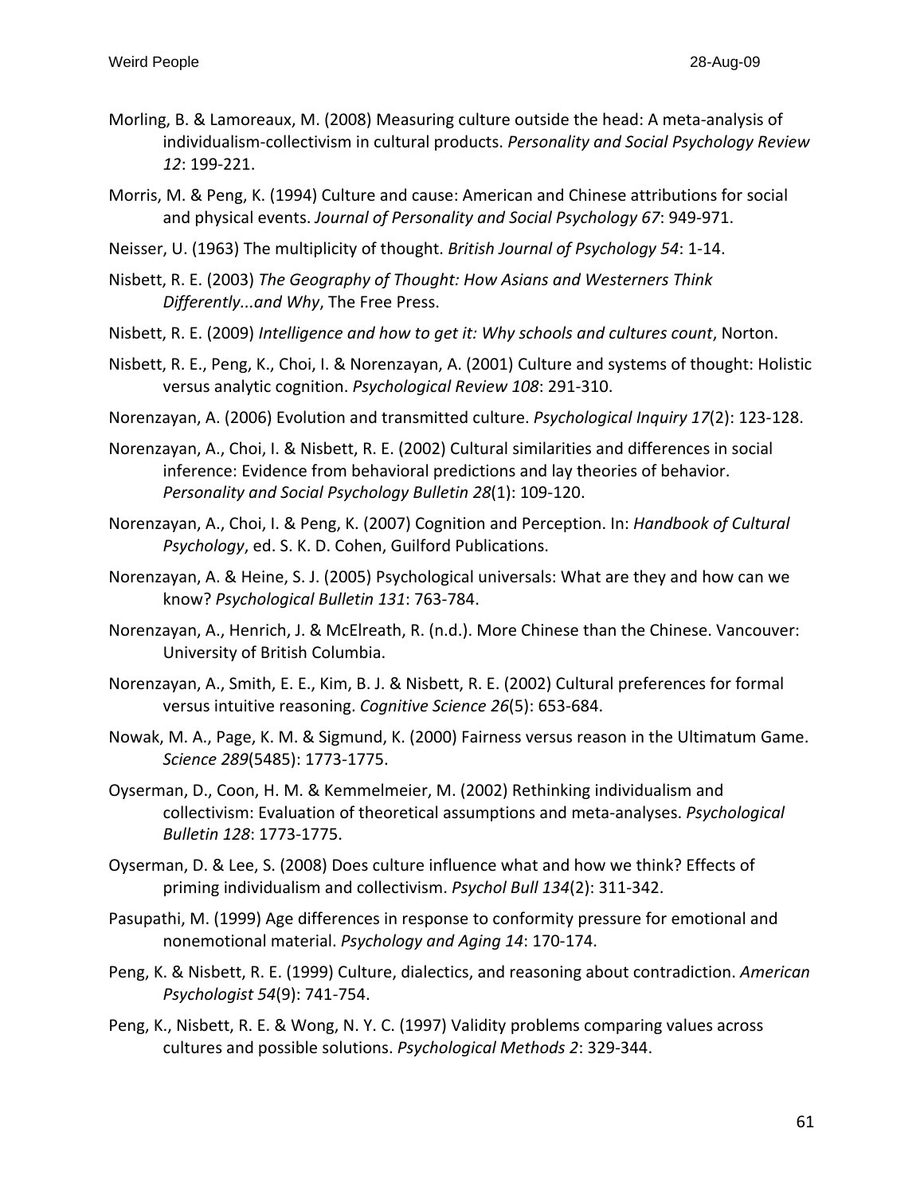Morling, B. & Lamoreaux, M. (2008) Measuring culture outside the head: A meta-analysis of individualism-collectivism in cultural products. *Personality and Social Psychology Review 12*: 199-221.

Morris, M. & Peng, K. (1994) Culture and cause: American and Chinese attributions for social and physical events. *Journal of Personality and Social Psychology 67*: 949-971.

Neisser, U. (1963) The multiplicity of thought. *British Journal of Psychology 54*: 1-14.

Nisbett, R. E. (2003) *The Geography of Thought: How Asians and Westerners Think Differently...and Why*, The Free Press.

Nisbett, R. E. (2009) *Intelligence and how to get it: Why schools and cultures count*, Norton.

Nisbett, R. E., Peng, K., Choi, I. & Norenzayan, A. (2001) Culture and systems of thought: Holistic versus analytic cognition. *Psychological Review 108*: 291-310.

Norenzayan, A. (2006) Evolution and transmitted culture. *Psychological Inquiry 17*(2): 123-128.

Norenzayan, A., Choi, I. & Nisbett, R. E. (2002) Cultural similarities and differences in social inference: Evidence from behavioral predictions and lay theories of behavior. *Personality and Social Psychology Bulletin 28*(1): 109-120.

Norenzayan, A., Choi, I. & Peng, K. (2007) Cognition and Perception. In: *Handbook of Cultural Psychology*, ed. S. K. D. Cohen, Guilford Publications.

Norenzayan, A. & Heine, S. J. (2005) Psychological universals: What are they and how can we know? *Psychological Bulletin 131*: 763-784.

Norenzayan, A., Henrich, J. & McElreath, R. (n.d.). More Chinese than the Chinese. Vancouver: University of British Columbia.

Norenzayan, A., Smith, E. E., Kim, B. J. & Nisbett, R. E. (2002) Cultural preferences for formal versus intuitive reasoning. *Cognitive Science 26*(5): 653-684.

Nowak, M. A., Page, K. M. & Sigmund, K. (2000) Fairness versus reason in the Ultimatum Game. *Science 289*(5485): 1773-1775.

Oyserman, D., Coon, H. M. & Kemmelmeier, M. (2002) Rethinking individualism and collectivism: Evaluation of theoretical assumptions and meta-analyses. *Psychological Bulletin 128*: 1773-1775.

Oyserman, D. & Lee, S. (2008) Does culture influence what and how we think? Effects of priming individualism and collectivism. *Psychol Bull 134*(2): 311-342.

Pasupathi, M. (1999) Age differences in response to conformity pressure for emotional and nonemotional material. *Psychology and Aging 14*: 170-174.

Peng, K. & Nisbett, R. E. (1999) Culture, dialectics, and reasoning about contradiction. *American Psychologist 54*(9): 741-754.

Peng, K., Nisbett, R. E. & Wong, N. Y. C. (1997) Validity problems comparing values across cultures and possible solutions. *Psychological Methods 2*: 329-344.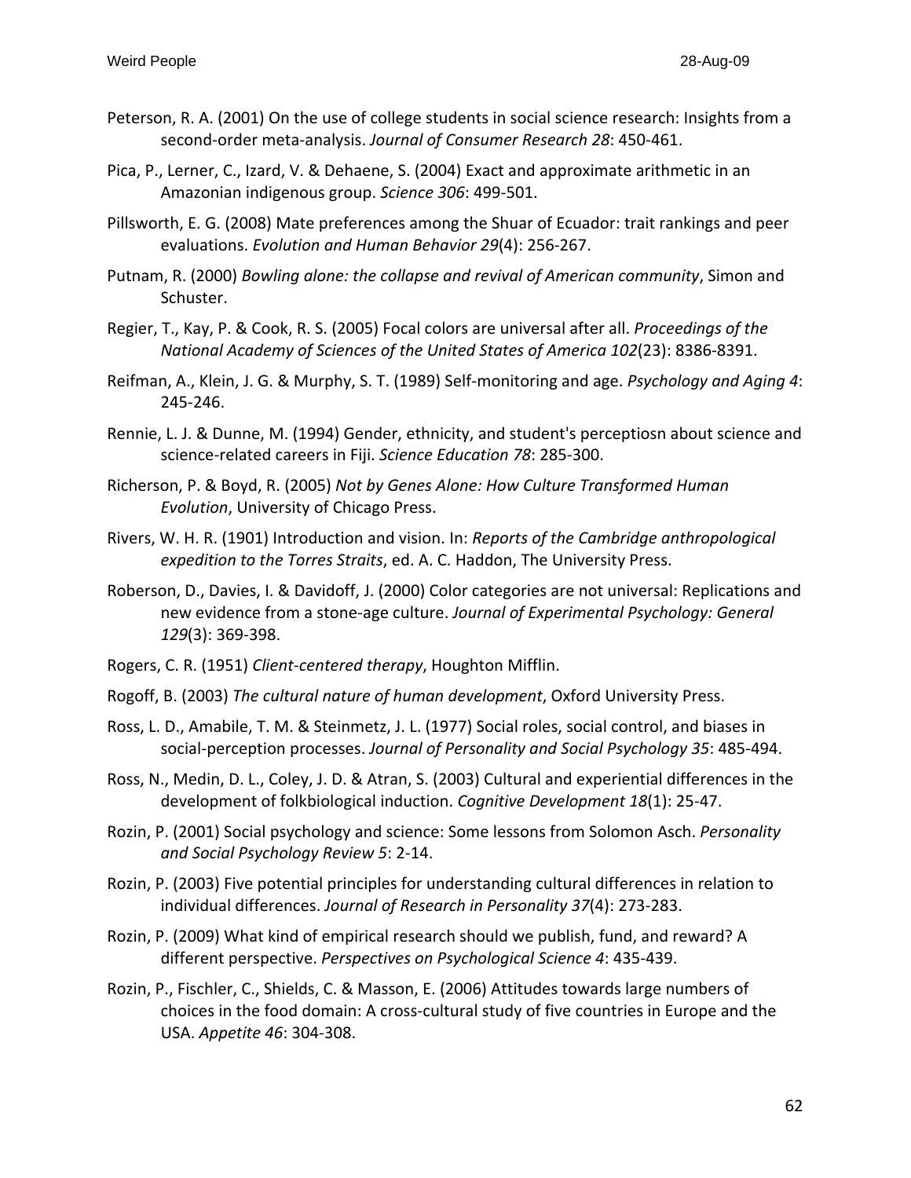Peterson, R. A. (2001) On the use of college students in social science research: Insights from a second-order meta-analysis. *Journal of Consumer Research 28*: 450-461.

Pica, P., Lerner, C., Izard, V. & Dehaene, S. (2004) Exact and approximate arithmetic in an Amazonian indigenous group. *Science 306*: 499-501.

Pillsworth, E. G. (2008) Mate preferences among the Shuar of Ecuador: trait rankings and peer evaluations. *Evolution and Human Behavior 29*(4): 256-267.

Putnam, R. (2000) *Bowling alone: the collapse and revival of American community*, Simon and Schuster.

Regier, T., Kay, P. & Cook, R. S. (2005) Focal colors are universal after all. *Proceedings of the National Academy of Sciences of the United States of America 102*(23): 8386-8391.

Reifman, A., Klein, J. G. & Murphy, S. T. (1989) Self-monitoring and age. *Psychology and Aging 4*: 245-246.

Rennie, L. J. & Dunne, M. (1994) Gender, ethnicity, and student's perceptiosn about science and science-related careers in Fiji. *Science Education 78*: 285-300.

Richerson, P. & Boyd, R. (2005) *Not by Genes Alone: How Culture Transformed Human Evolution*, University of Chicago Press.

Rivers, W. H. R. (1901) Introduction and vision. In: *Reports of the Cambridge anthropological expedition to the Torres Straits*, ed. A. C. Haddon, The University Press.

Roberson, D., Davies, I. & Davidoff, J. (2000) Color categories are not universal: Replications and new evidence from a stone-age culture. *Journal of Experimental Psychology: General 129*(3): 369-398.

Rogers, C. R. (1951) *Client-centered therapy*, Houghton Mifflin.

Rogoff, B. (2003) *The cultural nature of human development*, Oxford University Press.

Ross, L. D., Amabile, T. M. & Steinmetz, J. L. (1977) Social roles, social control, and biases in social-perception processes. *Journal of Personality and Social Psychology 35*: 485-494.

Ross, N., Medin, D. L., Coley, J. D. & Atran, S. (2003) Cultural and experiential differences in the development of folkbiological induction. *Cognitive Development 18*(1): 25-47.

Rozin, P. (2001) Social psychology and science: Some lessons from Solomon Asch. *Personality and Social Psychology Review 5*: 2-14.

Rozin, P. (2003) Five potential principles for understanding cultural differences in relation to individual differences. *Journal of Research in Personality 37*(4): 273-283.

Rozin, P. (2009) What kind of empirical research should we publish, fund, and reward? A different perspective. *Perspectives on Psychological Science 4*: 435-439.

Rozin, P., Fischler, C., Shields, C. & Masson, E. (2006) Attitudes towards large numbers of choices in the food domain: A cross-cultural study of five countries in Europe and the USA. *Appetite 46*: 304-308.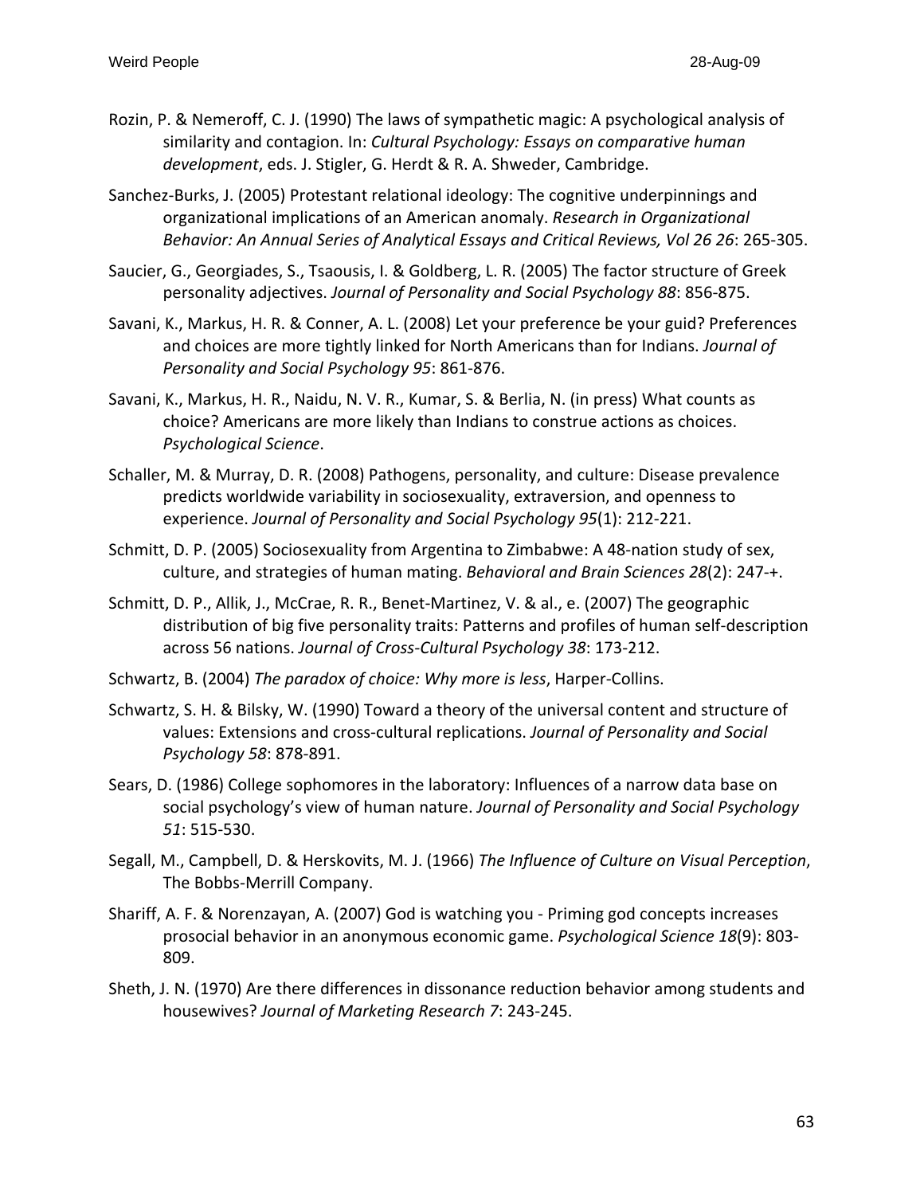Rozin, P. & Nemeroff, C. J. (1990) The laws of sympathetic magic: A psychological analysis of similarity and contagion. In: *Cultural Psychology: Essays on comparative human development*, eds. J. Stigler, G. Herdt & R. A. Shweder, Cambridge.

Sanchez-Burks, J. (2005) Protestant relational ideology: The cognitive underpinnings and organizational implications of an American anomaly. *Research in Organizational Behavior: An Annual Series of Analytical Essays and Critical Reviews, Vol 26 26*: 265-305.

Saucier, G., Georgiades, S., Tsaousis, I. & Goldberg, L. R. (2005) The factor structure of Greek personality adjectives. *Journal of Personality and Social Psychology 88*: 856-875.

Savani, K., Markus, H. R. & Conner, A. L. (2008) Let your preference be your guid? Preferences and choices are more tightly linked for North Americans than for Indians. *Journal of Personality and Social Psychology 95*: 861-876.

Savani, K., Markus, H. R., Naidu, N. V. R., Kumar, S. & Berlia, N. (in press) What counts as choice? Americans are more likely than Indians to construe actions as choices. *Psychological Science*.

Schaller, M. & Murray, D. R. (2008) Pathogens, personality, and culture: Disease prevalence predicts worldwide variability in sociosexuality, extraversion, and openness to experience. *Journal of Personality and Social Psychology 95*(1): 212-221.

Schmitt, D. P. (2005) Sociosexuality from Argentina to Zimbabwe: A 48-nation study of sex, culture, and strategies of human mating. *Behavioral and Brain Sciences 28*(2): 247-+.

Schmitt, D. P., Allik, J., McCrae, R. R., Benet-Martinez, V. & al., e. (2007) The geographic distribution of big five personality traits: Patterns and profiles of human self-description across 56 nations. *Journal of Cross-Cultural Psychology 38*: 173-212.

Schwartz, B. (2004) *The paradox of choice: Why more is less*, Harper-Collins.

Schwartz, S. H. & Bilsky, W. (1990) Toward a theory of the universal content and structure of values: Extensions and cross-cultural replications. *Journal of Personality and Social Psychology 58*: 878-891.

Sears, D. (1986) College sophomores in the laboratory: Influences of a narrow data base on social psychology's view of human nature. *Journal of Personality and Social Psychology 51*: 515-530.

Segall, M., Campbell, D. & Herskovits, M. J. (1966) *The Influence of Culture on Visual Perception*, The Bobbs-Merrill Company.

Shariff, A. F. & Norenzayan, A. (2007) God is watching you - Priming god concepts increases prosocial behavior in an anonymous economic game. *Psychological Science 18*(9): 803-809.

Sheth, J. N. (1970) Are there differences in dissonance reduction behavior among students and housewives? *Journal of Marketing Research 7*: 243-245.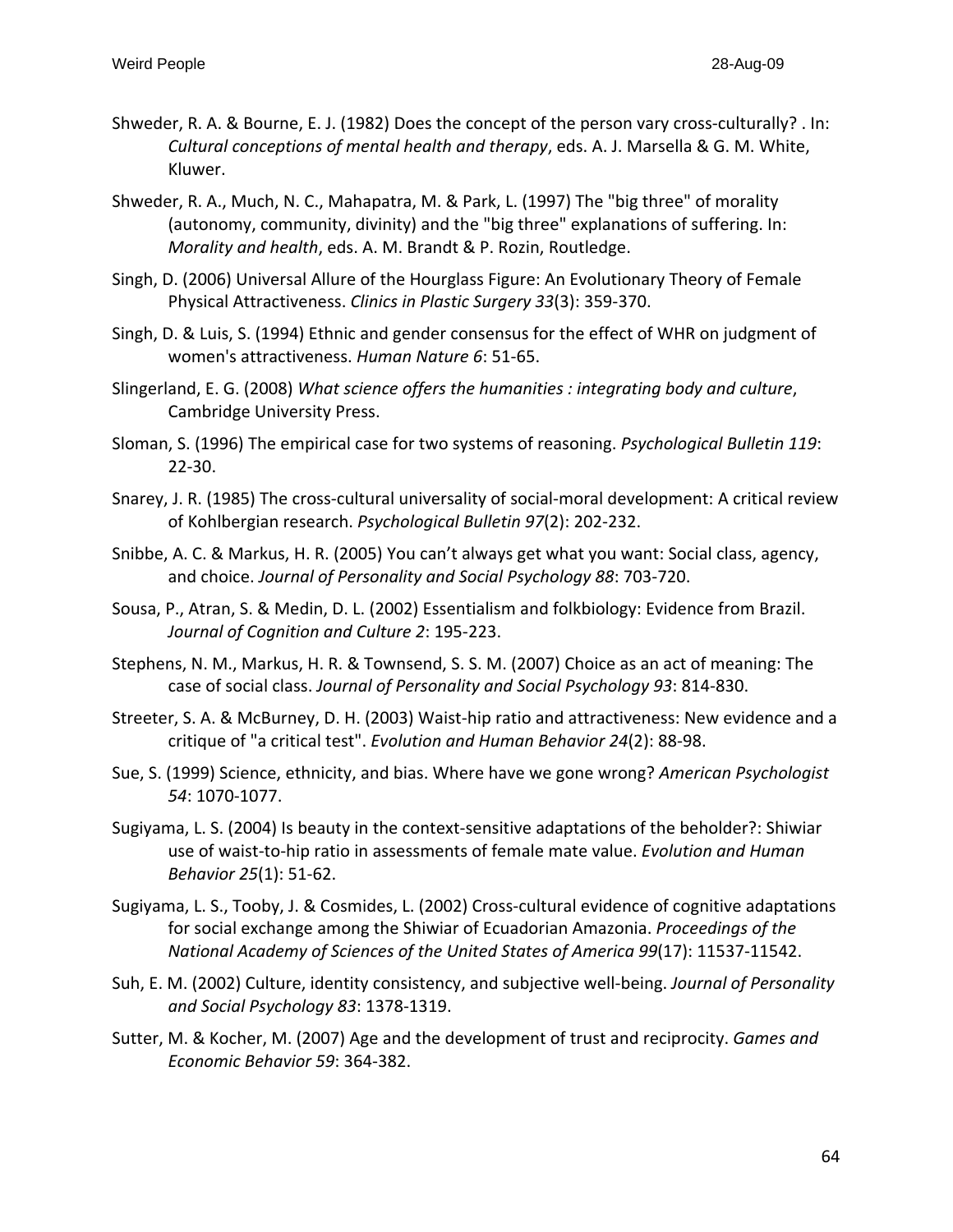Shweder, R. A. & Bourne, E. J. (1982) Does the concept of the person vary cross-culturally? . In: *Cultural conceptions of mental health and therapy*, eds. A. J. Marsella & G. M. White, Kluwer.

Shweder, R. A., Much, N. C., Mahapatra, M. & Park, L. (1997) The "big three" of morality (autonomy, community, divinity) and the "big three" explanations of suffering. In: *Morality and health*, eds. A. M. Brandt & P. Rozin, Routledge.

Singh, D. (2006) Universal Allure of the Hourglass Figure: An Evolutionary Theory of Female Physical Attractiveness. *Clinics in Plastic Surgery 33*(3): 359-370.

Singh, D. & Luis, S. (1994) Ethnic and gender consensus for the effect of WHR on judgment of women's attractiveness. *Human Nature 6*: 51-65.

Slingerland, E. G. (2008) *What science offers the humanities : integrating body and culture*, Cambridge University Press.

Sloman, S. (1996) The empirical case for two systems of reasoning. *Psychological Bulletin 119*: 22-30.

Snarey, J. R. (1985) The cross-cultural universality of social-moral development: A critical review of Kohlbergian research. *Psychological Bulletin 97*(2): 202-232.

Snibbe, A. C. & Markus, H. R. (2005) You can't always get what you want: Social class, agency, and choice. *Journal of Personality and Social Psychology 88*: 703-720.

Sousa, P., Atran, S. & Medin, D. L. (2002) Essentialism and folkbiology: Evidence from Brazil. *Journal of Cognition and Culture 2*: 195-223.

Stephens, N. M., Markus, H. R. & Townsend, S. S. M. (2007) Choice as an act of meaning: The case of social class. *Journal of Personality and Social Psychology 93*: 814-830.

Streeter, S. A. & McBurney, D. H. (2003) Waist-hip ratio and attractiveness: New evidence and a critique of "a critical test". *Evolution and Human Behavior 24*(2): 88-98.

Sue, S. (1999) Science, ethnicity, and bias. Where have we gone wrong? *American Psychologist 54*: 1070-1077.

Sugiyama, L. S. (2004) Is beauty in the context-sensitive adaptations of the beholder?: Shiwiar use of waist-to-hip ratio in assessments of female mate value. *Evolution and Human Behavior 25*(1): 51-62.

Sugiyama, L. S., Tooby, J. & Cosmides, L. (2002) Cross-cultural evidence of cognitive adaptations for social exchange among the Shiwiar of Ecuadorian Amazonia. *Proceedings of the National Academy of Sciences of the United States of America 99*(17): 11537-11542.

Suh, E. M. (2002) Culture, identity consistency, and subjective well-being. *Journal of Personality and Social Psychology 83*: 1378-1319.

Sutter, M. & Kocher, M. (2007) Age and the development of trust and reciprocity. *Games and Economic Behavior 59*: 364-382.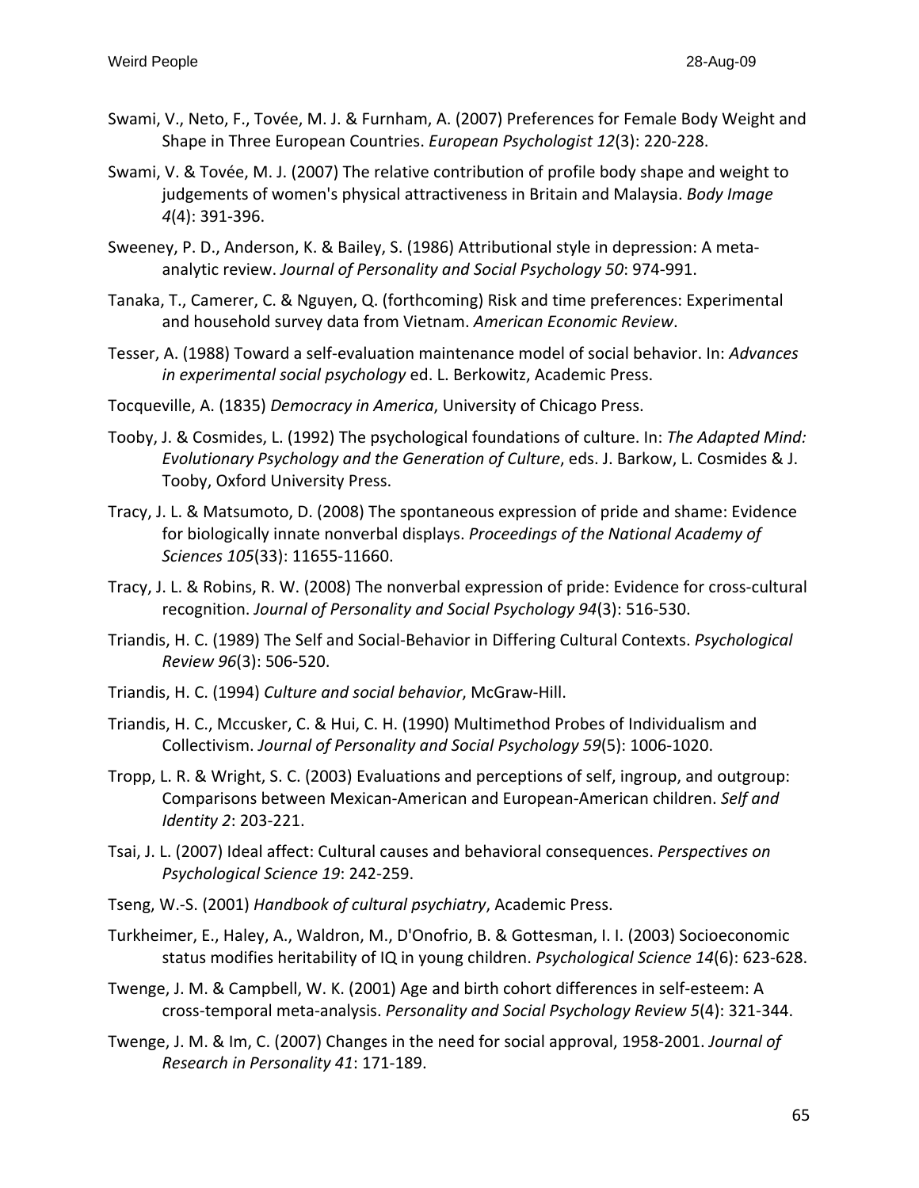Swami, V., Neto, F., Tovée, M. J. & Furnham, A. (2007) Preferences for Female Body Weight and Shape in Three European Countries. *European Psychologist 12*(3): 220-228.

Swami, V. & Tovée, M. J. (2007) The relative contribution of profile body shape and weight to judgements of women's physical attractiveness in Britain and Malaysia. *Body Image 4*(4): 391-396.

Sweeney, P. D., Anderson, K. & Bailey, S. (1986) Attributional style in depression: A meta-analytic review. *Journal of Personality and Social Psychology 50*: 974-991.

Tanaka, T., Camerer, C. & Nguyen, Q. (forthcoming) Risk and time preferences: Experimental and household survey data from Vietnam. *American Economic Review*.

Tesser, A. (1988) Toward a self-evaluation maintenance model of social behavior. In: *Advances in experimental social psychology* ed. L. Berkowitz, Academic Press.

Tocqueville, A. (1835) *Democracy in America*, University of Chicago Press.

Tooby, J. & Cosmides, L. (1992) The psychological foundations of culture. In: *The Adapted Mind: Evolutionary Psychology and the Generation of Culture*, eds. J. Barkow, L. Cosmides & J. Tooby, Oxford University Press.

Tracy, J. L. & Matsumoto, D. (2008) The spontaneous expression of pride and shame: Evidence for biologically innate nonverbal displays. *Proceedings of the National Academy of Sciences 105*(33): 11655-11660.

Tracy, J. L. & Robins, R. W. (2008) The nonverbal expression of pride: Evidence for cross-cultural recognition. *Journal of Personality and Social Psychology 94*(3): 516-530.

Triandis, H. C. (1989) The Self and Social-Behavior in Differing Cultural Contexts. *Psychological Review 96*(3): 506-520.

Triandis, H. C. (1994) *Culture and social behavior*, McGraw-Hill.

Triandis, H. C., Mccusker, C. & Hui, C. H. (1990) Multimethod Probes of Individualism and Collectivism. *Journal of Personality and Social Psychology 59*(5): 1006-1020.

Tropp, L. R. & Wright, S. C. (2003) Evaluations and perceptions of self, ingroup, and outgroup: Comparisons between Mexican-American and European-American children. *Self and Identity 2*: 203-221.

Tsai, J. L. (2007) Ideal affect: Cultural causes and behavioral consequences. *Perspectives on Psychological Science 19*: 242-259.

Tseng, W.-S. (2001) *Handbook of cultural psychiatry*, Academic Press.

Turkheimer, E., Haley, A., Waldron, M., D'Onofrio, B. & Gottesman, I. I. (2003) Socioeconomic status modifies heritability of IQ in young children. *Psychological Science 14*(6): 623-628.

Twenge, J. M. & Campbell, W. K. (2001) Age and birth cohort differences in self-esteem: A cross-temporal meta-analysis. *Personality and Social Psychology Review 5*(4): 321-344.

Twenge, J. M. & Im, C. (2007) Changes in the need for social approval, 1958-2001. *Journal of Research in Personality 41*: 171-189.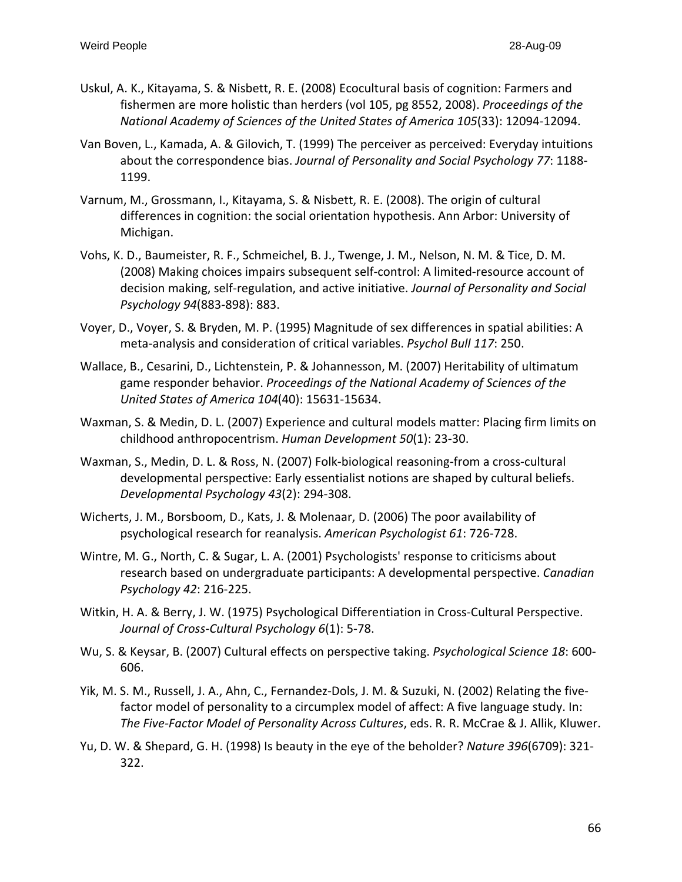Uskul, A. K., Kitayama, S. & Nisbett, R. E. (2008) Ecocultural basis of cognition: Farmers and fishermen are more holistic than herders (vol 105, pg 8552, 2008). *Proceedings of the National Academy of Sciences of the United States of America 105*(33): 12094-12094.

Van Boven, L., Kamada, A. & Gilovich, T. (1999) The perceiver as perceived: Everyday intuitions about the correspondence bias. *Journal of Personality and Social Psychology 77*: 1188-1199.

Varnum, M., Grossmann, I., Kitayama, S. & Nisbett, R. E. (2008). The origin of cultural differences in cognition: the social orientation hypothesis. Ann Arbor: University of Michigan.

Vohs, K. D., Baumeister, R. F., Schmeichel, B. J., Twenge, J. M., Nelson, N. M. & Tice, D. M. (2008) Making choices impairs subsequent self-control: A limited-resource account of decision making, self-regulation, and active initiative. *Journal of Personality and Social Psychology 94*(883-898): 883.

Voyer, D., Voyer, S. & Bryden, M. P. (1995) Magnitude of sex differences in spatial abilities: A meta-analysis and consideration of critical variables. *Psychol Bull 117*: 250.

Wallace, B., Cesarini, D., Lichtenstein, P. & Johannesson, M. (2007) Heritability of ultimatum game responder behavior. *Proceedings of the National Academy of Sciences of the United States of America 104*(40): 15631-15634.

Waxman, S. & Medin, D. L. (2007) Experience and cultural models matter: Placing firm limits on childhood anthropocentrism. *Human Development 50*(1): 23-30.

Waxman, S., Medin, D. L. & Ross, N. (2007) Folk-biological reasoning-from a cross-cultural developmental perspective: Early essentialist notions are shaped by cultural beliefs. *Developmental Psychology 43*(2): 294-308.

Wicherts, J. M., Borsboom, D., Kats, J. & Molenaar, D. (2006) The poor availability of psychological research for reanalysis. *American Psychologist 61*: 726-728.

Wintre, M. G., North, C. & Sugar, L. A. (2001) Psychologists' response to criticisms about research based on undergraduate participants: A developmental perspective. *Canadian Psychology 42*: 216-225.

Witkin, H. A. & Berry, J. W. (1975) Psychological Differentiation in Cross-Cultural Perspective. *Journal of Cross-Cultural Psychology 6*(1): 5-78.

Wu, S. & Keysar, B. (2007) Cultural effects on perspective taking. *Psychological Science 18*: 600-606.

Yik, M. S. M., Russell, J. A., Ahn, C., Fernandez-Dols, J. M. & Suzuki, N. (2002) Relating the five-factor model of personality to a circumplex model of affect: A five language study. In: *The Five-Factor Model of Personality Across Cultures*, eds. R. R. McCrae & J. Allik, Kluwer.

Yu, D. W. & Shepard, G. H. (1998) Is beauty in the eye of the beholder? *Nature 396*(6709): 321-322.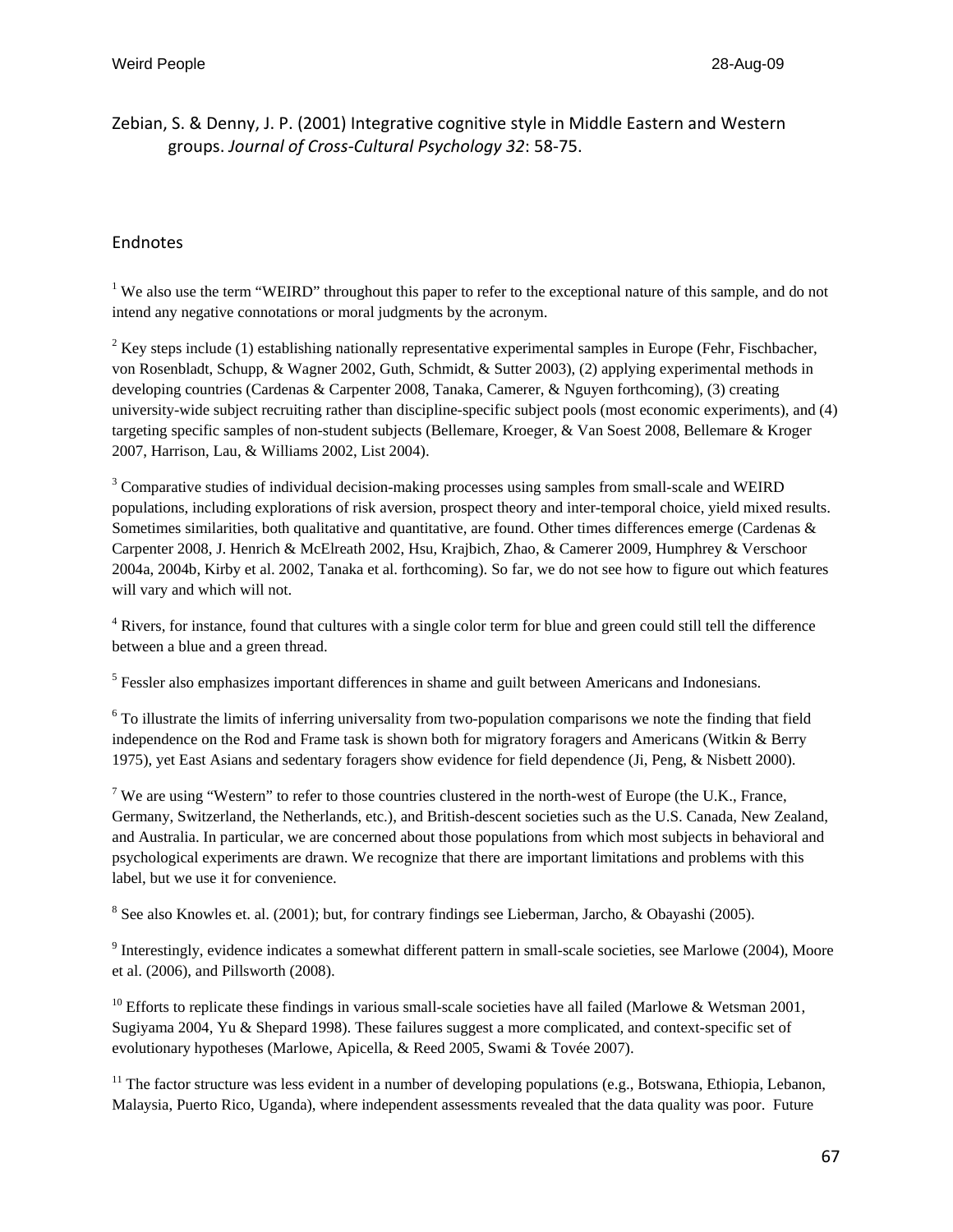Zebian, S. & Denny, J. P. (2001) Integrative cognitive style in Middle Eastern and Western groups. *Journal of Cross-Cultural Psychology 32*: 58-75.

## Endnotes

[1] We also use the term "WEIRD" throughout this paper to refer to the exceptional nature of this sample, and do not intend any negative connotations or moral judgments by the acronym.

[2] Key steps include (1) establishing nationally representative experimental samples in Europe (Fehr, Fischbacher, von Rosenbladt, Schupp, & Wagner 2002, Guth, Schmidt, & Sutter 2003), (2) applying experimental methods in developing countries (Cardenas & Carpenter 2008, Tanaka, Camerer, & Nguyen forthcoming), (3) creating university-wide subject recruiting rather than discipline-specific subject pools (most economic experiments), and (4) targeting specific samples of non-student subjects (Bellemare, Kroeger, & Van Soest 2008, Bellemare & Kroger 2007, Harrison, Lau, & Williams 2002, List 2004).

[3] Comparative studies of individual decision-making processes using samples from small-scale and WEIRD populations, including explorations of risk aversion, prospect theory and inter-temporal choice, yield mixed results. Sometimes similarities, both qualitative and quantitative, are found. Other times differences emerge (Cardenas & Carpenter 2008, J. Henrich & McElreath 2002, Hsu, Krajbich, Zhao, & Camerer 2009, Humphrey & Verschoor 2004a, 2004b, Kirby et al. 2002, Tanaka et al. forthcoming). So far, we do not see how to figure out which features will vary and which will not.

[4] Rivers, for instance, found that cultures with a single color term for blue and green could still tell the difference between a blue and a green thread.

[5] Fessler also emphasizes important differences in shame and guilt between Americans and Indonesians.

[6] To illustrate the limits of inferring universality from two-population comparisons we note the finding that field independence on the Rod and Frame task is shown both for migratory foragers and Americans (Witkin & Berry 1975), yet East Asians and sedentary foragers show evidence for field dependence (Ji, Peng, & Nisbett 2000).

[7] We are using "Western" to refer to those countries clustered in the north-west of Europe (the U.K., France, Germany, Switzerland, the Netherlands, etc.), and British-descent societies such as the U.S. Canada, New Zealand, and Australia. In particular, we are concerned about those populations from which most subjects in behavioral and psychological experiments are drawn. We recognize that there are important limitations and problems with this label, but we use it for convenience.

[8] See also Knowles et. al. (2001); but, for contrary findings see Lieberman, Jarcho, & Obayashi (2005).

[9] Interestingly, evidence indicates a somewhat different pattern in small-scale societies, see Marlowe (2004), Moore et al. (2006), and Pillsworth (2008).

[10] Efforts to replicate these findings in various small-scale societies have all failed (Marlowe & Wetsman 2001, Sugiyama 2004, Yu & Shepard 1998). These failures suggest a more complicated, and context-specific set of evolutionary hypotheses (Marlowe, Apicella, & Reed 2005, Swami & Tovée 2007).

[11] The factor structure was less evident in a number of developing populations (e.g., Botswana, Ethiopia, Lebanon, Malaysia, Puerto Rico, Uganda), where independent assessments revealed that the data quality was poor. Future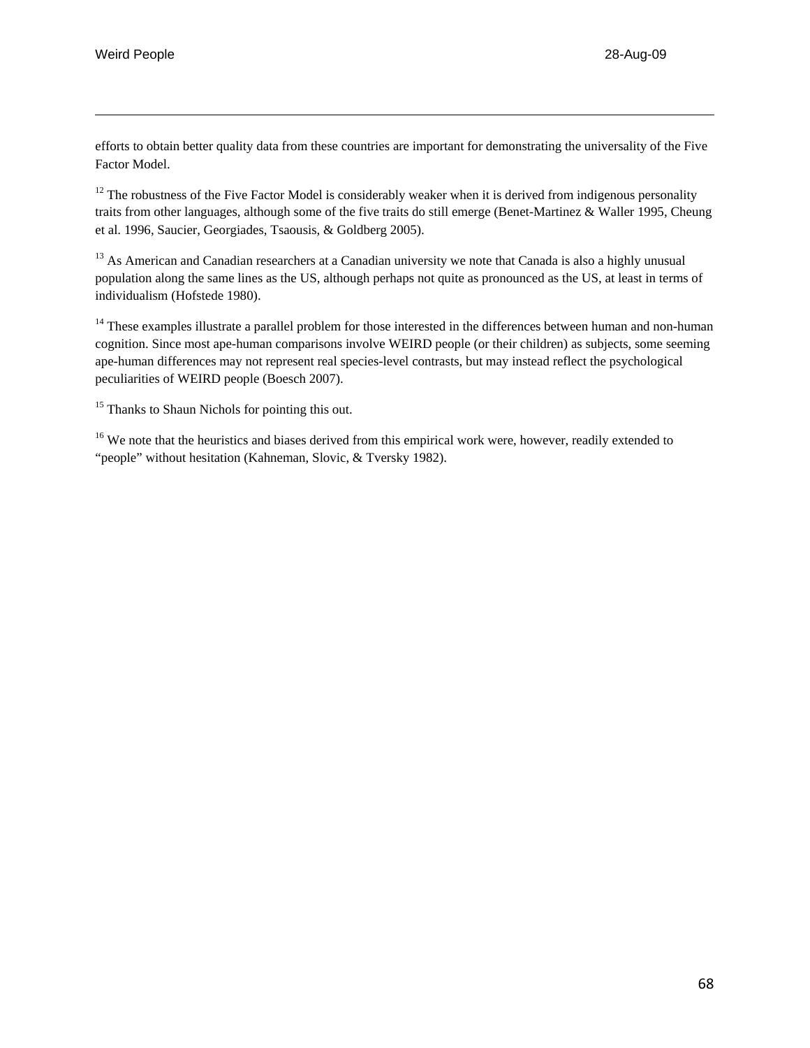efforts to obtain better quality data from these countries are important for demonstrating the universality of the Five Factor Model.

[12] The robustness of the Five Factor Model is considerably weaker when it is derived from indigenous personality traits from other languages, although some of the five traits do still emerge (Benet-Martinez & Waller 1995, Cheung et al. 1996, Saucier, Georgiades, Tsaousis, & Goldberg 2005).

[13] As American and Canadian researchers at a Canadian university we note that Canada is also a highly unusual population along the same lines as the US, although perhaps not quite as pronounced as the US, at least in terms of individualism (Hofstede 1980).

[14] These examples illustrate a parallel problem for those interested in the differences between human and non-human cognition. Since most ape-human comparisons involve WEIRD people (or their children) as subjects, some seeming ape-human differences may not represent real species-level contrasts, but may instead reflect the psychological peculiarities of WEIRD people (Boesch 2007).

[15] Thanks to Shaun Nichols for pointing this out.

[16] We note that the heuristics and biases derived from this empirical work were, however, readily extended to "people" without hesitation (Kahneman, Slovic, & Tversky 1982).